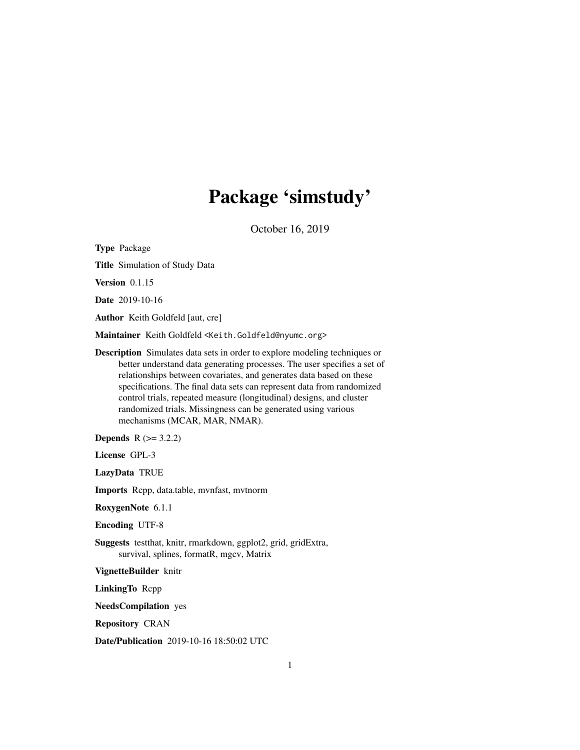# Package 'simstudy'

October 16, 2019

**Type** Package

**Title** Simulation of Study Data

**Version** 0.1.15

**Date** 2019-10-16

**Author** Keith Goldfeld [aut, cre]

**Maintainer** Keith Goldfeld <Keith.Goldfeld@nyumc.org>

**Description** Simulates data sets in order to explore modeling techniques or better understand data generating processes. The user specifies a set of relationships between covariates, and generates data based on these specifications. The final data sets can represent data from randomized control trials, repeated measure (longitudinal) designs, and cluster randomized trials. Missingness can be generated using various mechanisms (MCAR, MAR, NMAR).

**Depends** R (>= 3.2.2)

**License** GPL-3

**LazyData** TRUE

**Imports** Rcpp, data.table, mvnfast, mvtnorm

**RoxygenNote** 6.1.1

**Encoding** UTF-8

**Suggests** testthat, knitr, rmarkdown, ggplot2, grid, gridExtra, survival, splines, formatR, mgcv, Matrix

**VignetteBuilder** knitr

**LinkingTo** Rcpp

**NeedsCompilation** yes

**Repository** CRAN

**Date/Publication** 2019-10-16 18:50:02 UTC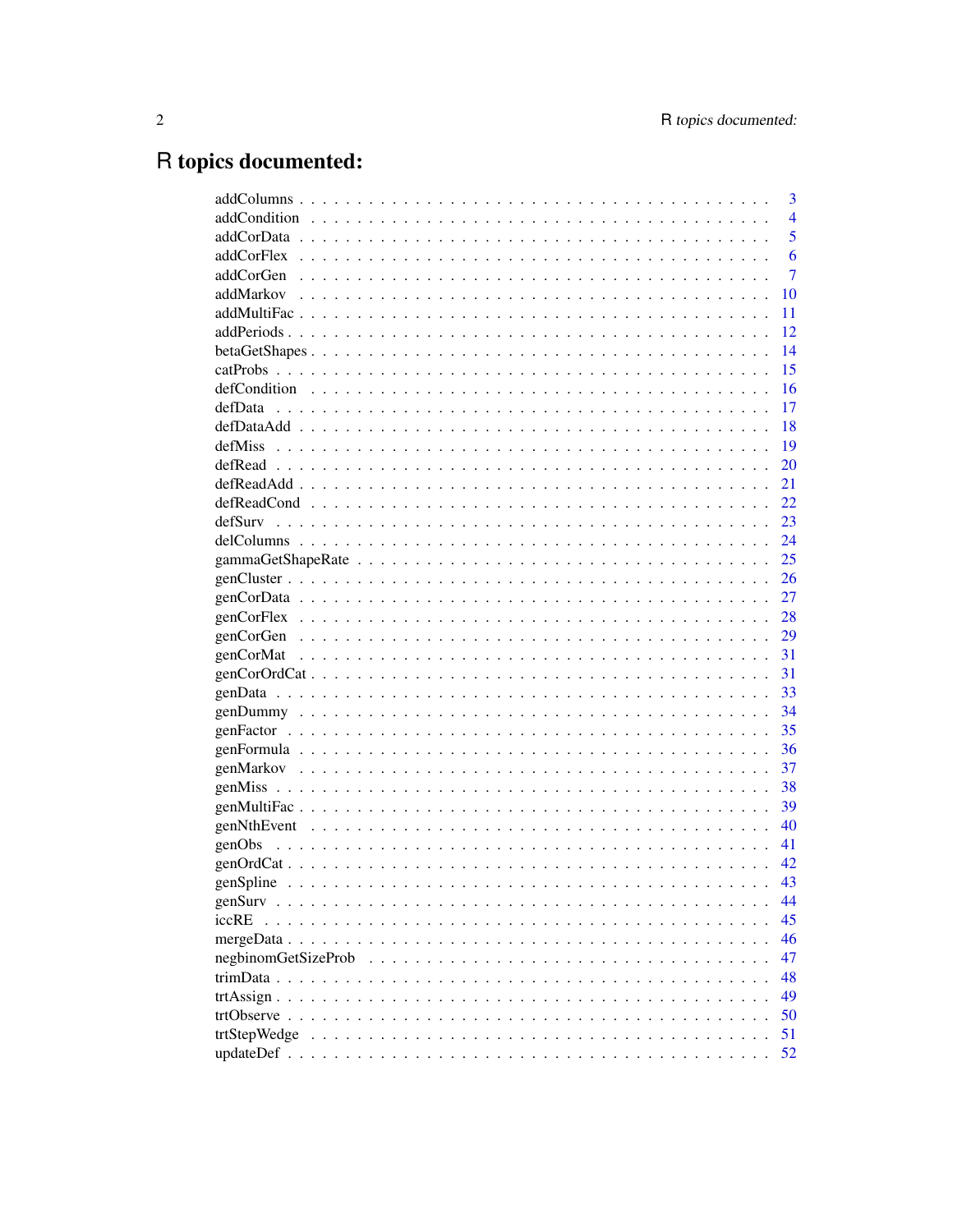# R topics documented:

| | |
|---|---|
| addColumns | 3 |
| addCondition | 4 |
| addCorData | 5 |
| addCorFlex | 6 |
| addCorGen | 7 |
| addMarkov | 10 |
| addMultiFac | 11 |
| addPeriods | 12 |
| betaGetShapes | 14 |
| catProbs | 15 |
| defCondition | 16 |
| defData | 17 |
| defDataAdd | 18 |
| defMiss | 19 |
| defRead | 20 |
| defReadAdd | 21 |
| defReadCond | 22 |
| defSurv | 23 |
| delColumns | 24 |
| gammaGetShapeRate | 25 |
| genCluster | 26 |
| genCorData | 27 |
| genCorFlex | 28 |
| genCorGen | 29 |
| genCorMat | 31 |
| genCorOrdCat | 31 |
| genData | 33 |
| genDummy | 34 |
| genFactor | 35 |
| genFormula | 36 |
| genMarkov | 37 |
| genMiss | 38 |
| genMultiFac | 39 |
| genNthEvent | 40 |
| genObs | 41 |
| genOrdCat | 42 |
| genSpline | 43 |
| genSurv | 44 |
| iccRE | 45 |
| mergeData | 46 |
| negbinomGetSizeProb | 47 |
| trimData | 48 |
| trtAssign | 49 |
| trtObserve | 50 |
| trtStepWedge | 51 |
| updateDef | 52 |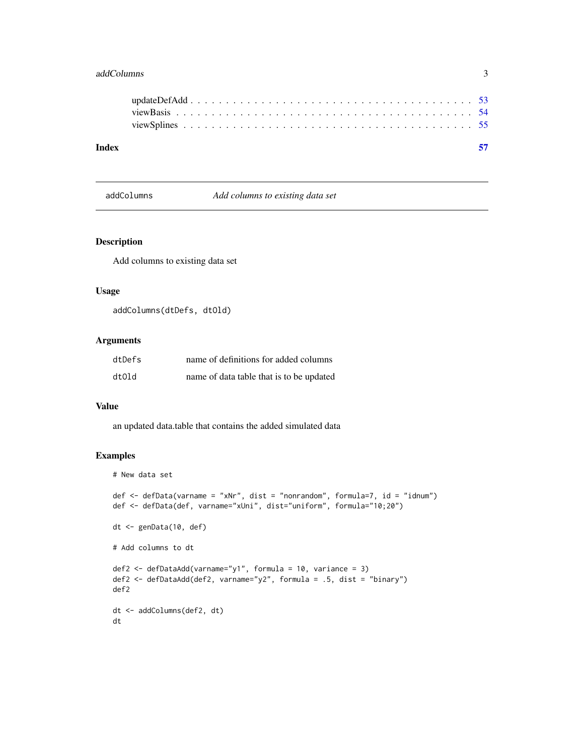updateDefAdd . . . . . . . . . . . . . . . . . . . . . . . . . . . . . . . . . . . 53
viewBasis . . . . . . . . . . . . . . . . . . . . . . . . . . . . . . . . . . . . . 54
viewSplines . . . . . . . . . . . . . . . . . . . . . . . . . . . . . . . . . . . . 55

**Index** **57**

---

`addColumns` *Add columns to existing data set*

---

## Description

Add columns to existing data set

## Usage

```
addColumns(dtDefs, dtOld)
```

## Arguments

| | |
|---|---|
| dtDefs | name of definitions for added columns |
| dtOld | name of data table that is to be updated |

## Value

an updated data.table that contains the added simulated data

## Examples

```
# New data set

def <- defData(varname = "xNr", dist = "nonrandom", formula=7, id = "idnum")
def <- defData(def, varname="xUni", dist="uniform", formula="10;20")

dt <- genData(10, def)

# Add columns to dt

def2 <- defDataAdd(varname="y1", formula = 10, variance = 3)
def2 <- defDataAdd(def2, varname="y2", formula = .5, dist = "binary")
def2

dt <- addColumns(def2, dt)
dt
```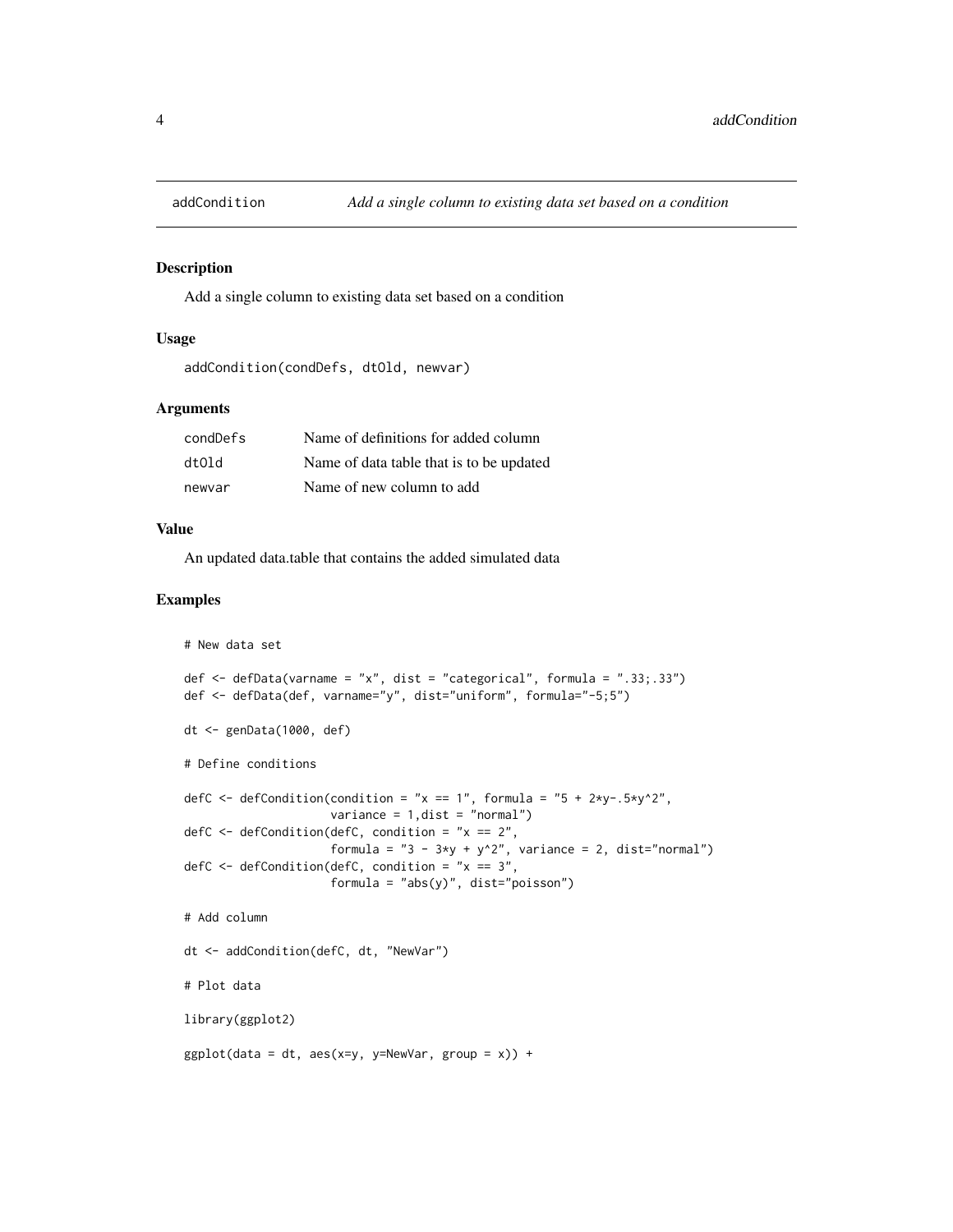# addCondition — *Add a single column to existing data set based on a condition*

## Description

Add a single column to existing data set based on a condition

## Usage

```
addCondition(condDefs, dtOld, newvar)
```

## Arguments

| | |
|---|---|
| condDefs | Name of definitions for added column |
| dtOld | Name of data table that is to be updated |
| newvar | Name of new column to add |

## Value

An updated data.table that contains the added simulated data

## Examples

```
# New data set

def <- defData(varname = "x", dist = "categorical", formula = ".33;.33")
def <- defData(def, varname="y", dist="uniform", formula="-5;5")

dt <- genData(1000, def)

# Define conditions

defC <- defCondition(condition = "x == 1", formula = "5 + 2*y-.5*y^2",
                     variance = 1,dist = "normal")
defC <- defCondition(defC, condition = "x == 2",
                     formula = "3 - 3*y + y^2", variance = 2, dist="normal")
defC <- defCondition(defC, condition = "x == 3",
                     formula = "abs(y)", dist="poisson")

# Add column

dt <- addCondition(defC, dt, "NewVar")

# Plot data

library(ggplot2)

ggplot(data = dt, aes(x=y, y=NewVar, group = x)) +
```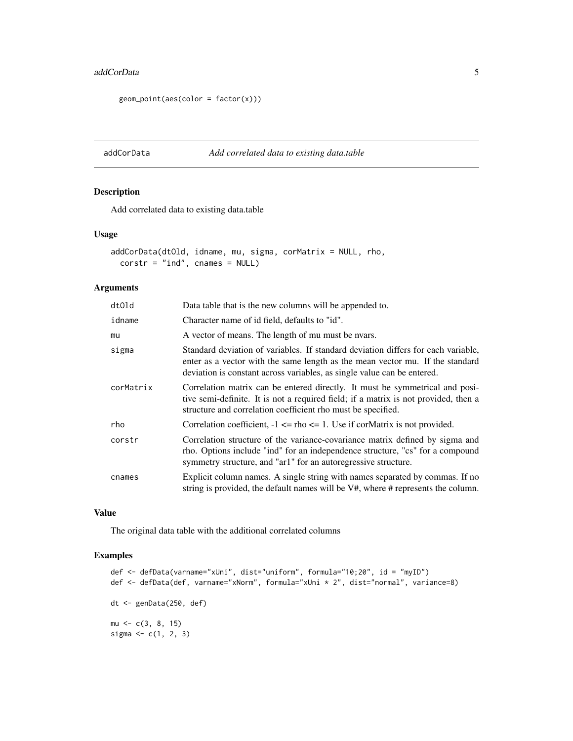```
geom_point(aes(color = factor(x)))
```

## addCorData — *Add correlated data to existing data.table*

### Description

Add correlated data to existing data.table

### Usage

```
addCorData(dtOld, idname, mu, sigma, corMatrix = NULL, rho,
  corstr = "ind", cnames = NULL)
```

### Arguments

| Argument | Description |
|---|---|
| dtOld | Data table that is the new columns will be appended to. |
| idname | Character name of id field, defaults to "id". |
| mu | A vector of means. The length of mu must be nvars. |
| sigma | Standard deviation of variables. If standard deviation differs for each variable, enter as a vector with the same length as the mean vector mu. If the standard deviation is constant across variables, as single value can be entered. |
| corMatrix | Correlation matrix can be entered directly. It must be symmetrical and positive semi-definite. It is not a required field; if a matrix is not provided, then a structure and correlation coefficient rho must be specified. |
| rho | Correlation coefficient, -1 <= rho <= 1. Use if corMatrix is not provided. |
| corstr | Correlation structure of the variance-covariance matrix defined by sigma and rho. Options include "ind" for an independence structure, "cs" for a compound symmetry structure, and "ar1" for an autoregressive structure. |
| cnames | Explicit column names. A single string with names separated by commas. If no string is provided, the default names will be V#, where # represents the column. |

### Value

The original data table with the additional correlated columns

### Examples

```
def <- defData(varname="xUni", dist="uniform", formula="10;20", id = "myID")
def <- defData(def, varname="xNorm", formula="xUni * 2", dist="normal", variance=8)

dt <- genData(250, def)

mu <- c(3, 8, 15)
sigma <- c(1, 2, 3)
```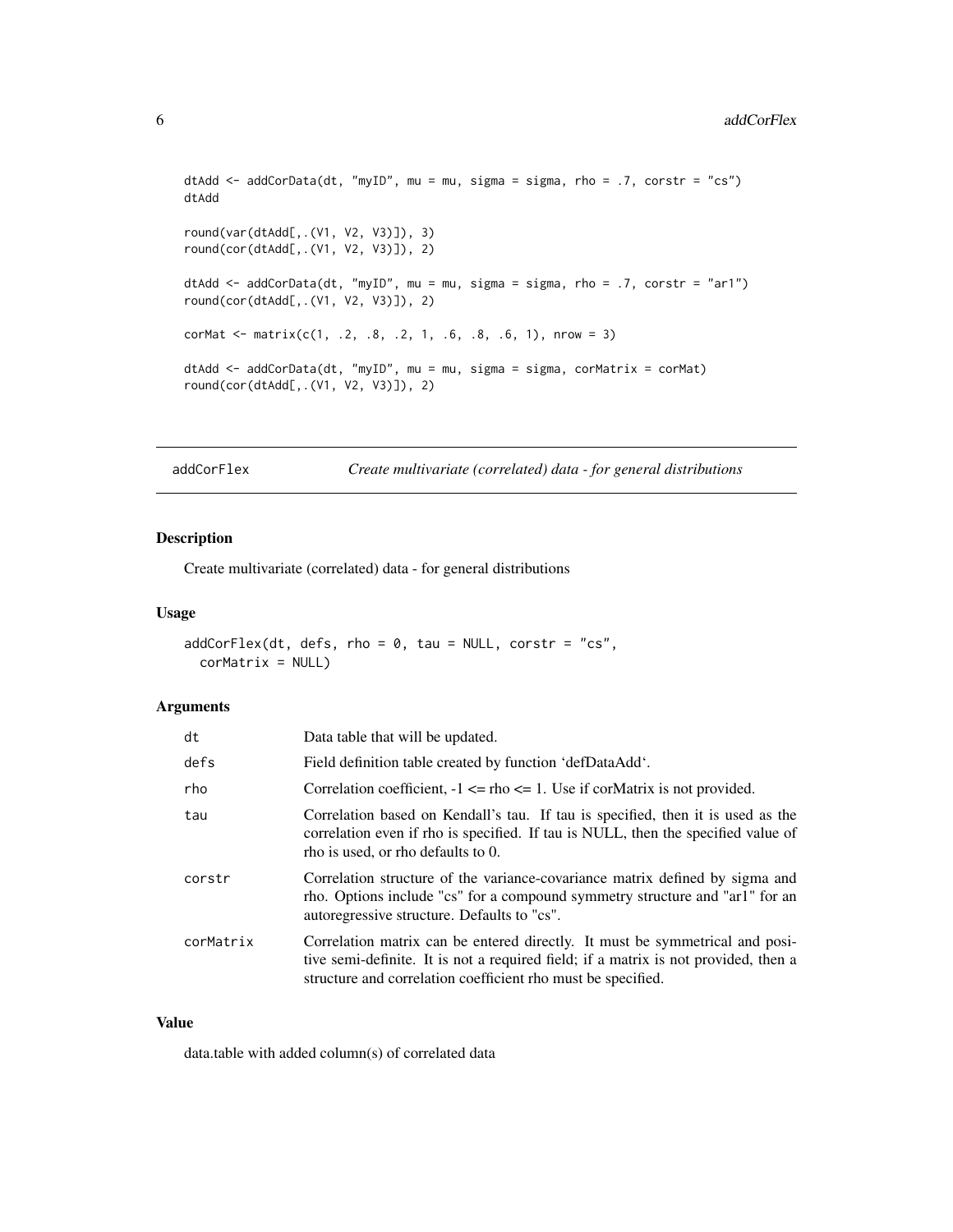```
dtAdd <- addCorData(dt, "myID", mu = mu, sigma = sigma, rho = .7, corstr = "cs")
dtAdd

round(var(dtAdd[,.(V1, V2, V3)]), 3)
round(cor(dtAdd[,.(V1, V2, V3)]), 2)

dtAdd <- addCorData(dt, "myID", mu = mu, sigma = sigma, rho = .7, corstr = "ar1")
round(cor(dtAdd[,.(V1, V2, V3)]), 2)

corMat <- matrix(c(1, .2, .8, .2, 1, .6, .8, .6, 1), nrow = 3)

dtAdd <- addCorData(dt, "myID", mu = mu, sigma = sigma, corMatrix = corMat)
round(cor(dtAdd[,.(V1, V2, V3)]), 2)
```

## addCorFlex — *Create multivariate (correlated) data - for general distributions*

### Description

Create multivariate (correlated) data - for general distributions

### Usage

```
addCorFlex(dt, defs, rho = 0, tau = NULL, corstr = "cs",
  corMatrix = NULL)
```

### Arguments

| | |
|---|---|
| dt | Data table that will be updated. |
| defs | Field definition table created by function 'defDataAdd'. |
| rho | Correlation coefficient, -1 <= rho <= 1. Use if corMatrix is not provided. |
| tau | Correlation based on Kendall's tau. If tau is specified, then it is used as the correlation even if rho is specified. If tau is NULL, then the specified value of rho is used, or rho defaults to 0. |
| corstr | Correlation structure of the variance-covariance matrix defined by sigma and rho. Options include "cs" for a compound symmetry structure and "ar1" for an autoregressive structure. Defaults to "cs". |
| corMatrix | Correlation matrix can be entered directly. It must be symmetrical and positive semi-definite. It is not a required field; if a matrix is not provided, then a structure and correlation coefficient rho must be specified. |

### Value

data.table with added column(s) of correlated data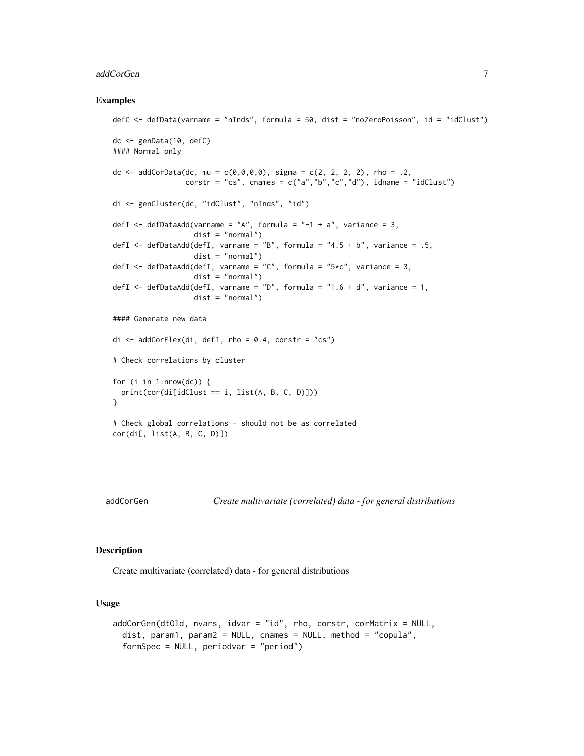## Examples

```
defC <- defData(varname = "nInds", formula = 50, dist = "noZeroPoisson", id = "idClust")

dc <- genData(10, defC)
#### Normal only

dc <- addCorData(dc, mu = c(0,0,0,0), sigma = c(2, 2, 2, 2), rho = .2,
                 corstr = "cs", cnames = c("a","b","c","d"), idname = "idClust")

di <- genCluster(dc, "idClust", "nInds", "id")

defI <- defDataAdd(varname = "A", formula = "-1 + a", variance = 3,
                   dist = "normal")
defI <- defDataAdd(defI, varname = "B", formula = "4.5 + b", variance = .5,
                   dist = "normal")
defI <- defDataAdd(defI, varname = "C", formula = "5*c", variance = 3,
                   dist = "normal")
defI <- defDataAdd(defI, varname = "D", formula = "1.6 + d", variance = 1,
                   dist = "normal")

#### Generate new data

di <- addCorFlex(di, defI, rho = 0.4, corstr = "cs")

# Check correlations by cluster

for (i in 1:nrow(dc)) {
  print(cor(di[idClust == i, list(A, B, C, D)]))
}

# Check global correlations - should not be as correlated
cor(di[, list(A, B, C, D)])
```

---

# addCorGen — *Create multivariate (correlated) data - for general distributions*

## Description

Create multivariate (correlated) data - for general distributions

## Usage

```
addCorGen(dtOld, nvars, idvar = "id", rho, corstr, corMatrix = NULL,
  dist, param1, param2 = NULL, cnames = NULL, method = "copula",
  formSpec = NULL, periodvar = "period")
```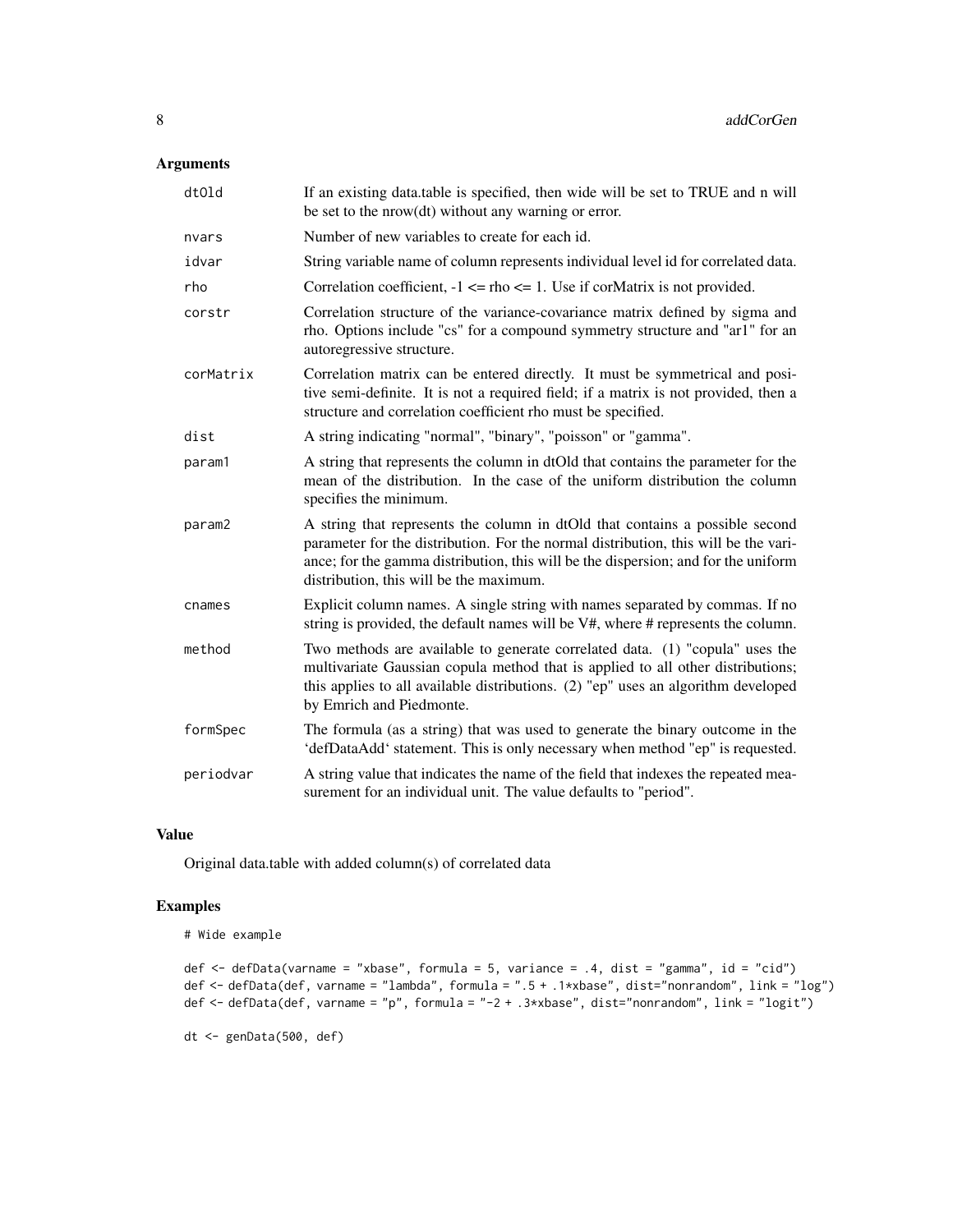## Arguments

| | |
|---|---|
| dtOld | If an existing data.table is specified, then wide will be set to TRUE and n will be set to the nrow(dt) without any warning or error. |
| nvars | Number of new variables to create for each id. |
| idvar | String variable name of column represents individual level id for correlated data. |
| rho | Correlation coefficient, -1 <= rho <= 1. Use if corMatrix is not provided. |
| corstr | Correlation structure of the variance-covariance matrix defined by sigma and rho. Options include "cs" for a compound symmetry structure and "ar1" for an autoregressive structure. |
| corMatrix | Correlation matrix can be entered directly. It must be symmetrical and positive semi-definite. It is not a required field; if a matrix is not provided, then a structure and correlation coefficient rho must be specified. |
| dist | A string indicating "normal", "binary", "poisson" or "gamma". |
| param1 | A string that represents the column in dtOld that contains the parameter for the mean of the distribution. In the case of the uniform distribution the column specifies the minimum. |
| param2 | A string that represents the column in dtOld that contains a possible second parameter for the distribution. For the normal distribution, this will be the variance; for the gamma distribution, this will be the dispersion; and for the uniform distribution, this will be the maximum. |
| cnames | Explicit column names. A single string with names separated by commas. If no string is provided, the default names will be V#, where # represents the column. |
| method | Two methods are available to generate correlated data. (1) "copula" uses the multivariate Gaussian copula method that is applied to all other distributions; this applies to all available distributions. (2) "ep" uses an algorithm developed by Emrich and Piedmonte. |
| formSpec | The formula (as a string) that was used to generate the binary outcome in the 'defDataAdd' statement. This is only necessary when method "ep" is requested. |
| periodvar | A string value that indicates the name of the field that indexes the repeated measurement for an individual unit. The value defaults to "period". |

## Value

Original data.table with added column(s) of correlated data

## Examples

```
# Wide example

def <- defData(varname = "xbase", formula = 5, variance = .4, dist = "gamma", id = "cid")
def <- defData(def, varname = "lambda", formula = ".5 + .1*xbase", dist="nonrandom", link = "log")
def <- defData(def, varname = "p", formula = "-2 + .3*xbase", dist="nonrandom", link = "logit")

dt <- genData(500, def)
```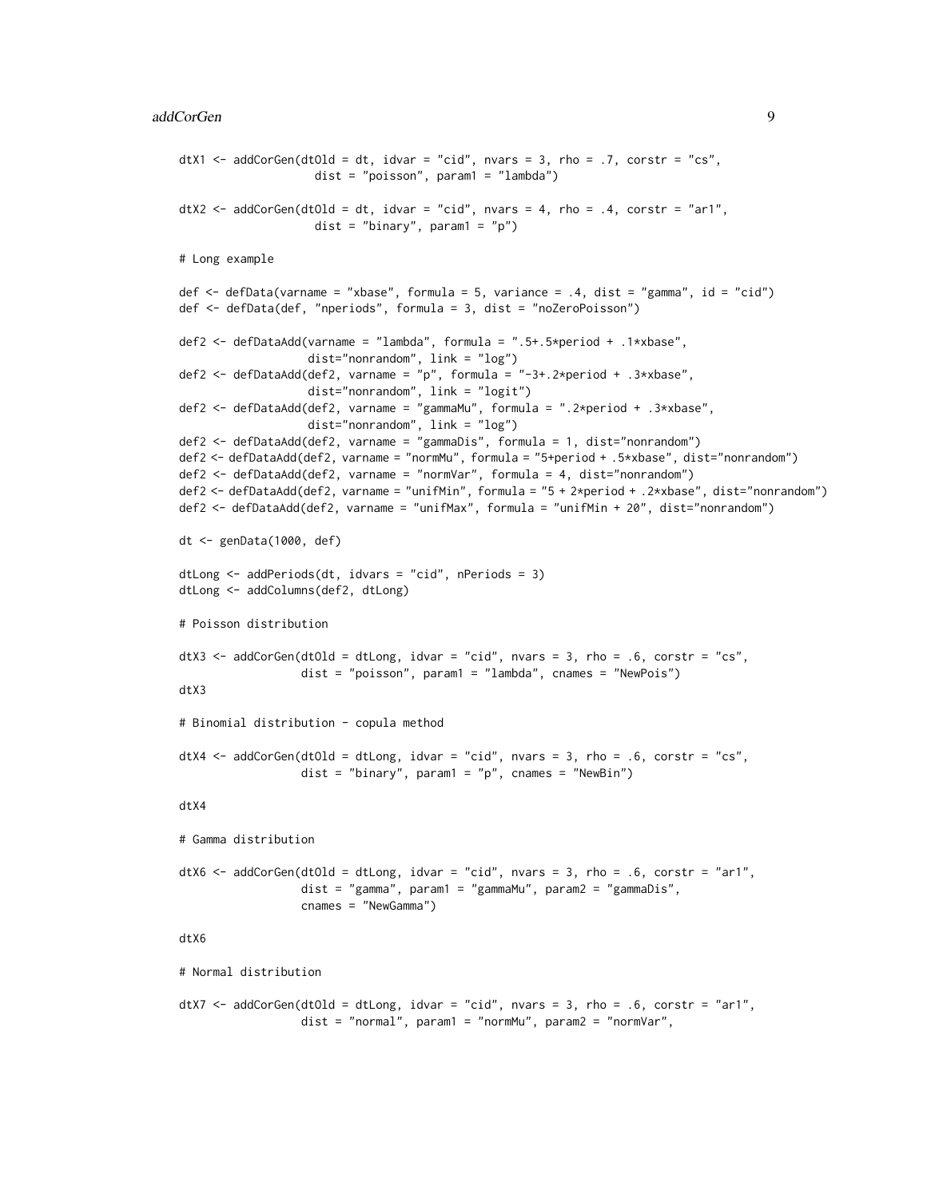```
dtX1 <- addCorGen(dtOld = dt, idvar = "cid", nvars = 3, rho = .7, corstr = "cs",
                  dist = "poisson", param1 = "lambda")

dtX2 <- addCorGen(dtOld = dt, idvar = "cid", nvars = 4, rho = .4, corstr = "ar1",
                  dist = "binary", param1 = "p")

# Long example

def <- defData(varname = "xbase", formula = 5, variance = .4, dist = "gamma", id = "cid")
def <- defData(def, "nperiods", formula = 3, dist = "noZeroPoisson")

def2 <- defDataAdd(varname = "lambda", formula = ".5+.5*period + .1*xbase",
                   dist="nonrandom", link = "log")
def2 <- defDataAdd(def2, varname = "p", formula = "-3+.2*period + .3*xbase",
                   dist="nonrandom", link = "logit")
def2 <- defDataAdd(def2, varname = "gammaMu", formula = ".2*period + .3*xbase",
                   dist="nonrandom", link = "log")
def2 <- defDataAdd(def2, varname = "gammaDis", formula = 1, dist="nonrandom")
def2 <- defDataAdd(def2, varname = "normMu", formula = "5+period + .5*xbase", dist="nonrandom")
def2 <- defDataAdd(def2, varname = "normVar", formula = 4, dist="nonrandom")
def2 <- defDataAdd(def2, varname = "unifMin", formula = "5 + 2*period + .2*xbase", dist="nonrandom")
def2 <- defDataAdd(def2, varname = "unifMax", formula = "unifMin + 20", dist="nonrandom")

dt <- genData(1000, def)

dtLong <- addPeriods(dt, idvars = "cid", nPeriods = 3)
dtLong <- addColumns(def2, dtLong)

# Poisson distribution

dtX3 <- addCorGen(dtOld = dtLong, idvar = "cid", nvars = 3, rho = .6, corstr = "cs",
                dist = "poisson", param1 = "lambda", cnames = "NewPois")
dtX3

# Binomial distribution - copula method

dtX4 <- addCorGen(dtOld = dtLong, idvar = "cid", nvars = 3, rho = .6, corstr = "cs",
                dist = "binary", param1 = "p", cnames = "NewBin")

dtX4

# Gamma distribution

dtX6 <- addCorGen(dtOld = dtLong, idvar = "cid", nvars = 3, rho = .6, corstr = "ar1",
                dist = "gamma", param1 = "gammaMu", param2 = "gammaDis",
                cnames = "NewGamma")

dtX6

# Normal distribution

dtX7 <- addCorGen(dtOld = dtLong, idvar = "cid", nvars = 3, rho = .6, corstr = "ar1",
                dist = "normal", param1 = "normMu", param2 = "normVar",
```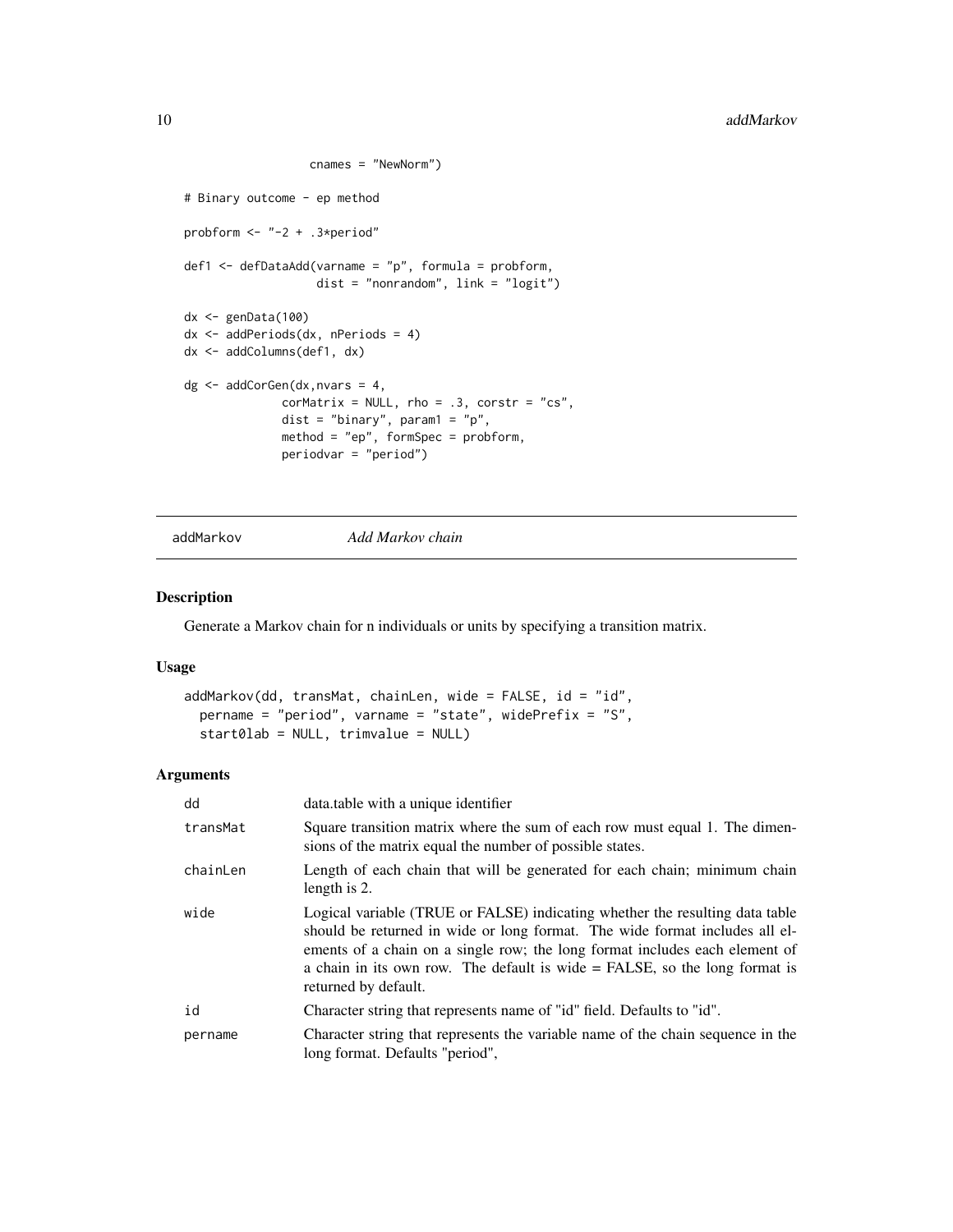```
                  cnames = "NewNorm")

# Binary outcome - ep method

probform <- "-2 + .3*period"

def1 <- defDataAdd(varname = "p", formula = probform,
                   dist = "nonrandom", link = "logit")

dx <- genData(100)
dx <- addPeriods(dx, nPeriods = 4)
dx <- addColumns(def1, dx)

dg <- addCorGen(dx,nvars = 4,
              corMatrix = NULL, rho = .3, corstr = "cs",
              dist = "binary", param1 = "p",
              method = "ep", formSpec = probform,
              periodvar = "period")
```

## addMarkov — *Add Markov chain*

### Description

Generate a Markov chain for n individuals or units by specifying a transition matrix.

### Usage

```
addMarkov(dd, transMat, chainLen, wide = FALSE, id = "id",
  pername = "period", varname = "state", widePrefix = "S",
  start0lab = NULL, trimvalue = NULL)
```

### Arguments

| | |
|---|---|
| `dd` | data.table with a unique identifier |
| `transMat` | Square transition matrix where the sum of each row must equal 1. The dimensions of the matrix equal the number of possible states. |
| `chainLen` | Length of each chain that will be generated for each chain; minimum chain length is 2. |
| `wide` | Logical variable (TRUE or FALSE) indicating whether the resulting data table should be returned in wide or long format. The wide format includes all elements of a chain on a single row; the long format includes each element of a chain in its own row. The default is wide = FALSE, so the long format is returned by default. |
| `id` | Character string that represents name of "id" field. Defaults to "id". |
| `pername` | Character string that represents the variable name of the chain sequence in the long format. Defaults "period", |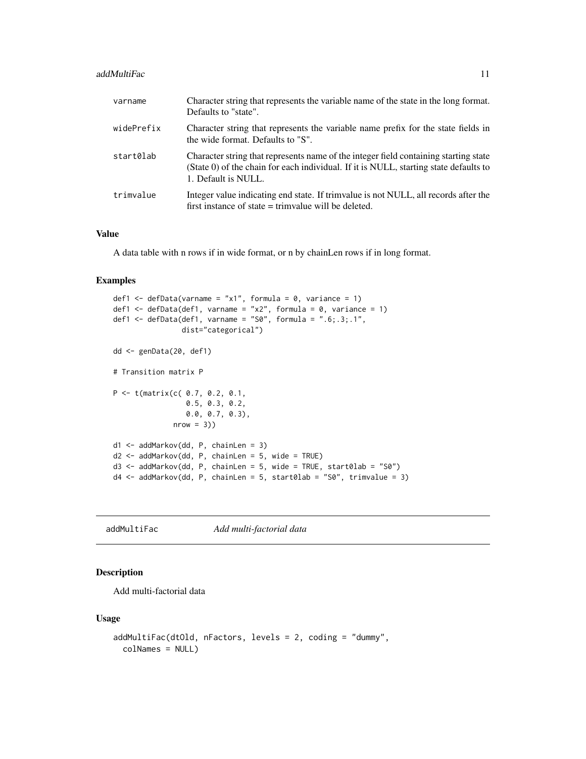| | |
|---|---|
| varname | Character string that represents the variable name of the state in the long format. Defaults to "state". |
| widePrefix | Character string that represents the variable name prefix for the state fields in the wide format. Defaults to "S". |
| start0lab | Character string that represents name of the integer field containing starting state (State 0) of the chain for each individual. If it is NULL, starting state defaults to 1. Default is NULL. |
| trimvalue | Integer value indicating end state. If trimvalue is not NULL, all records after the first instance of state = trimvalue will be deleted. |

### Value

A data table with n rows if in wide format, or n by chainLen rows if in long format.

### Examples

```
def1 <- defData(varname = "x1", formula = 0, variance = 1)
def1 <- defData(def1, varname = "x2", formula = 0, variance = 1)
def1 <- defData(def1, varname = "S0", formula = ".6;.3;.1",
                dist="categorical")

dd <- genData(20, def1)

# Transition matrix P

P <- t(matrix(c( 0.7, 0.2, 0.1,
                 0.5, 0.3, 0.2,
                 0.0, 0.7, 0.3),
              nrow = 3))

d1 <- addMarkov(dd, P, chainLen = 3)
d2 <- addMarkov(dd, P, chainLen = 5, wide = TRUE)
d3 <- addMarkov(dd, P, chainLen = 5, wide = TRUE, start0lab = "S0")
d4 <- addMarkov(dd, P, chainLen = 5, start0lab = "S0", trimvalue = 3)
```

---

## addMultiFac *Add multi-factorial data*

### Description

Add multi-factorial data

### Usage

```
addMultiFac(dtOld, nFactors, levels = 2, coding = "dummy",
  colNames = NULL)
```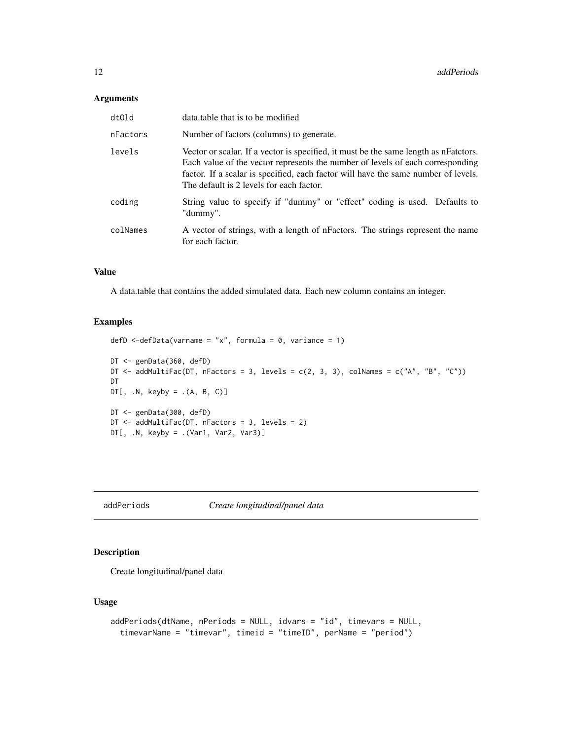### Arguments

| | |
|---|---|
| dtOld | data.table that is to be modified |
| nFactors | Number of factors (columns) to generate. |
| levels | Vector or scalar. If a vector is specified, it must be the same length as nFatctors. Each value of the vector represents the number of levels of each corresponding factor. If a scalar is specified, each factor will have the same number of levels. The default is 2 levels for each factor. |
| coding | String value to specify if "dummy" or "effect" coding is used. Defaults to "dummy". |
| colNames | A vector of strings, with a length of nFactors. The strings represent the name for each factor. |

### Value

A data.table that contains the added simulated data. Each new column contains an integer.

### Examples

```
defD <-defData(varname = "x", formula = 0, variance = 1)

DT <- genData(360, defD)
DT <- addMultiFac(DT, nFactors = 3, levels = c(2, 3, 3), colNames = c("A", "B", "C"))
DT
DT[, .N, keyby = .(A, B, C)]

DT <- genData(300, defD)
DT <- addMultiFac(DT, nFactors = 3, levels = 2)
DT[, .N, keyby = .(Var1, Var2, Var3)]
```

---

## addPeriods *Create longitudinal/panel data*

### Description

Create longitudinal/panel data

### Usage

```
addPeriods(dtName, nPeriods = NULL, idvars = "id", timevars = NULL,
  timevarName = "timevar", timeid = "timeID", perName = "period")
```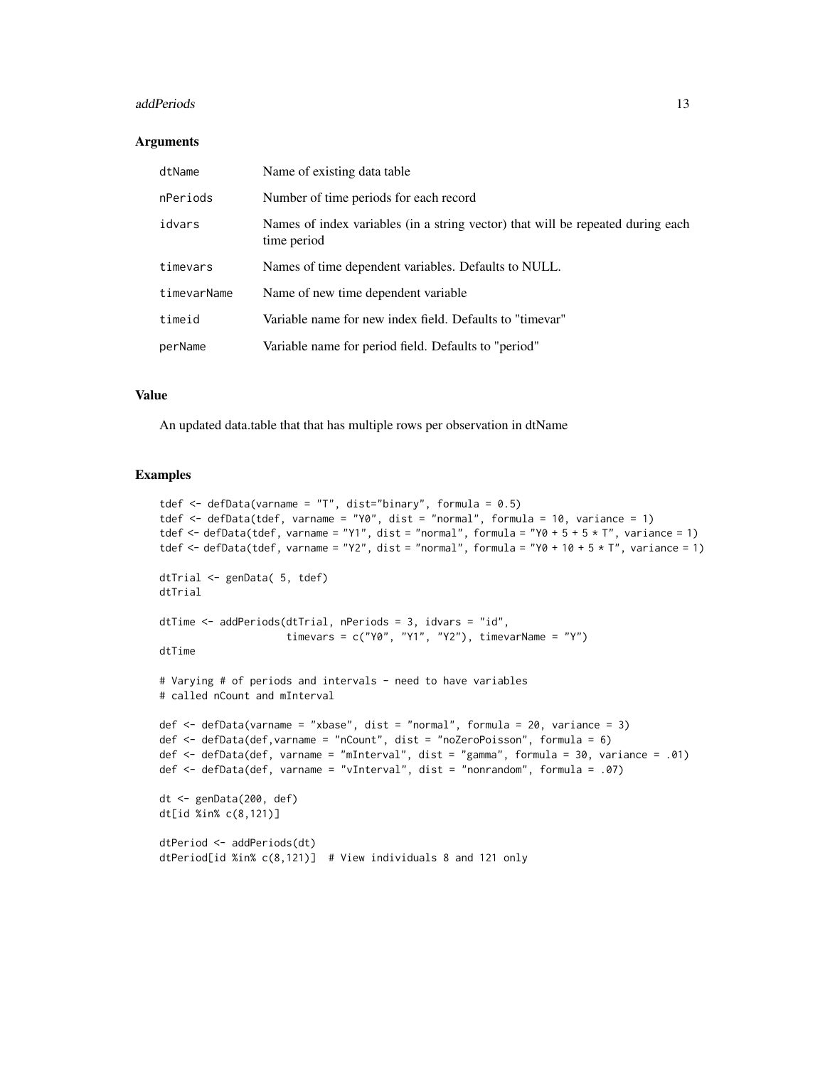### Arguments

| | |
|---|---|
| dtName | Name of existing data table |
| nPeriods | Number of time periods for each record |
| idvars | Names of index variables (in a string vector) that will be repeated during each time period |
| timevars | Names of time dependent variables. Defaults to NULL. |
| timevarName | Name of new time dependent variable |
| timeid | Variable name for new index field. Defaults to "timevar" |
| perName | Variable name for period field. Defaults to "period" |

### Value

An updated data.table that that has multiple rows per observation in dtName

### Examples

```
tdef <- defData(varname = "T", dist="binary", formula = 0.5)
tdef <- defData(tdef, varname = "Y0", dist = "normal", formula = 10, variance = 1)
tdef <- defData(tdef, varname = "Y1", dist = "normal", formula = "Y0 + 5 + 5 * T", variance = 1)
tdef <- defData(tdef, varname = "Y2", dist = "normal", formula = "Y0 + 10 + 5 * T", variance = 1)

dtTrial <- genData( 5, tdef)
dtTrial

dtTime <- addPeriods(dtTrial, nPeriods = 3, idvars = "id",
                     timevars = c("Y0", "Y1", "Y2"), timevarName = "Y")
dtTime

# Varying # of periods and intervals - need to have variables
# called nCount and mInterval

def <- defData(varname = "xbase", dist = "normal", formula = 20, variance = 3)
def <- defData(def,varname = "nCount", dist = "noZeroPoisson", formula = 6)
def <- defData(def, varname = "mInterval", dist = "gamma", formula = 30, variance = .01)
def <- defData(def, varname = "vInterval", dist = "nonrandom", formula = .07)

dt <- genData(200, def)
dt[id %in% c(8,121)]

dtPeriod <- addPeriods(dt)
dtPeriod[id %in% c(8,121)]  # View individuals 8 and 121 only
```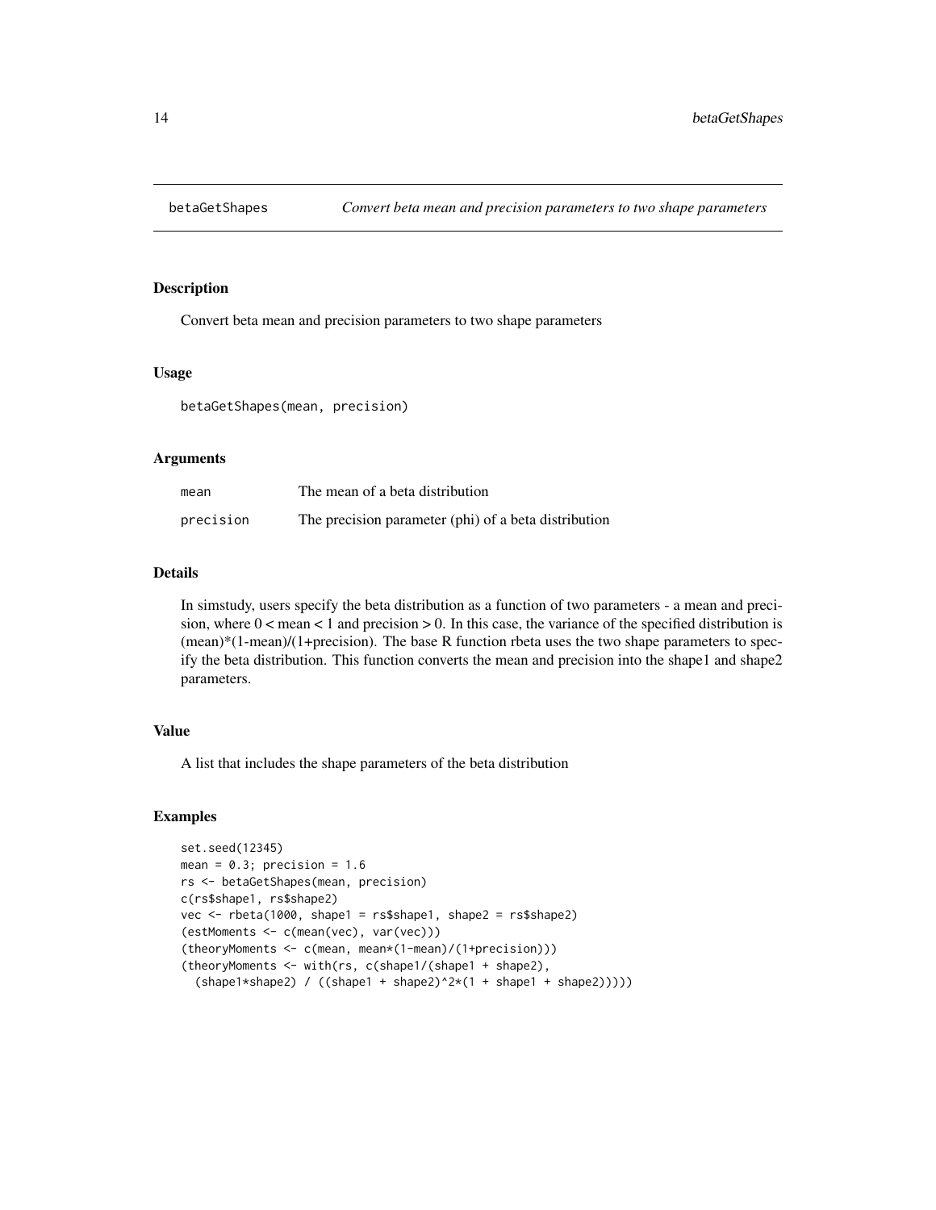# betaGetShapes — *Convert beta mean and precision parameters to two shape parameters*

## Description

Convert beta mean and precision parameters to two shape parameters

## Usage

```
betaGetShapes(mean, precision)
```

## Arguments

| | |
|---|---|
| `mean` | The mean of a beta distribution |
| `precision` | The precision parameter (phi) of a beta distribution |

## Details

In simstudy, users specify the beta distribution as a function of two parameters - a mean and precision, where 0 < mean < 1 and precision > 0. In this case, the variance of the specified distribution is (mean)*(1-mean)/(1+precision). The base R function rbeta uses the two shape parameters to specify the beta distribution. This function converts the mean and precision into the shape1 and shape2 parameters.

## Value

A list that includes the shape parameters of the beta distribution

## Examples

```
set.seed(12345)
mean = 0.3; precision = 1.6
rs <- betaGetShapes(mean, precision)
c(rs$shape1, rs$shape2)
vec <- rbeta(1000, shape1 = rs$shape1, shape2 = rs$shape2)
(estMoments <- c(mean(vec), var(vec)))
(theoryMoments <- c(mean, mean*(1-mean)/(1+precision)))
(theoryMoments <- with(rs, c(shape1/(shape1 + shape2),
  (shape1*shape2) / ((shape1 + shape2)^2*(1 + shape1 + shape2)))))
```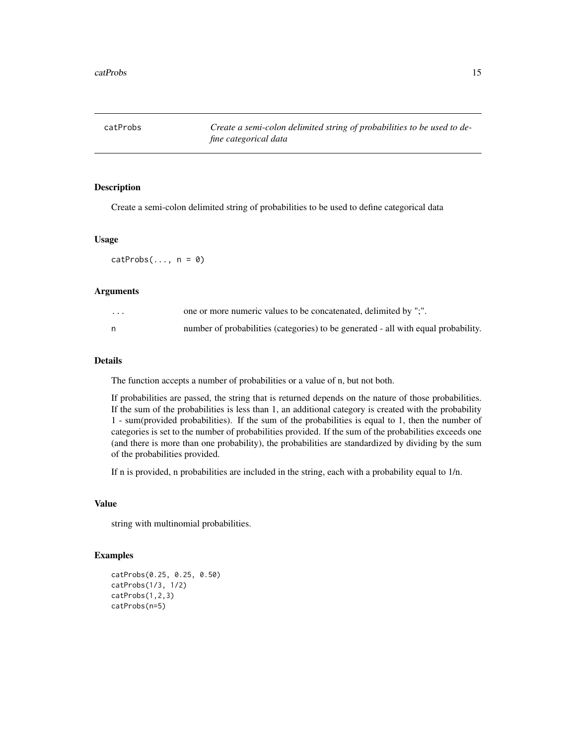## catProbs

*Create a semi-colon delimited string of probabilities to be used to define categorical data*

### Description

Create a semi-colon delimited string of probabilities to be used to define categorical data

### Usage

```
catProbs(..., n = 0)
```

### Arguments

| | |
|---|---|
| ... | one or more numeric values to be concatenated, delimited by ";". |
| n | number of probabilities (categories) to be generated - all with equal probability. |

### Details

The function accepts a number of probabilities or a value of n, but not both.

If probabilities are passed, the string that is returned depends on the nature of those probabilities. If the sum of the probabilities is less than 1, an additional category is created with the probability 1 - sum(provided probabilities). If the sum of the probabilities is equal to 1, then the number of categories is set to the number of probabilities provided. If the sum of the probabilities exceeds one (and there is more than one probability), the probabilities are standardized by dividing by the sum of the probabilities provided.

If n is provided, n probabilities are included in the string, each with a probability equal to 1/n.

### Value

string with multinomial probabilities.

### Examples

```
catProbs(0.25, 0.25, 0.50)
catProbs(1/3, 1/2)
catProbs(1,2,3)
catProbs(n=5)
```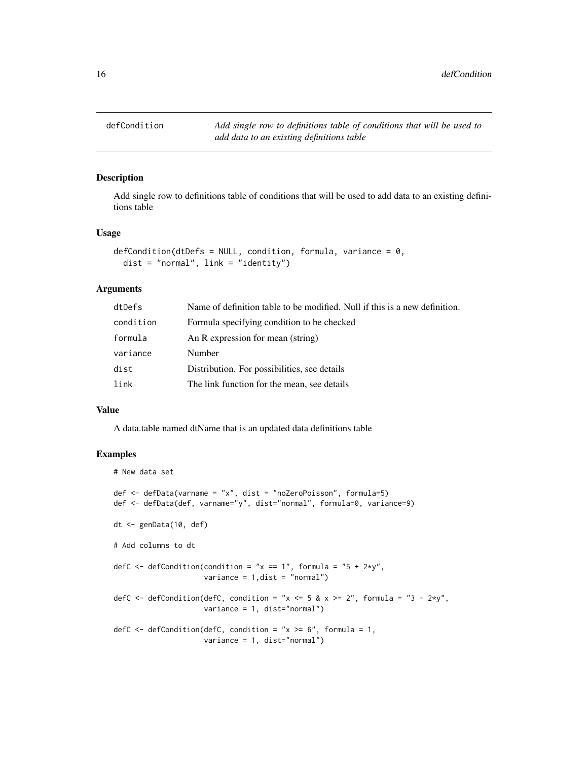## defCondition

*Add single row to definitions table of conditions that will be used to add data to an existing definitions table*

### Description

Add single row to definitions table of conditions that will be used to add data to an existing definitions table

### Usage

```
defCondition(dtDefs = NULL, condition, formula, variance = 0,
  dist = "normal", link = "identity")
```

### Arguments

| | |
|---|---|
| dtDefs | Name of definition table to be modified. Null if this is a new definition. |
| condition | Formula specifying condition to be checked |
| formula | An R expression for mean (string) |
| variance | Number |
| dist | Distribution. For possibilities, see details |
| link | The link function for the mean, see details |

### Value

A data.table named dtName that is an updated data definitions table

### Examples

```
# New data set

def <- defData(varname = "x", dist = "noZeroPoisson", formula=5)
def <- defData(def, varname="y", dist="normal", formula=0, variance=9)

dt <- genData(10, def)

# Add columns to dt

defC <- defCondition(condition = "x == 1", formula = "5 + 2*y",
                     variance = 1,dist = "normal")

defC <- defCondition(defC, condition = "x <= 5 & x >= 2", formula = "3 - 2*y",
                     variance = 1, dist="normal")

defC <- defCondition(defC, condition = "x >= 6", formula = 1,
                     variance = 1, dist="normal")
```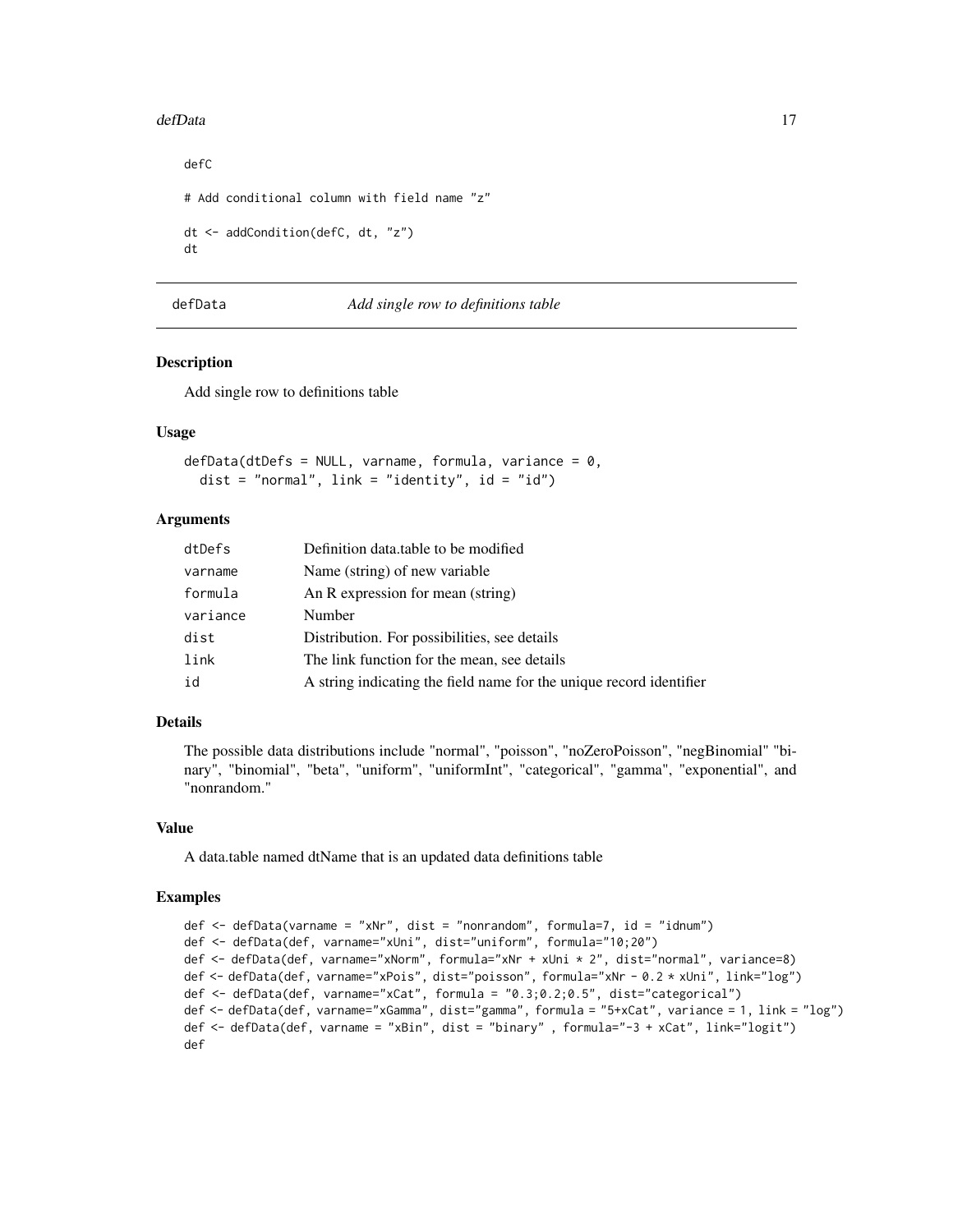```
defC

# Add conditional column with field name "z"

dt <- addCondition(defC, dt, "z")
dt
```

## defData — *Add single row to definitions table*

### Description

Add single row to definitions table

### Usage

```
defData(dtDefs = NULL, varname, formula, variance = 0,
  dist = "normal", link = "identity", id = "id")
```

### Arguments

| | |
|---|---|
| dtDefs | Definition data.table to be modified |
| varname | Name (string) of new variable |
| formula | An R expression for mean (string) |
| variance | Number |
| dist | Distribution. For possibilities, see details |
| link | The link function for the mean, see details |
| id | A string indicating the field name for the unique record identifier |

### Details

The possible data distributions include "normal", "poisson", "noZeroPoisson", "negBinomial" "binary", "binomial", "beta", "uniform", "uniformInt", "categorical", "gamma", "exponential", and "nonrandom."

### Value

A data.table named dtName that is an updated data definitions table

### Examples

```
def <- defData(varname = "xNr", dist = "nonrandom", formula=7, id = "idnum")
def <- defData(def, varname="xUni", dist="uniform", formula="10;20")
def <- defData(def, varname="xNorm", formula="xNr + xUni * 2", dist="normal", variance=8)
def <- defData(def, varname="xPois", dist="poisson", formula="xNr - 0.2 * xUni", link="log")
def <- defData(def, varname="xCat", formula = "0.3;0.2;0.5", dist="categorical")
def <- defData(def, varname="xGamma", dist="gamma", formula = "5+xCat", variance = 1, link = "log")
def <- defData(def, varname = "xBin", dist = "binary" , formula="-3 + xCat", link="logit")
def
```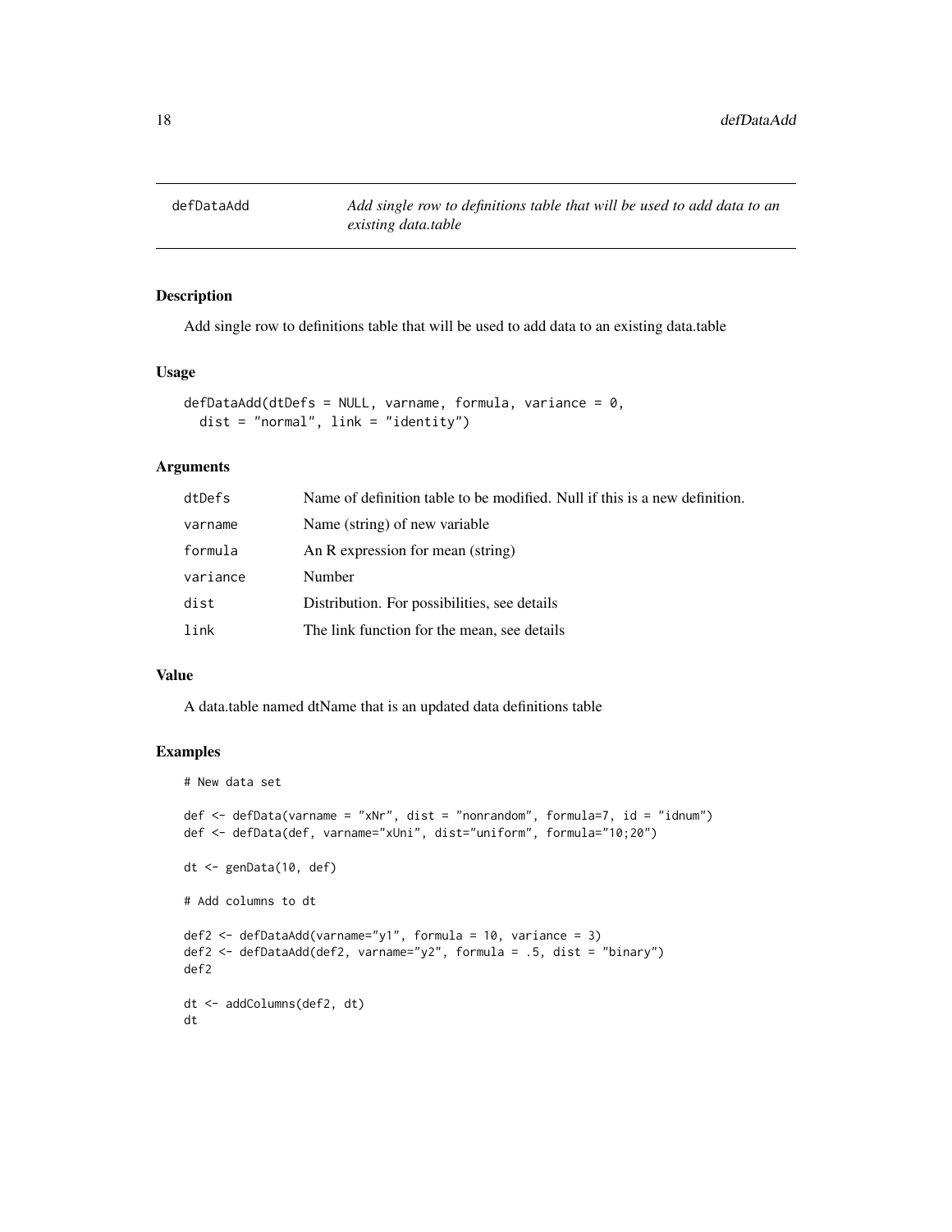# defDataAdd

*Add single row to definitions table that will be used to add data to an existing data.table*

## Description

Add single row to definitions table that will be used to add data to an existing data.table

## Usage

```
defDataAdd(dtDefs = NULL, varname, formula, variance = 0,
  dist = "normal", link = "identity")
```

## Arguments

| | |
|---|---|
| dtDefs | Name of definition table to be modified. Null if this is a new definition. |
| varname | Name (string) of new variable |
| formula | An R expression for mean (string) |
| variance | Number |
| dist | Distribution. For possibilities, see details |
| link | The link function for the mean, see details |

## Value

A data.table named dtName that is an updated data definitions table

## Examples

```
# New data set

def <- defData(varname = "xNr", dist = "nonrandom", formula=7, id = "idnum")
def <- defData(def, varname="xUni", dist="uniform", formula="10;20")

dt <- genData(10, def)

# Add columns to dt

def2 <- defDataAdd(varname="y1", formula = 10, variance = 3)
def2 <- defDataAdd(def2, varname="y2", formula = .5, dist = "binary")
def2

dt <- addColumns(def2, dt)
dt
```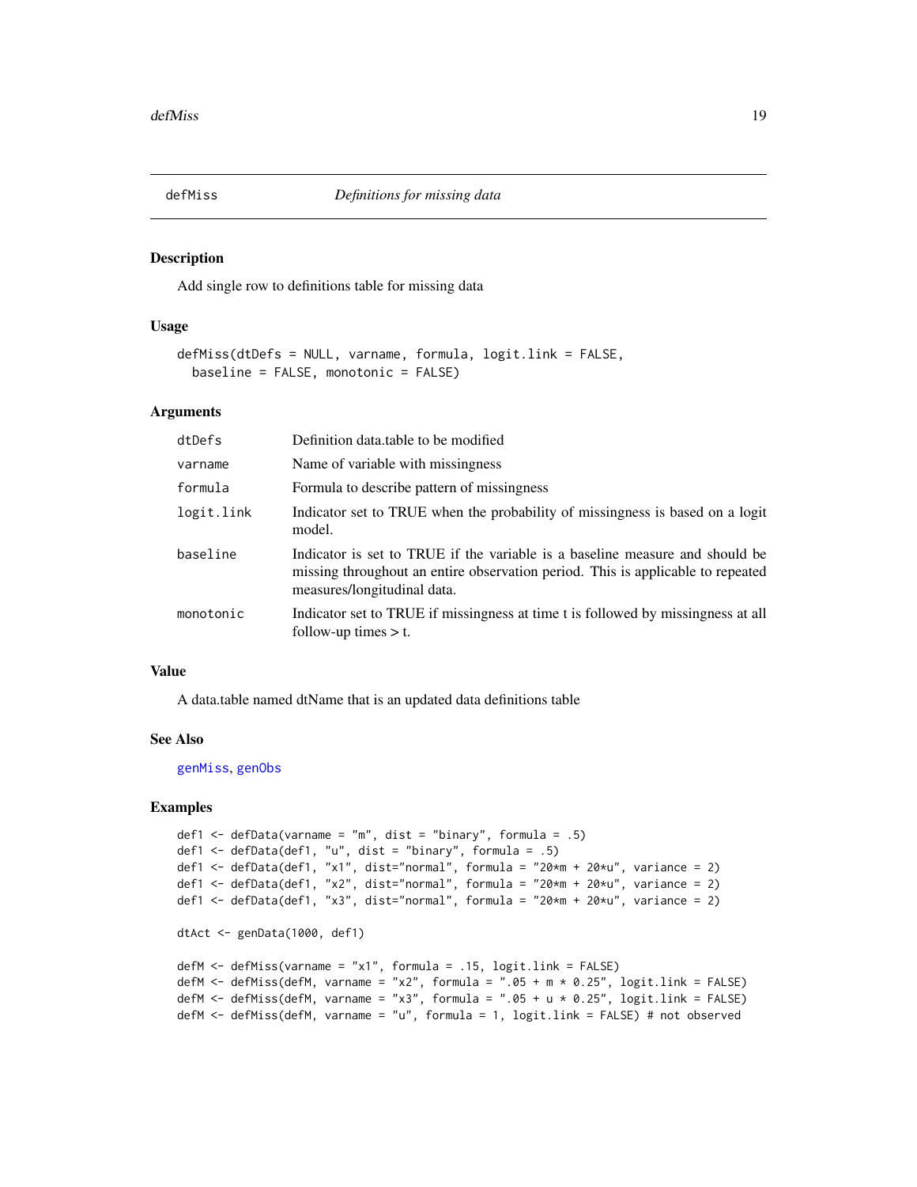## defMiss *Definitions for missing data*

### Description

Add single row to definitions table for missing data

### Usage

```
defMiss(dtDefs = NULL, varname, formula, logit.link = FALSE,
  baseline = FALSE, monotonic = FALSE)
```

### Arguments

| | |
|---|---|
| dtDefs | Definition data.table to be modified |
| varname | Name of variable with missingness |
| formula | Formula to describe pattern of missingness |
| logit.link | Indicator set to TRUE when the probability of missingness is based on a logit model. |
| baseline | Indicator is set to TRUE if the variable is a baseline measure and should be missing throughout an entire observation period. This is applicable to repeated measures/longitudinal data. |
| monotonic | Indicator set to TRUE if missingness at time t is followed by missingness at all follow-up times > t. |

### Value

A data.table named dtName that is an updated data definitions table

### See Also

genMiss, genObs

### Examples

```
def1 <- defData(varname = "m", dist = "binary", formula = .5)
def1 <- defData(def1, "u", dist = "binary", formula = .5)
def1 <- defData(def1, "x1", dist="normal", formula = "20*m + 20*u", variance = 2)
def1 <- defData(def1, "x2", dist="normal", formula = "20*m + 20*u", variance = 2)
def1 <- defData(def1, "x3", dist="normal", formula = "20*m + 20*u", variance = 2)

dtAct <- genData(1000, def1)

defM <- defMiss(varname = "x1", formula = .15, logit.link = FALSE)
defM <- defMiss(defM, varname = "x2", formula = ".05 + m * 0.25", logit.link = FALSE)
defM <- defMiss(defM, varname = "x3", formula = ".05 + u * 0.25", logit.link = FALSE)
defM <- defMiss(defM, varname = "u", formula = 1, logit.link = FALSE) # not observed
```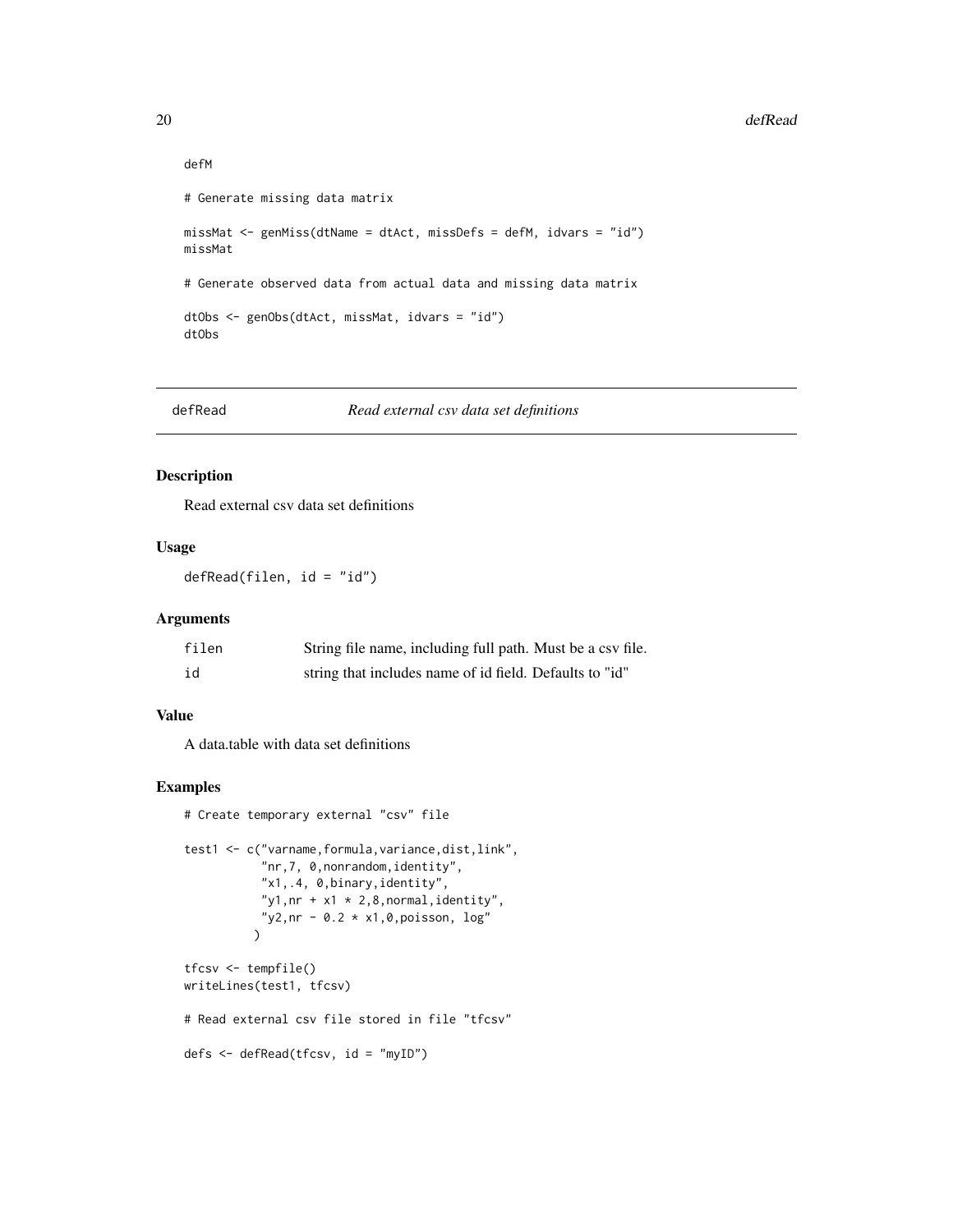```
defM

# Generate missing data matrix

missMat <- genMiss(dtName = dtAct, missDefs = defM, idvars = "id")
missMat

# Generate observed data from actual data and missing data matrix

dtObs <- genObs(dtAct, missMat, idvars = "id")
dtObs
```

---

## defRead — *Read external csv data set definitions*

### Description

Read external csv data set definitions

### Usage

```
defRead(filen, id = "id")
```

### Arguments

| | |
|---|---|
| filen | String file name, including full path. Must be a csv file. |
| id | string that includes name of id field. Defaults to "id" |

### Value

A data.table with data set definitions

### Examples

```
# Create temporary external "csv" file

test1 <- c("varname,formula,variance,dist,link",
           "nr,7, 0,nonrandom,identity",
           "x1,.4, 0,binary,identity",
           "y1,nr + x1 * 2,8,normal,identity",
           "y2,nr - 0.2 * x1,0,poisson, log"
          )

tfcsv <- tempfile()
writeLines(test1, tfcsv)

# Read external csv file stored in file "tfcsv"

defs <- defRead(tfcsv, id = "myID")
```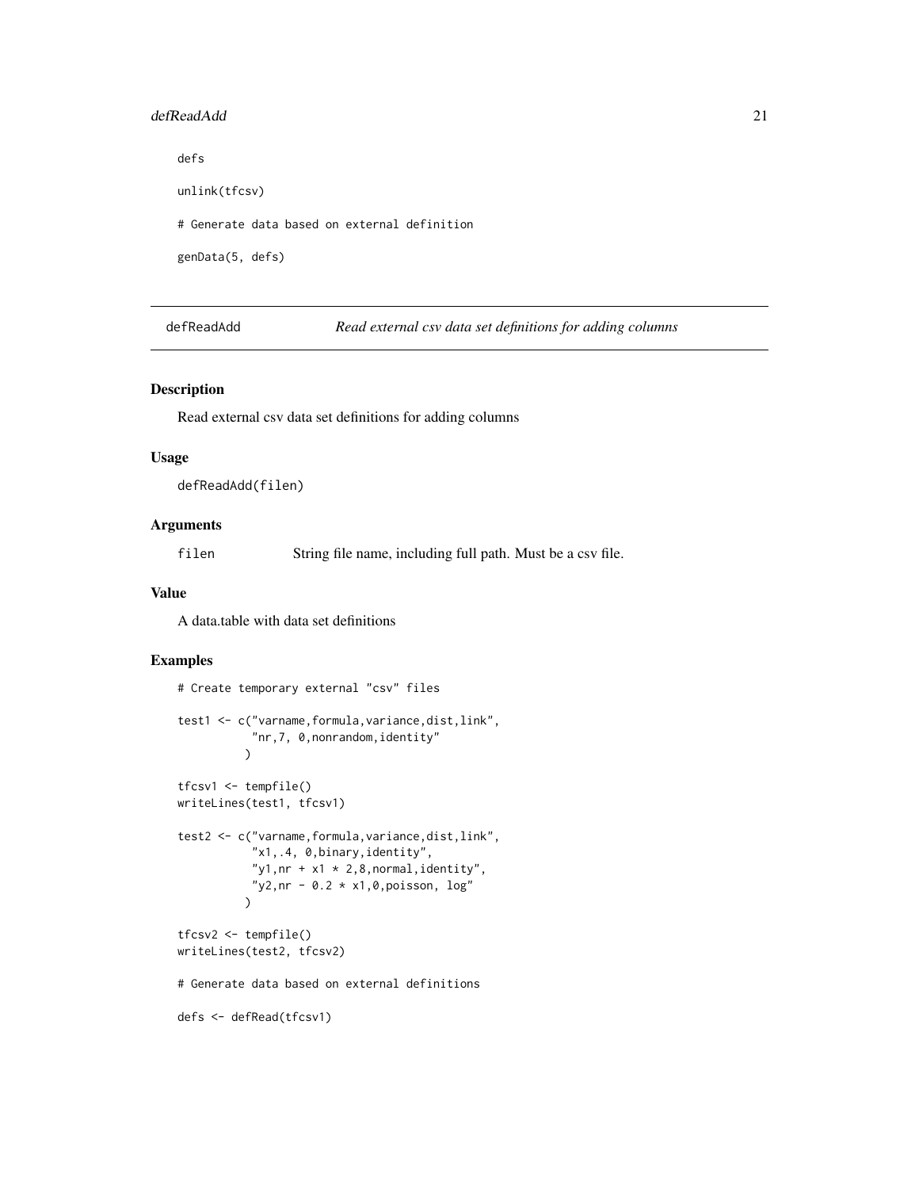```
defs

unlink(tfcsv)

# Generate data based on external definition

genData(5, defs)
```

## defReadAdd — *Read external csv data set definitions for adding columns*

### Description

Read external csv data set definitions for adding columns

### Usage

```
defReadAdd(filen)
```

### Arguments

| | |
|---|---|
| filen | String file name, including full path. Must be a csv file. |

### Value

A data.table with data set definitions

### Examples

```
# Create temporary external "csv" files

test1 <- c("varname,formula,variance,dist,link",
           "nr,7, 0,nonrandom,identity"
          )

tfcsv1 <- tempfile()
writeLines(test1, tfcsv1)

test2 <- c("varname,formula,variance,dist,link",
           "x1,.4, 0,binary,identity",
           "y1,nr + x1 * 2,8,normal,identity",
           "y2,nr - 0.2 * x1,0,poisson, log"
          )

tfcsv2 <- tempfile()
writeLines(test2, tfcsv2)

# Generate data based on external definitions

defs <- defRead(tfcsv1)
```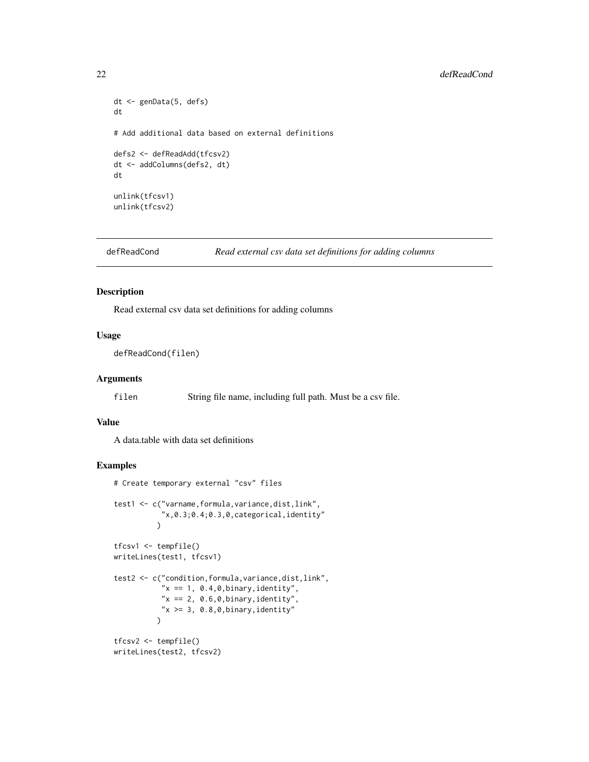```
dt <- genData(5, defs)
dt

# Add additional data based on external definitions

defs2 <- defReadAdd(tfcsv2)
dt <- addColumns(defs2, dt)
dt

unlink(tfcsv1)
unlink(tfcsv2)
```

## defReadCond    *Read external csv data set definitions for adding columns*

### Description

Read external csv data set definitions for adding columns

### Usage

```
defReadCond(filen)
```

### Arguments

| | |
|---|---|
| filen | String file name, including full path. Must be a csv file. |

### Value

A data.table with data set definitions

### Examples

```
# Create temporary external "csv" files

test1 <- c("varname,formula,variance,dist,link",
           "x,0.3;0.4;0.3,0,categorical,identity"
          )

tfcsv1 <- tempfile()
writeLines(test1, tfcsv1)

test2 <- c("condition,formula,variance,dist,link",
           "x == 1, 0.4,0,binary,identity",
           "x == 2, 0.6,0,binary,identity",
           "x >= 3, 0.8,0,binary,identity"
          )

tfcsv2 <- tempfile()
writeLines(test2, tfcsv2)
```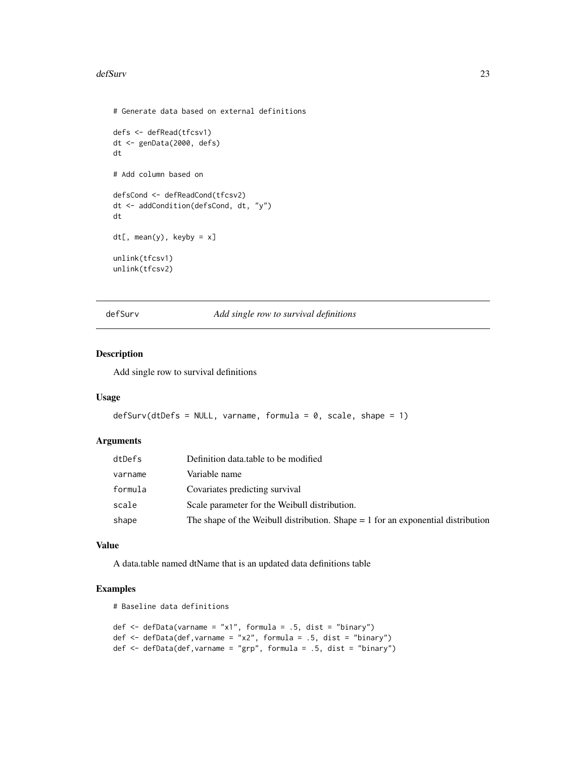```
# Generate data based on external definitions

defs <- defRead(tfcsv1)
dt <- genData(2000, defs)
dt

# Add column based on

defsCond <- defReadCond(tfcsv2)
dt <- addCondition(defsCond, dt, "y")
dt

dt[, mean(y), keyby = x]

unlink(tfcsv1)
unlink(tfcsv2)
```

---

## defSurv — *Add single row to survival definitions*

### Description

Add single row to survival definitions

### Usage

```
defSurv(dtDefs = NULL, varname, formula = 0, scale, shape = 1)
```

### Arguments

| Argument | Description |
|---|---|
| dtDefs | Definition data.table to be modified |
| varname | Variable name |
| formula | Covariates predicting survival |
| scale | Scale parameter for the Weibull distribution. |
| shape | The shape of the Weibull distribution. Shape = 1 for an exponential distribution |

### Value

A data.table named dtName that is an updated data definitions table

### Examples

```
# Baseline data definitions

def <- defData(varname = "x1", formula = .5, dist = "binary")
def <- defData(def,varname = "x2", formula = .5, dist = "binary")
def <- defData(def,varname = "grp", formula = .5, dist = "binary")
```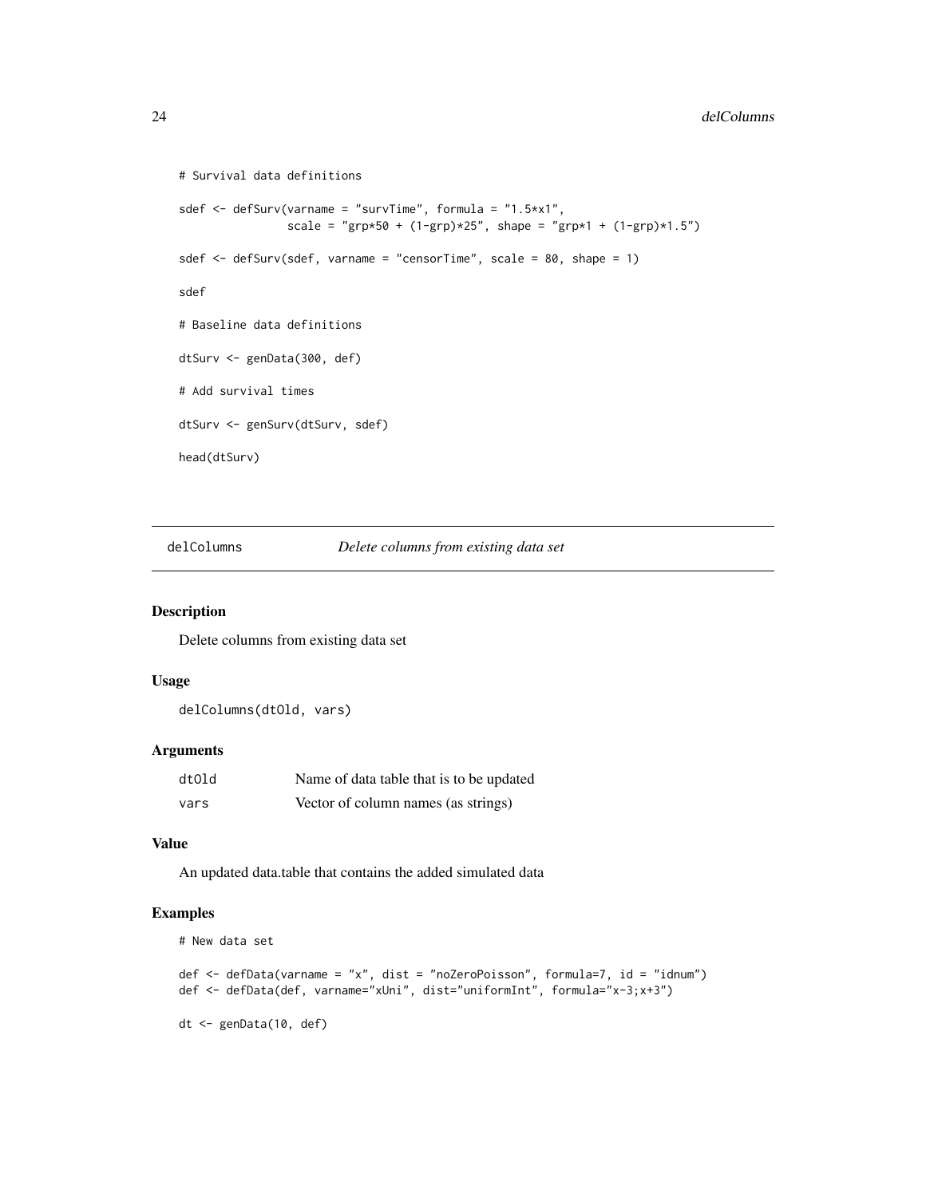```
# Survival data definitions

sdef <- defSurv(varname = "survTime", formula = "1.5*x1",
                scale = "grp*50 + (1-grp)*25", shape = "grp*1 + (1-grp)*1.5")

sdef <- defSurv(sdef, varname = "censorTime", scale = 80, shape = 1)

sdef

# Baseline data definitions

dtSurv <- genData(300, def)

# Add survival times

dtSurv <- genSurv(dtSurv, sdef)

head(dtSurv)
```

## delColumns *Delete columns from existing data set*

### Description

Delete columns from existing data set

### Usage

```
delColumns(dtOld, vars)
```

### Arguments

| | |
|---|---|
| dtOld | Name of data table that is to be updated |
| vars | Vector of column names (as strings) |

### Value

An updated data.table that contains the added simulated data

### Examples

```
# New data set

def <- defData(varname = "x", dist = "noZeroPoisson", formula=7, id = "idnum")
def <- defData(def, varname="xUni", dist="uniformInt", formula="x-3;x+3")

dt <- genData(10, def)
```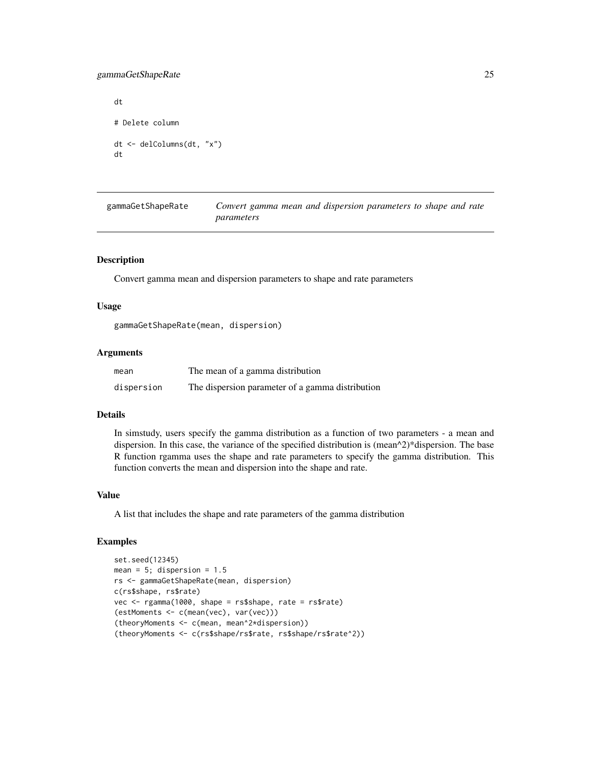```
dt

# Delete column

dt <- delColumns(dt, "x")
dt
```

## gammaGetShapeRate — *Convert gamma mean and dispersion parameters to shape and rate parameters*

### Description

Convert gamma mean and dispersion parameters to shape and rate parameters

### Usage

```
gammaGetShapeRate(mean, dispersion)
```

### Arguments

| | |
|---|---|
| `mean` | The mean of a gamma distribution |
| `dispersion` | The dispersion parameter of a gamma distribution |

### Details

In simstudy, users specify the gamma distribution as a function of two parameters - a mean and dispersion. In this case, the variance of the specified distribution is (mean^2)*dispersion. The base R function rgamma uses the shape and rate parameters to specify the gamma distribution. This function converts the mean and dispersion into the shape and rate.

### Value

A list that includes the shape and rate parameters of the gamma distribution

### Examples

```
set.seed(12345)
mean = 5; dispersion = 1.5
rs <- gammaGetShapeRate(mean, dispersion)
c(rs$shape, rs$rate)
vec <- rgamma(1000, shape = rs$shape, rate = rs$rate)
(estMoments <- c(mean(vec), var(vec)))
(theoryMoments <- c(mean, mean^2*dispersion))
(theoryMoments <- c(rs$shape/rs$rate, rs$shape/rs$rate^2))
```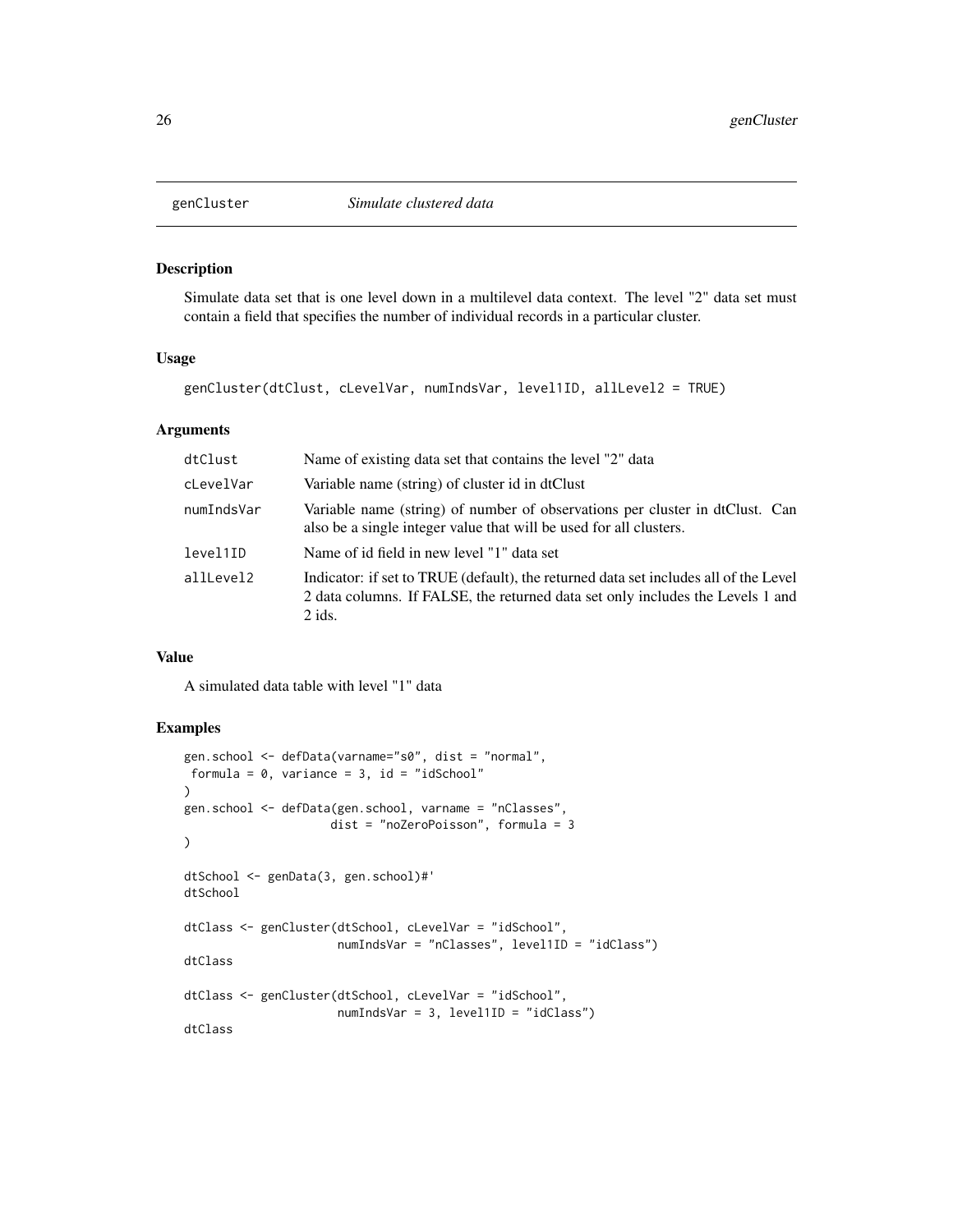# genCluster *Simulate clustered data*

## Description

Simulate data set that is one level down in a multilevel data context. The level "2" data set must contain a field that specifies the number of individual records in a particular cluster.

## Usage

```
genCluster(dtClust, cLevelVar, numIndsVar, level1ID, allLevel2 = TRUE)
```

## Arguments

| | |
|---|---|
| dtClust | Name of existing data set that contains the level "2" data |
| cLevelVar | Variable name (string) of cluster id in dtClust |
| numIndsVar | Variable name (string) of number of observations per cluster in dtClust. Can also be a single integer value that will be used for all clusters. |
| level1ID | Name of id field in new level "1" data set |
| allLevel2 | Indicator: if set to TRUE (default), the returned data set includes all of the Level 2 data columns. If FALSE, the returned data set only includes the Levels 1 and 2 ids. |

## Value

A simulated data table with level "1" data

## Examples

```
gen.school <- defData(varname="s0", dist = "normal",
 formula = 0, variance = 3, id = "idSchool"
)
gen.school <- defData(gen.school, varname = "nClasses",
                     dist = "noZeroPoisson", formula = 3
)

dtSchool <- genData(3, gen.school)#'
dtSchool

dtClass <- genCluster(dtSchool, cLevelVar = "idSchool",
                      numIndsVar = "nClasses", level1ID = "idClass")
dtClass

dtClass <- genCluster(dtSchool, cLevelVar = "idSchool",
                      numIndsVar = 3, level1ID = "idClass")
dtClass
```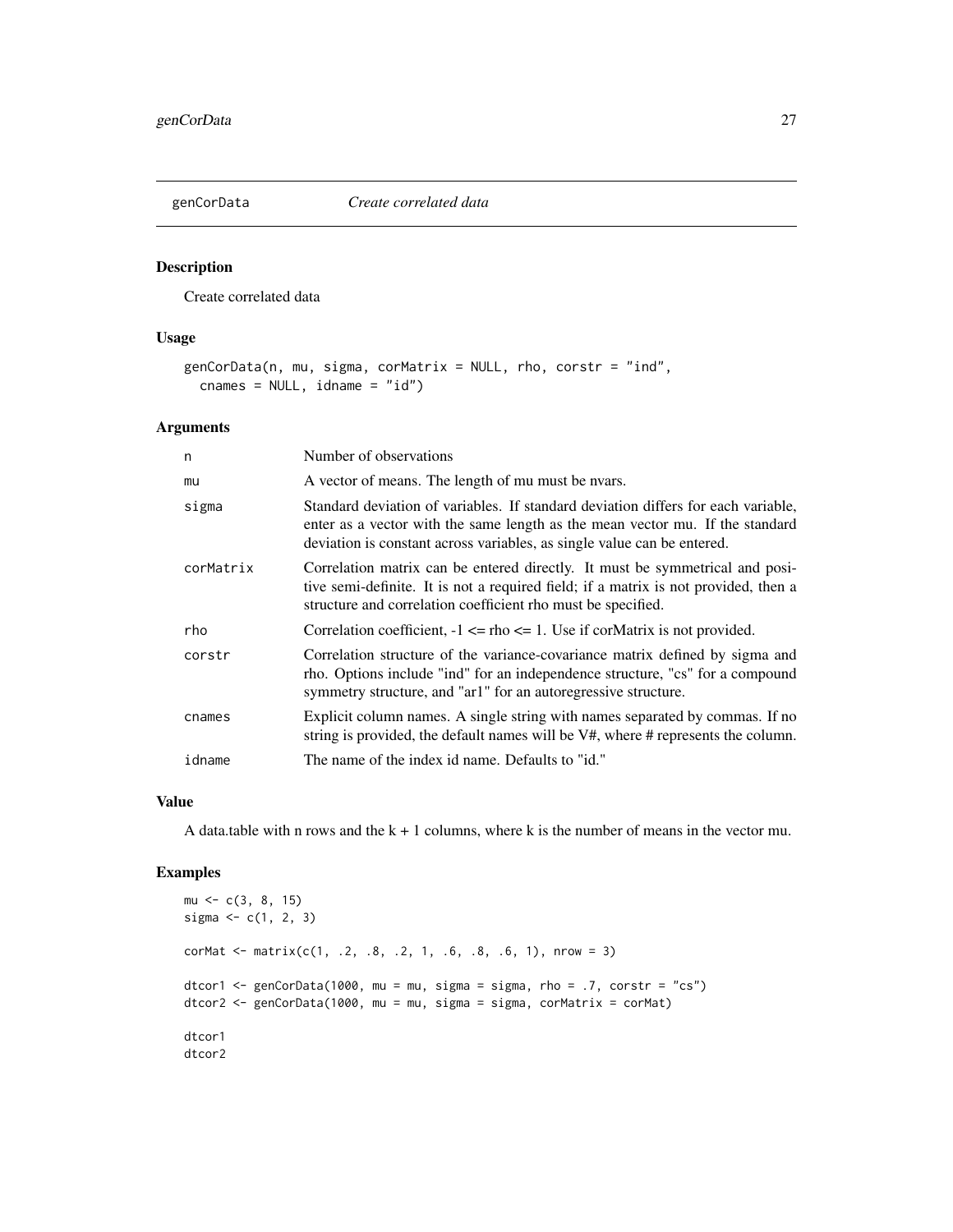# genCorData *Create correlated data*

## Description

Create correlated data

## Usage

```
genCorData(n, mu, sigma, corMatrix = NULL, rho, corstr = "ind",
  cnames = NULL, idname = "id")
```

## Arguments

| | |
|---|---|
| n | Number of observations |
| mu | A vector of means. The length of mu must be nvars. |
| sigma | Standard deviation of variables. If standard deviation differs for each variable, enter as a vector with the same length as the mean vector mu. If the standard deviation is constant across variables, as single value can be entered. |
| corMatrix | Correlation matrix can be entered directly. It must be symmetrical and positive semi-definite. It is not a required field; if a matrix is not provided, then a structure and correlation coefficient rho must be specified. |
| rho | Correlation coefficient, -1 <= rho <= 1. Use if corMatrix is not provided. |
| corstr | Correlation structure of the variance-covariance matrix defined by sigma and rho. Options include "ind" for an independence structure, "cs" for a compound symmetry structure, and "ar1" for an autoregressive structure. |
| cnames | Explicit column names. A single string with names separated by commas. If no string is provided, the default names will be V#, where # represents the column. |
| idname | The name of the index id name. Defaults to "id." |

## Value

A data.table with n rows and the k + 1 columns, where k is the number of means in the vector mu.

## Examples

```
mu <- c(3, 8, 15)
sigma <- c(1, 2, 3)

corMat <- matrix(c(1, .2, .8, .2, 1, .6, .8, .6, 1), nrow = 3)

dtcor1 <- genCorData(1000, mu = mu, sigma = sigma, rho = .7, corstr = "cs")
dtcor2 <- genCorData(1000, mu = mu, sigma = sigma, corMatrix = corMat)

dtcor1
dtcor2
```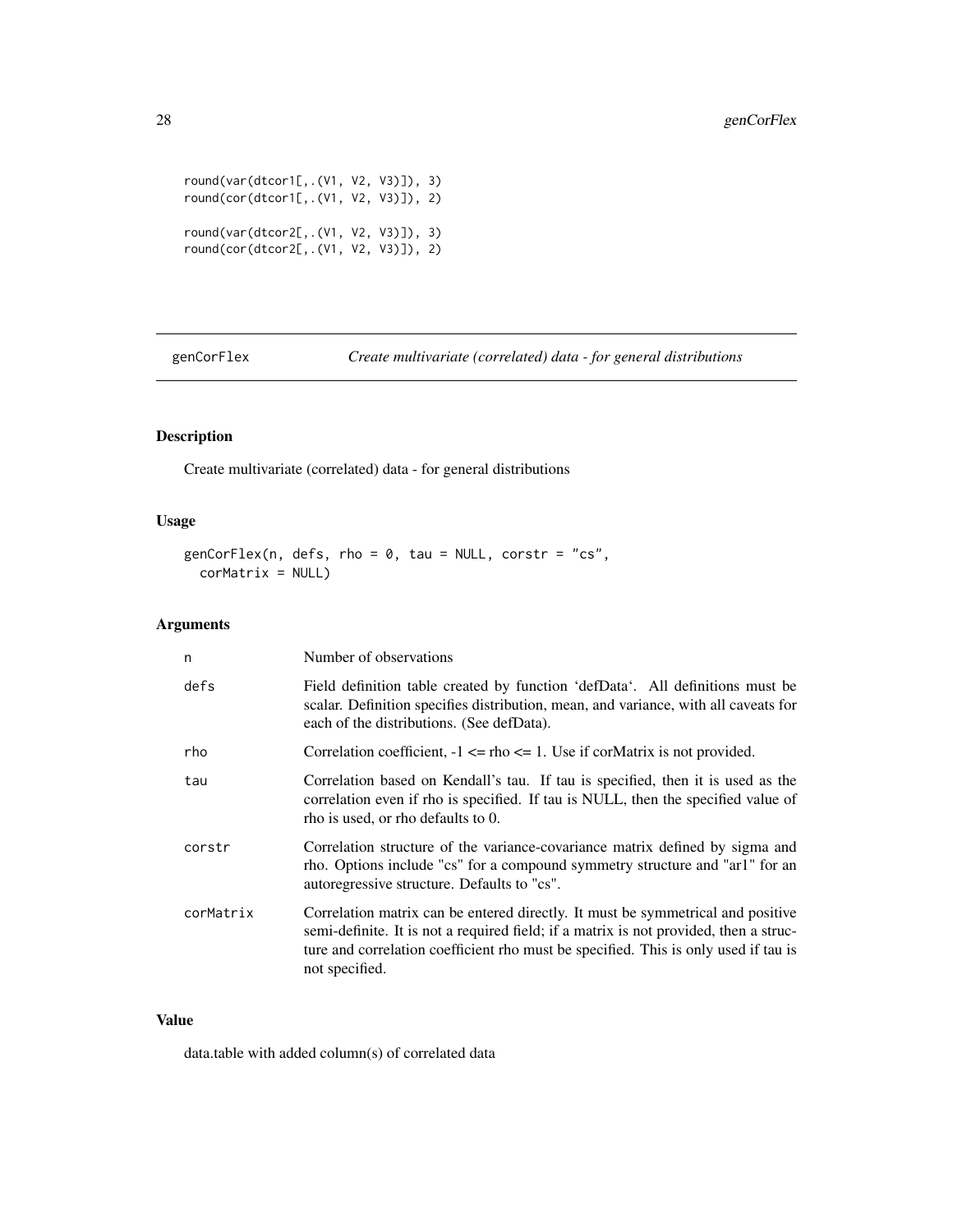```
round(var(dtcor1[,.(V1, V2, V3)]), 3)
round(cor(dtcor1[,.(V1, V2, V3)]), 2)

round(var(dtcor2[,.(V1, V2, V3)]), 3)
round(cor(dtcor2[,.(V1, V2, V3)]), 2)
```

## genCorFlex — *Create multivariate (correlated) data - for general distributions*

### Description

Create multivariate (correlated) data - for general distributions

### Usage

```
genCorFlex(n, defs, rho = 0, tau = NULL, corstr = "cs",
  corMatrix = NULL)
```

### Arguments

| | |
|---|---|
| n | Number of observations |
| defs | Field definition table created by function 'defData'. All definitions must be scalar. Definition specifies distribution, mean, and variance, with all caveats for each of the distributions. (See defData). |
| rho | Correlation coefficient, -1 <= rho <= 1. Use if corMatrix is not provided. |
| tau | Correlation based on Kendall's tau. If tau is specified, then it is used as the correlation even if rho is specified. If tau is NULL, then the specified value of rho is used, or rho defaults to 0. |
| corstr | Correlation structure of the variance-covariance matrix defined by sigma and rho. Options include "cs" for a compound symmetry structure and "ar1" for an autoregressive structure. Defaults to "cs". |
| corMatrix | Correlation matrix can be entered directly. It must be symmetrical and positive semi-definite. It is not a required field; if a matrix is not provided, then a structure and correlation coefficient rho must be specified. This is only used if tau is not specified. |

### Value

data.table with added column(s) of correlated data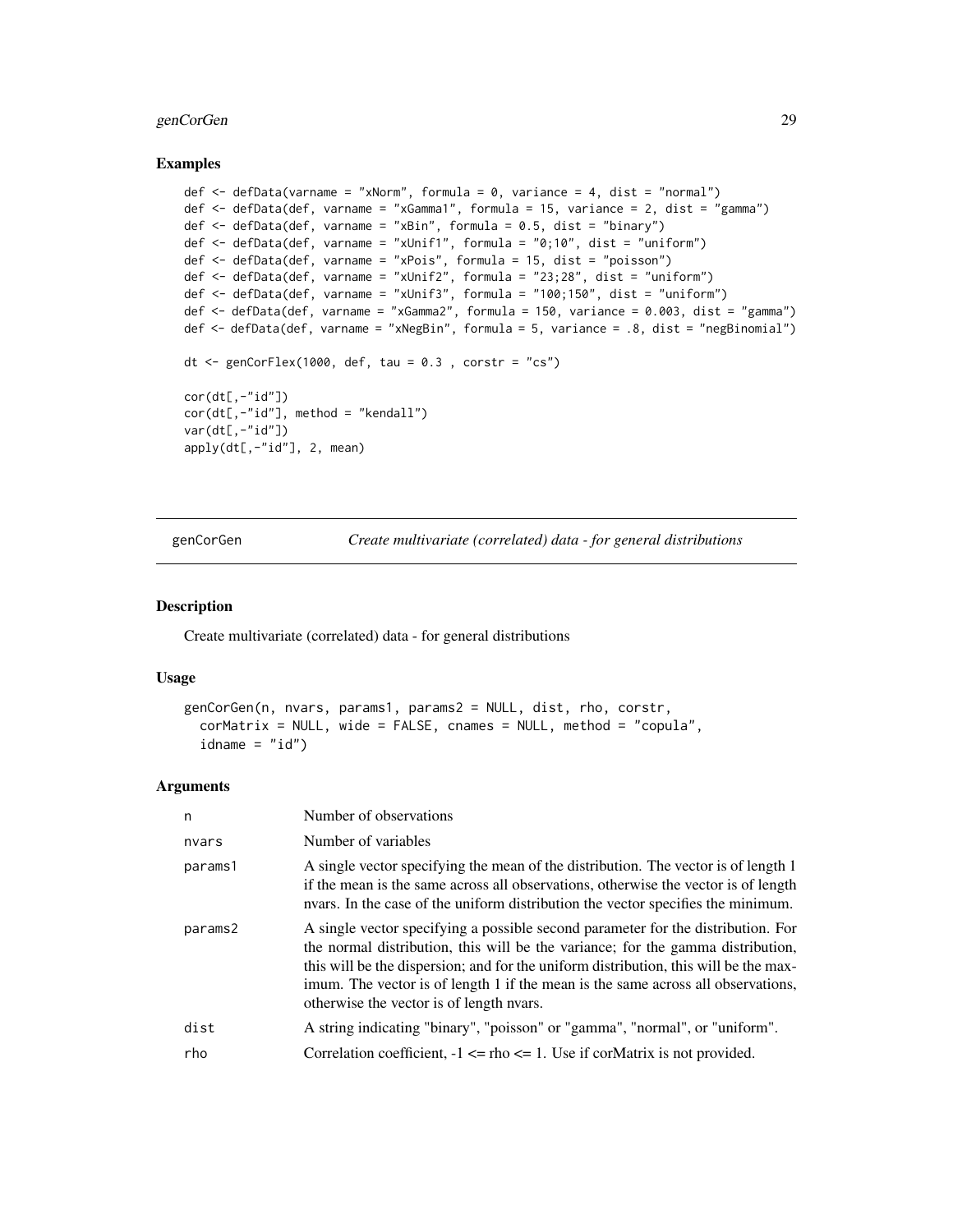## Examples

```
def <- defData(varname = "xNorm", formula = 0, variance = 4, dist = "normal")
def <- defData(def, varname = "xGamma1", formula = 15, variance = 2, dist = "gamma")
def <- defData(def, varname = "xBin", formula = 0.5, dist = "binary")
def <- defData(def, varname = "xUnif1", formula = "0;10", dist = "uniform")
def <- defData(def, varname = "xPois", formula = 15, dist = "poisson")
def <- defData(def, varname = "xUnif2", formula = "23;28", dist = "uniform")
def <- defData(def, varname = "xUnif3", formula = "100;150", dist = "uniform")
def <- defData(def, varname = "xGamma2", formula = 150, variance = 0.003, dist = "gamma")
def <- defData(def, varname = "xNegBin", formula = 5, variance = .8, dist = "negBinomial")

dt <- genCorFlex(1000, def, tau = 0.3 , corstr = "cs")

cor(dt[,-"id"])
cor(dt[,-"id"], method = "kendall")
var(dt[,-"id"])
apply(dt[,-"id"], 2, mean)
```

---

# genCorGen — *Create multivariate (correlated) data - for general distributions*

## Description

Create multivariate (correlated) data - for general distributions

## Usage

```
genCorGen(n, nvars, params1, params2 = NULL, dist, rho, corstr,
  corMatrix = NULL, wide = FALSE, cnames = NULL, method = "copula",
  idname = "id")
```

## Arguments

| | |
|---|---|
| n | Number of observations |
| nvars | Number of variables |
| params1 | A single vector specifying the mean of the distribution. The vector is of length 1 if the mean is the same across all observations, otherwise the vector is of length nvars. In the case of the uniform distribution the vector specifies the minimum. |
| params2 | A single vector specifying a possible second parameter for the distribution. For the normal distribution, this will be the variance; for the gamma distribution, this will be the dispersion; and for the uniform distribution, this will be the maximum. The vector is of length 1 if the mean is the same across all observations, otherwise the vector is of length nvars. |
| dist | A string indicating "binary", "poisson" or "gamma", "normal", or "uniform". |
| rho | Correlation coefficient, -1 <= rho <= 1. Use if corMatrix is not provided. |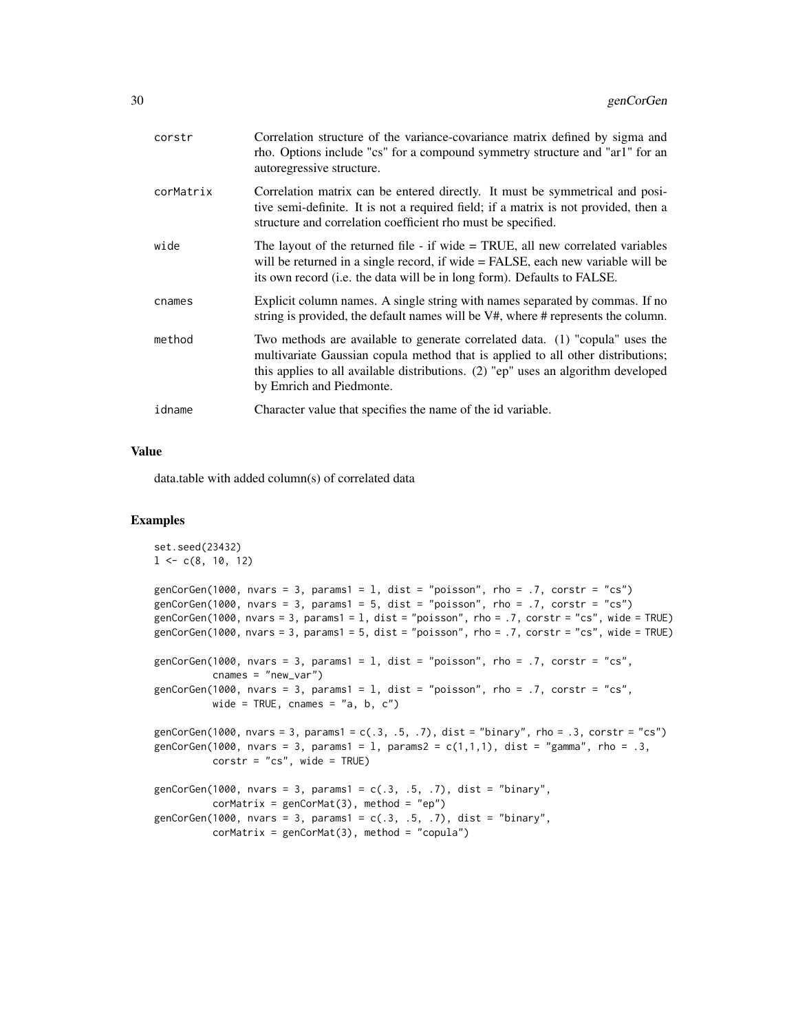| | |
|---|---|
| corstr | Correlation structure of the variance-covariance matrix defined by sigma and rho. Options include "cs" for a compound symmetry structure and "ar1" for an autoregressive structure. |
| corMatrix | Correlation matrix can be entered directly. It must be symmetrical and positive semi-definite. It is not a required field; if a matrix is not provided, then a structure and correlation coefficient rho must be specified. |
| wide | The layout of the returned file - if wide = TRUE, all new correlated variables will be returned in a single record, if wide = FALSE, each new variable will be its own record (i.e. the data will be in long form). Defaults to FALSE. |
| cnames | Explicit column names. A single string with names separated by commas. If no string is provided, the default names will be V#, where # represents the column. |
| method | Two methods are available to generate correlated data. (1) "copula" uses the multivariate Gaussian copula method that is applied to all other distributions; this applies to all available distributions. (2) "ep" uses an algorithm developed by Emrich and Piedmonte. |
| idname | Character value that specifies the name of the id variable. |

## Value

data.table with added column(s) of correlated data

## Examples

```
set.seed(23432)
l <- c(8, 10, 12)

genCorGen(1000, nvars = 3, params1 = l, dist = "poisson", rho = .7, corstr = "cs")
genCorGen(1000, nvars = 3, params1 = 5, dist = "poisson", rho = .7, corstr = "cs")
genCorGen(1000, nvars = 3, params1 = l, dist = "poisson", rho = .7, corstr = "cs", wide = TRUE)
genCorGen(1000, nvars = 3, params1 = 5, dist = "poisson", rho = .7, corstr = "cs", wide = TRUE)

genCorGen(1000, nvars = 3, params1 = l, dist = "poisson", rho = .7, corstr = "cs",
          cnames = "new_var")
genCorGen(1000, nvars = 3, params1 = l, dist = "poisson", rho = .7, corstr = "cs",
          wide = TRUE, cnames = "a, b, c")

genCorGen(1000, nvars = 3, params1 = c(.3, .5, .7), dist = "binary", rho = .3, corstr = "cs")
genCorGen(1000, nvars = 3, params1 = l, params2 = c(1,1,1), dist = "gamma", rho = .3,
          corstr = "cs", wide = TRUE)

genCorGen(1000, nvars = 3, params1 = c(.3, .5, .7), dist = "binary",
          corMatrix = genCorMat(3), method = "ep")
genCorGen(1000, nvars = 3, params1 = c(.3, .5, .7), dist = "binary",
          corMatrix = genCorMat(3), method = "copula")
```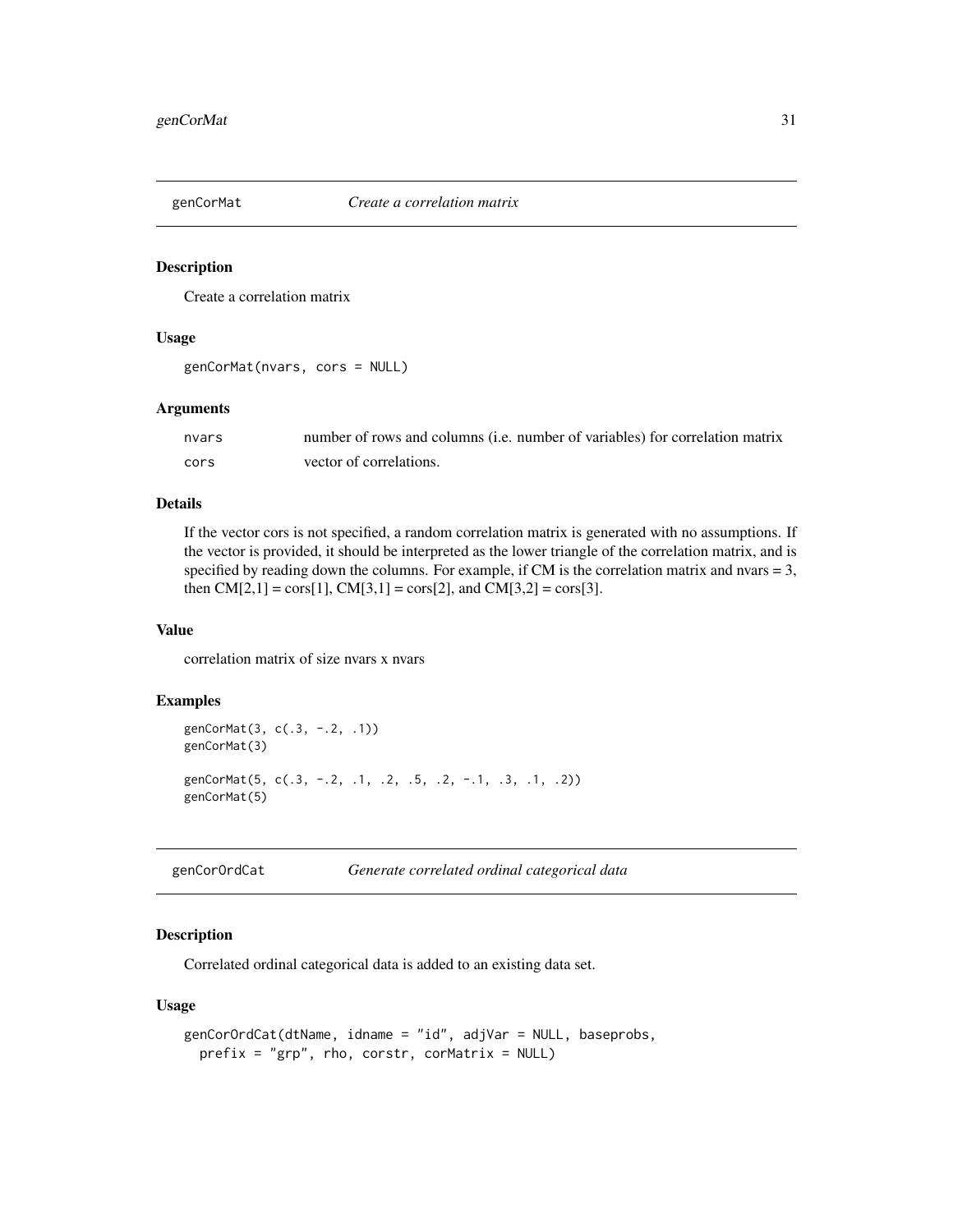## genCorMat *Create a correlation matrix*

### Description

Create a correlation matrix

### Usage

```
genCorMat(nvars, cors = NULL)
```

### Arguments

| | |
|---|---|
| nvars | number of rows and columns (i.e. number of variables) for correlation matrix |
| cors | vector of correlations. |

### Details

If the vector cors is not specified, a random correlation matrix is generated with no assumptions. If the vector is provided, it should be interpreted as the lower triangle of the correlation matrix, and is specified by reading down the columns. For example, if CM is the correlation matrix and nvars = 3, then CM[2,1] = cors[1], CM[3,1] = cors[2], and CM[3,2] = cors[3].

### Value

correlation matrix of size nvars x nvars

### Examples

```
genCorMat(3, c(.3, -.2, .1))
genCorMat(3)

genCorMat(5, c(.3, -.2, .1, .2, .5, .2, -.1, .3, .1, .2))
genCorMat(5)
```

## genCorOrdCat *Generate correlated ordinal categorical data*

### Description

Correlated ordinal categorical data is added to an existing data set.

### Usage

```
genCorOrdCat(dtName, idname = "id", adjVar = NULL, baseprobs,
  prefix = "grp", rho, corstr, corMatrix = NULL)
```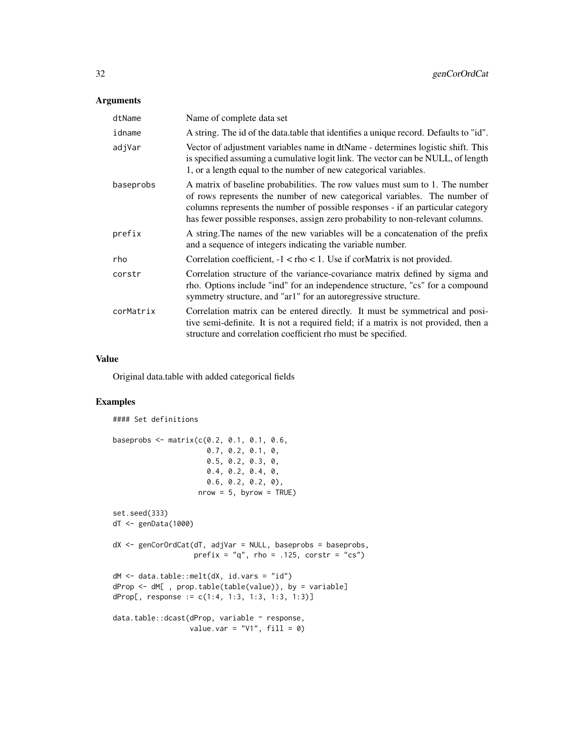### Arguments

| | |
|---|---|
| `dtName` | Name of complete data set |
| `idname` | A string. The id of the data.table that identifies a unique record. Defaults to "id". |
| `adjVar` | Vector of adjustment variables name in dtName - determines logistic shift. This is specified assuming a cumulative logit link. The vector can be NULL, of length 1, or a length equal to the number of new categorical variables. |
| `baseprobs` | A matrix of baseline probabilities. The row values must sum to 1. The number of rows represents the number of new categorical variables. The number of columns represents the number of possible responses - if an particular category has fewer possible responses, assign zero probability to non-relevant columns. |
| `prefix` | A string.The names of the new variables will be a concatenation of the prefix and a sequence of integers indicating the variable number. |
| `rho` | Correlation coefficient, -1 < rho < 1. Use if corMatrix is not provided. |
| `corstr` | Correlation structure of the variance-covariance matrix defined by sigma and rho. Options include "ind" for an independence structure, "cs" for a compound symmetry structure, and "ar1" for an autoregressive structure. |
| `corMatrix` | Correlation matrix can be entered directly. It must be symmetrical and positive semi-definite. It is not a required field; if a matrix is not provided, then a structure and correlation coefficient rho must be specified. |

### Value

Original data.table with added categorical fields

### Examples

```
#### Set definitions

baseprobs <- matrix(c(0.2, 0.1, 0.1, 0.6,
                      0.7, 0.2, 0.1, 0,
                      0.5, 0.2, 0.3, 0,
                      0.4, 0.2, 0.4, 0,
                      0.6, 0.2, 0.2, 0),
                    nrow = 5, byrow = TRUE)

set.seed(333)
dT <- genData(1000)

dX <- genCorOrdCat(dT, adjVar = NULL, baseprobs = baseprobs,
                   prefix = "q", rho = .125, corstr = "cs")

dM <- data.table::melt(dX, id.vars = "id")
dProp <- dM[ , prop.table(table(value)), by = variable]
dProp[, response := c(1:4, 1:3, 1:3, 1:3, 1:3)]

data.table::dcast(dProp, variable ~ response,
                  value.var = "V1", fill = 0)
```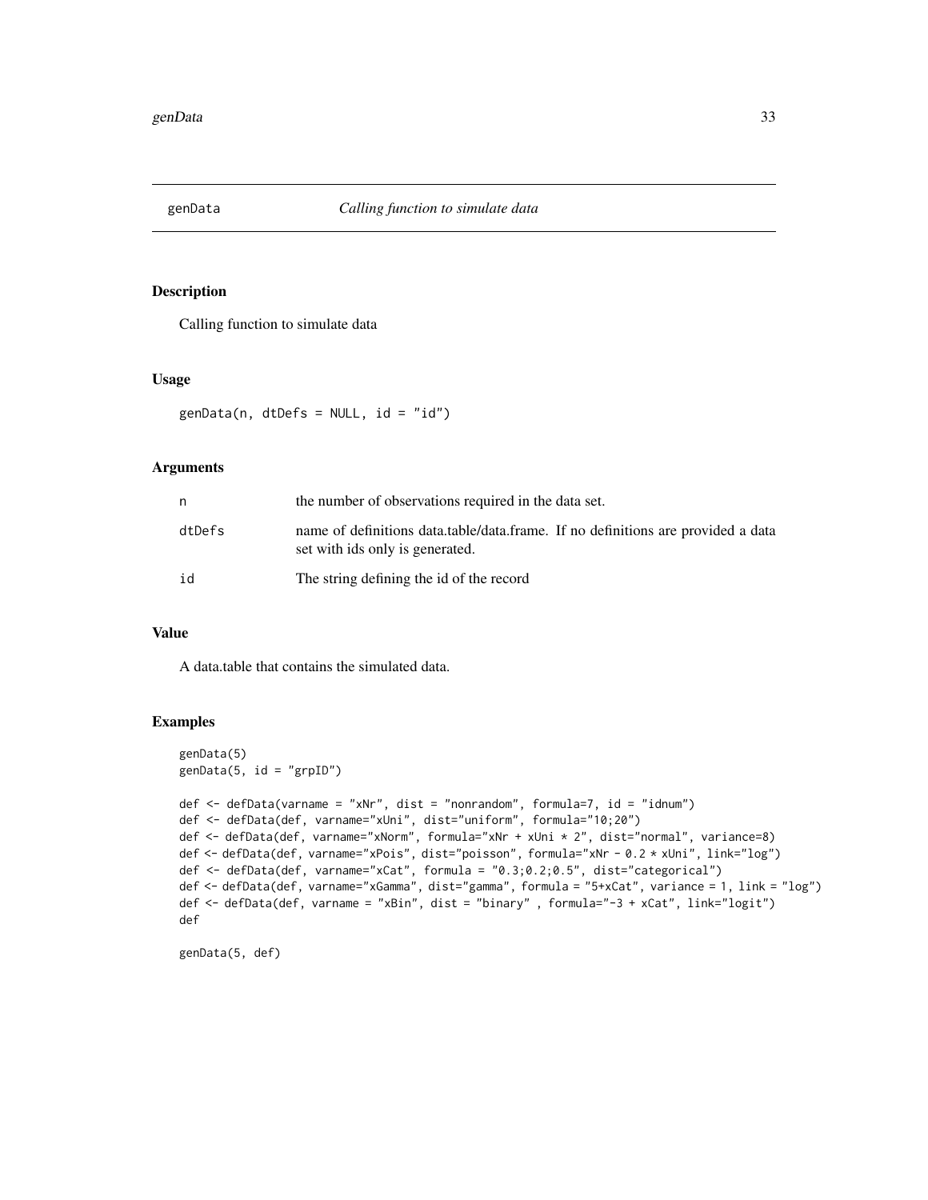## genData — *Calling function to simulate data*

### Description

Calling function to simulate data

### Usage

```
genData(n, dtDefs = NULL, id = "id")
```

### Arguments

| | |
|---|---|
| n | the number of observations required in the data set. |
| dtDefs | name of definitions data.table/data.frame. If no definitions are provided a data set with ids only is generated. |
| id | The string defining the id of the record |

### Value

A data.table that contains the simulated data.

### Examples

```
genData(5)
genData(5, id = "grpID")

def <- defData(varname = "xNr", dist = "nonrandom", formula=7, id = "idnum")
def <- defData(def, varname="xUni", dist="uniform", formula="10;20")
def <- defData(def, varname="xNorm", formula="xNr + xUni * 2", dist="normal", variance=8)
def <- defData(def, varname="xPois", dist="poisson", formula="xNr - 0.2 * xUni", link="log")
def <- defData(def, varname="xCat", formula = "0.3;0.2;0.5", dist="categorical")
def <- defData(def, varname="xGamma", dist="gamma", formula = "5+xCat", variance = 1, link = "log")
def <- defData(def, varname = "xBin", dist = "binary" , formula="-3 + xCat", link="logit")
def

genData(5, def)
```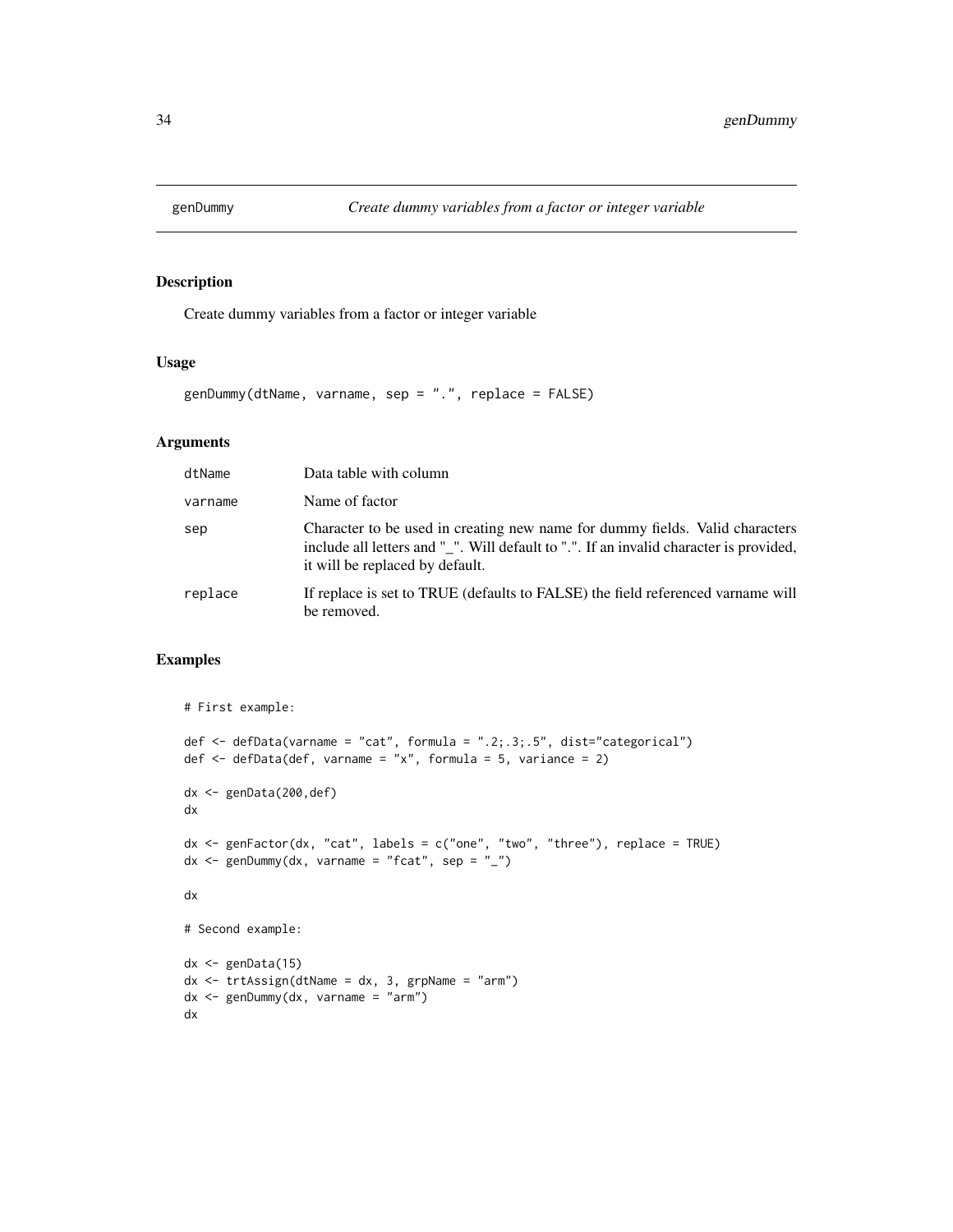# genDummy — Create dummy variables from a factor or integer variable

## Description

Create dummy variables from a factor or integer variable

## Usage

```
genDummy(dtName, varname, sep = ".", replace = FALSE)
```

## Arguments

| Argument | Description |
|---|---|
| dtName | Data table with column |
| varname | Name of factor |
| sep | Character to be used in creating new name for dummy fields. Valid characters include all letters and "_". Will default to ".". If an invalid character is provided, it will be replaced by default. |
| replace | If replace is set to TRUE (defaults to FALSE) the field referenced varname will be removed. |

## Examples

```
# First example:

def <- defData(varname = "cat", formula = ".2;.3;.5", dist="categorical")
def <- defData(def, varname = "x", formula = 5, variance = 2)

dx <- genData(200,def)
dx

dx <- genFactor(dx, "cat", labels = c("one", "two", "three"), replace = TRUE)
dx <- genDummy(dx, varname = "fcat", sep = "_")

dx

# Second example:

dx <- genData(15)
dx <- trtAssign(dtName = dx, 3, grpName = "arm")
dx <- genDummy(dx, varname = "arm")
dx
```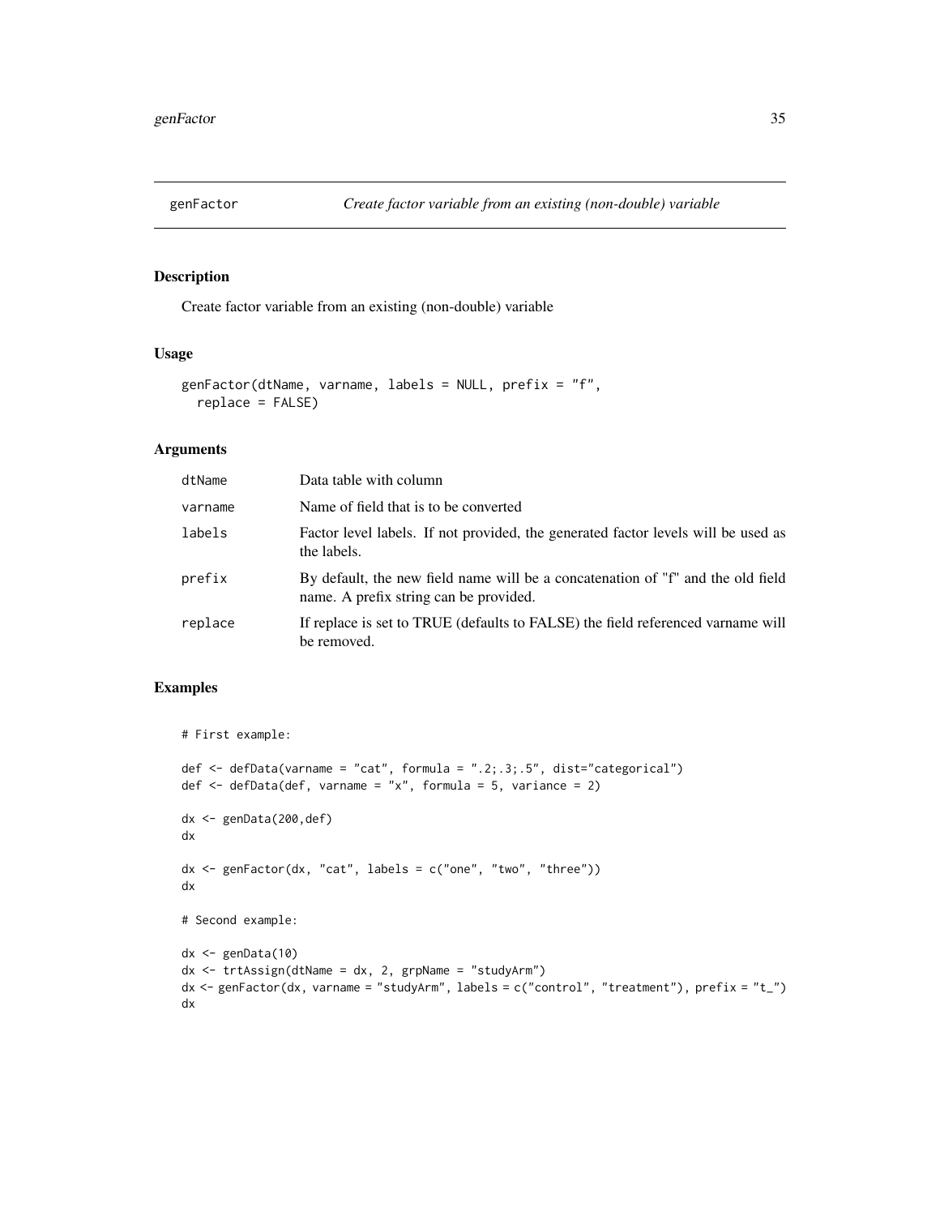## genFactor — *Create factor variable from an existing (non-double) variable*

### Description

Create factor variable from an existing (non-double) variable

### Usage

```
genFactor(dtName, varname, labels = NULL, prefix = "f",
  replace = FALSE)
```

### Arguments

| | |
|---|---|
| `dtName` | Data table with column |
| `varname` | Name of field that is to be converted |
| `labels` | Factor level labels. If not provided, the generated factor levels will be used as the labels. |
| `prefix` | By default, the new field name will be a concatenation of "f" and the old field name. A prefix string can be provided. |
| `replace` | If replace is set to TRUE (defaults to FALSE) the field referenced varname will be removed. |

### Examples

```
# First example:

def <- defData(varname = "cat", formula = ".2;.3;.5", dist="categorical")
def <- defData(def, varname = "x", formula = 5, variance = 2)

dx <- genData(200,def)
dx

dx <- genFactor(dx, "cat", labels = c("one", "two", "three"))
dx

# Second example:

dx <- genData(10)
dx <- trtAssign(dtName = dx, 2, grpName = "studyArm")
dx <- genFactor(dx, varname = "studyArm", labels = c("control", "treatment"), prefix = "t_")
dx
```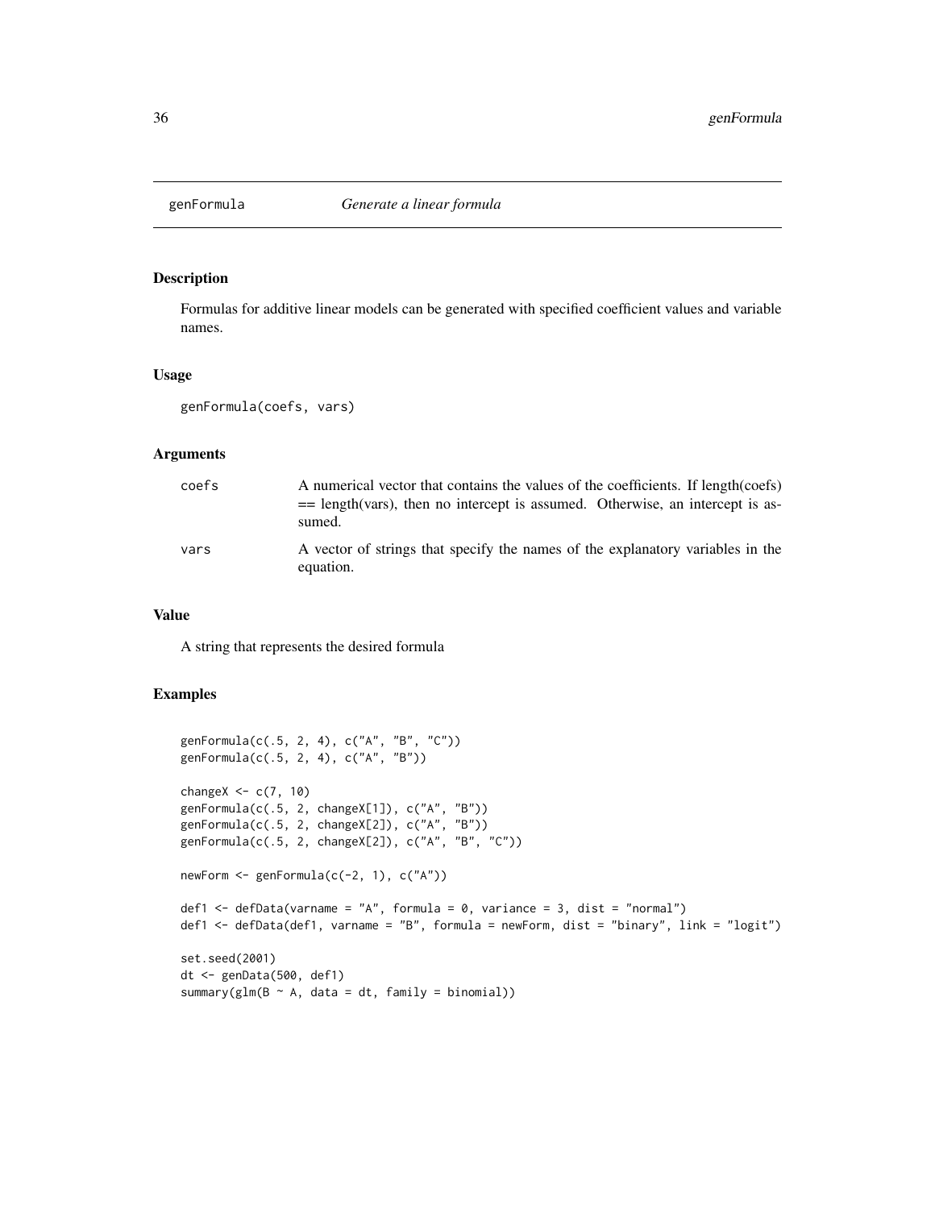# genFormula — *Generate a linear formula*

## Description

Formulas for additive linear models can be generated with specified coefficient values and variable names.

## Usage

```
genFormula(coefs, vars)
```

## Arguments

| | |
|---|---|
| coefs | A numerical vector that contains the values of the coefficients. If length(coefs) == length(vars), then no intercept is assumed. Otherwise, an intercept is assumed. |
| vars | A vector of strings that specify the names of the explanatory variables in the equation. |

## Value

A string that represents the desired formula

## Examples

```
genFormula(c(.5, 2, 4), c("A", "B", "C"))
genFormula(c(.5, 2, 4), c("A", "B"))

changeX <- c(7, 10)
genFormula(c(.5, 2, changeX[1]), c("A", "B"))
genFormula(c(.5, 2, changeX[2]), c("A", "B"))
genFormula(c(.5, 2, changeX[2]), c("A", "B", "C"))

newForm <- genFormula(c(-2, 1), c("A"))

def1 <- defData(varname = "A", formula = 0, variance = 3, dist = "normal")
def1 <- defData(def1, varname = "B", formula = newForm, dist = "binary", link = "logit")

set.seed(2001)
dt <- genData(500, def1)
summary(glm(B ~ A, data = dt, family = binomial))
```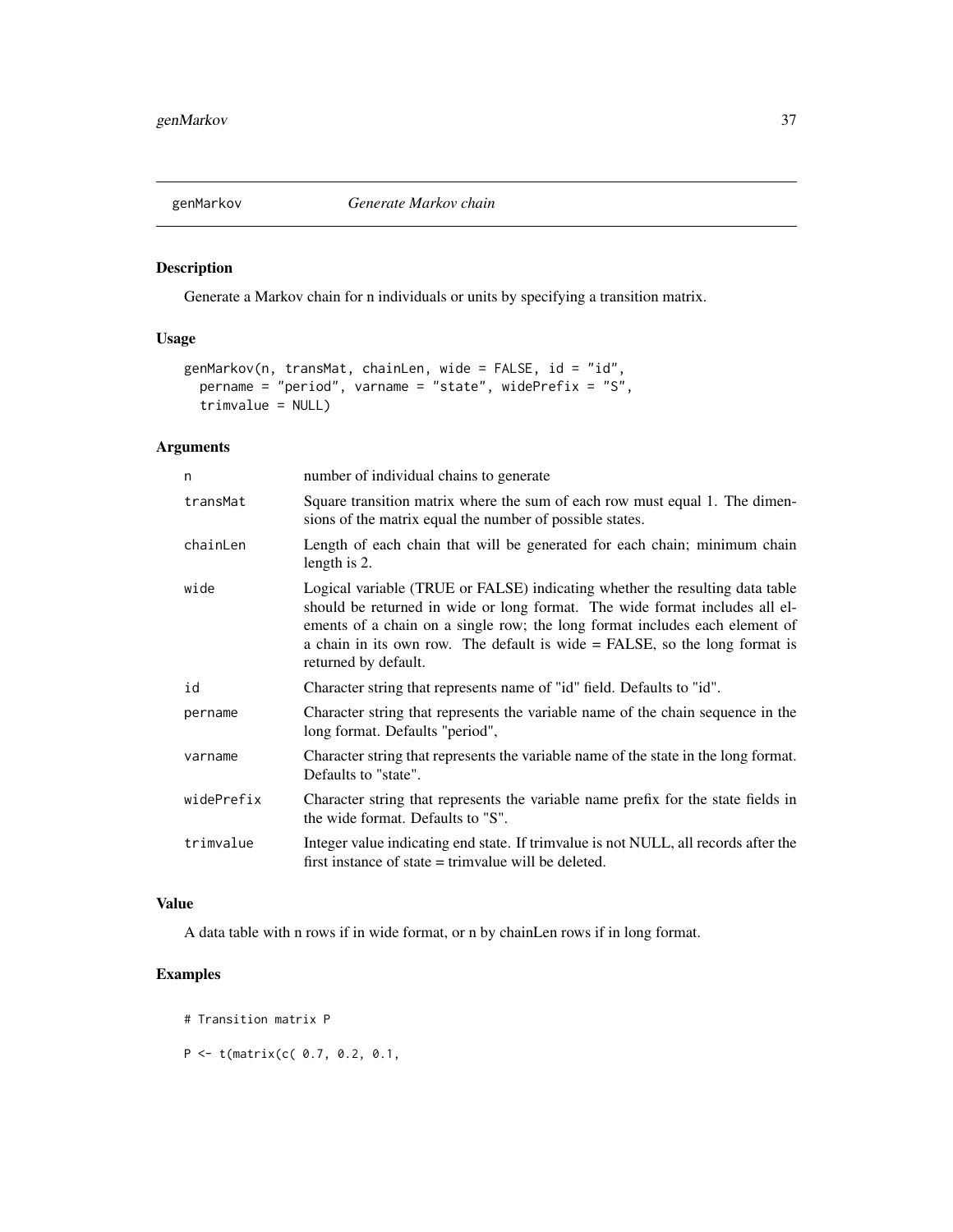genMarkov *Generate Markov chain*

## Description

Generate a Markov chain for n individuals or units by specifying a transition matrix.

## Usage

```
genMarkov(n, transMat, chainLen, wide = FALSE, id = "id",
  pername = "period", varname = "state", widePrefix = "S",
  trimvalue = NULL)
```

## Arguments

| | |
|---|---|
| n | number of individual chains to generate |
| transMat | Square transition matrix where the sum of each row must equal 1. The dimensions of the matrix equal the number of possible states. |
| chainLen | Length of each chain that will be generated for each chain; minimum chain length is 2. |
| wide | Logical variable (TRUE or FALSE) indicating whether the resulting data table should be returned in wide or long format. The wide format includes all elements of a chain on a single row; the long format includes each element of a chain in its own row. The default is wide = FALSE, so the long format is returned by default. |
| id | Character string that represents name of "id" field. Defaults to "id". |
| pername | Character string that represents the variable name of the chain sequence in the long format. Defaults "period", |
| varname | Character string that represents the variable name of the state in the long format. Defaults to "state". |
| widePrefix | Character string that represents the variable name prefix for the state fields in the wide format. Defaults to "S". |
| trimvalue | Integer value indicating end state. If trimvalue is not NULL, all records after the first instance of state = trimvalue will be deleted. |

## Value

A data table with n rows if in wide format, or n by chainLen rows if in long format.

## Examples

```
# Transition matrix P

P <- t(matrix(c( 0.7, 0.2, 0.1,
```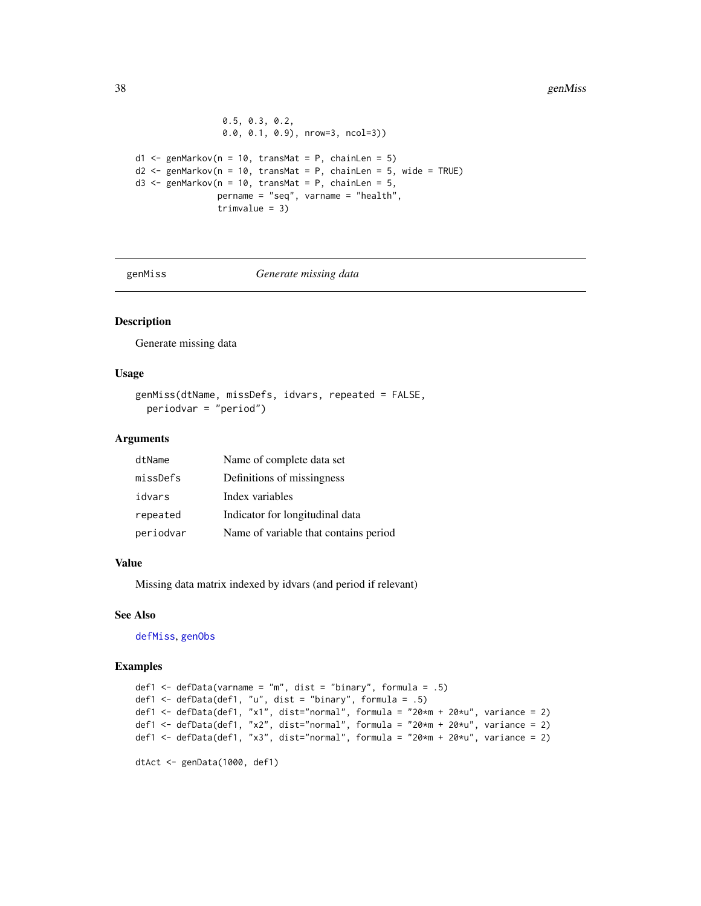```
                 0.5, 0.3, 0.2,
                 0.0, 0.1, 0.9), nrow=3, ncol=3))

d1 <- genMarkov(n = 10, transMat = P, chainLen = 5)
d2 <- genMarkov(n = 10, transMat = P, chainLen = 5, wide = TRUE)
d3 <- genMarkov(n = 10, transMat = P, chainLen = 5,
                pername = "seq", varname = "health",
                trimvalue = 3)
```

---

## genMiss *Generate missing data*

---

### Description

Generate missing data

### Usage

```
genMiss(dtName, missDefs, idvars, repeated = FALSE,
  periodvar = "period")
```

### Arguments

| | |
|---|---|
| dtName | Name of complete data set |
| missDefs | Definitions of missingness |
| idvars | Index variables |
| repeated | Indicator for longitudinal data |
| periodvar | Name of variable that contains period |

### Value

Missing data matrix indexed by idvars (and period if relevant)

### See Also

defMiss, genObs

### Examples

```
def1 <- defData(varname = "m", dist = "binary", formula = .5)
def1 <- defData(def1, "u", dist = "binary", formula = .5)
def1 <- defData(def1, "x1", dist="normal", formula = "20*m + 20*u", variance = 2)
def1 <- defData(def1, "x2", dist="normal", formula = "20*m + 20*u", variance = 2)
def1 <- defData(def1, "x3", dist="normal", formula = "20*m + 20*u", variance = 2)

dtAct <- genData(1000, def1)
```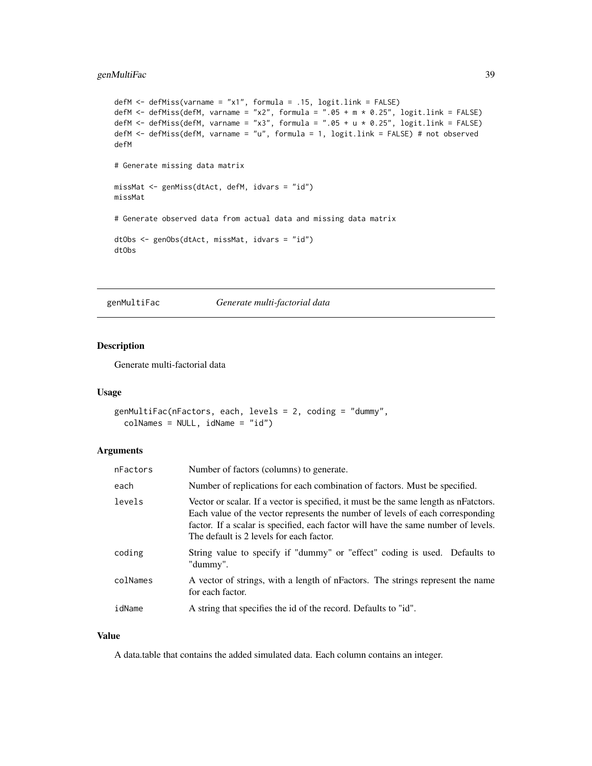```
defM <- defMiss(varname = "x1", formula = .15, logit.link = FALSE)
defM <- defMiss(defM, varname = "x2", formula = ".05 + m * 0.25", logit.link = FALSE)
defM <- defMiss(defM, varname = "x3", formula = ".05 + u * 0.25", logit.link = FALSE)
defM <- defMiss(defM, varname = "u", formula = 1, logit.link = FALSE) # not observed
defM

# Generate missing data matrix

missMat <- genMiss(dtAct, defM, idvars = "id")
missMat

# Generate observed data from actual data and missing data matrix

dtObs <- genObs(dtAct, missMat, idvars = "id")
dtObs
```

## genMultiFac *Generate multi-factorial data*

### Description

Generate multi-factorial data

### Usage

```
genMultiFac(nFactors, each, levels = 2, coding = "dummy",
  colNames = NULL, idName = "id")
```

### Arguments

| | |
|---|---|
| nFactors | Number of factors (columns) to generate. |
| each | Number of replications for each combination of factors. Must be specified. |
| levels | Vector or scalar. If a vector is specified, it must be the same length as nFatctors. Each value of the vector represents the number of levels of each corresponding factor. If a scalar is specified, each factor will have the same number of levels. The default is 2 levels for each factor. |
| coding | String value to specify if "dummy" or "effect" coding is used. Defaults to "dummy". |
| colNames | A vector of strings, with a length of nFactors. The strings represent the name for each factor. |
| idName | A string that specifies the id of the record. Defaults to "id". |

### Value

A data.table that contains the added simulated data. Each column contains an integer.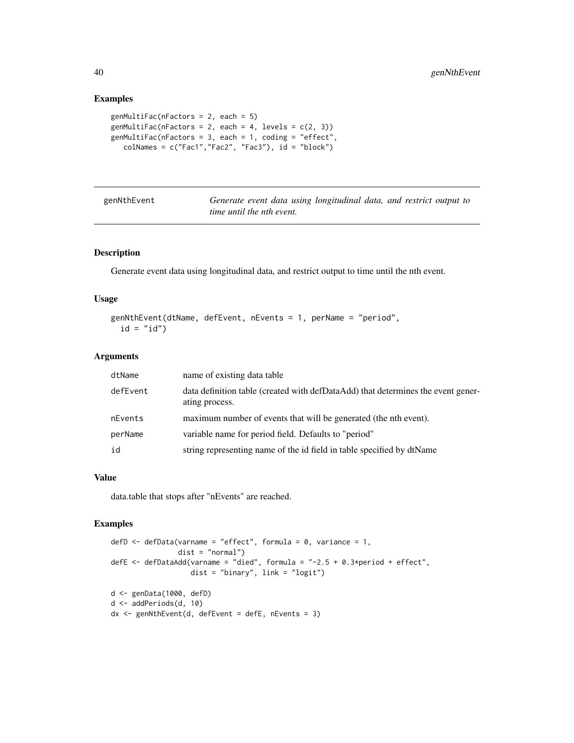## Examples

```
genMultiFac(nFactors = 2, each = 5)
genMultiFac(nFactors = 2, each = 4, levels = c(2, 3))
genMultiFac(nFactors = 3, each = 1, coding = "effect",
   colNames = c("Fac1","Fac2", "Fac3"), id = "block")
```

---

# genNthEvent — *Generate event data using longitudinal data, and restrict output to time until the nth event.*

## Description

Generate event data using longitudinal data, and restrict output to time until the nth event.

## Usage

```
genNthEvent(dtName, defEvent, nEvents = 1, perName = "period",
  id = "id")
```

## Arguments

| | |
|---|---|
| dtName | name of existing data table |
| defEvent | data definition table (created with defDataAdd) that determines the event generating process. |
| nEvents | maximum number of events that will be generated (the nth event). |
| perName | variable name for period field. Defaults to "period" |
| id | string representing name of the id field in table specified by dtName |

## Value

data.table that stops after "nEvents" are reached.

## Examples

```
defD <- defData(varname = "effect", formula = 0, variance = 1,
               dist = "normal")
defE <- defDataAdd(varname = "died", formula = "-2.5 + 0.3*period + effect",
                  dist = "binary", link = "logit")

d <- genData(1000, defD)
d <- addPeriods(d, 10)
dx <- genNthEvent(d, defEvent = defE, nEvents = 3)
```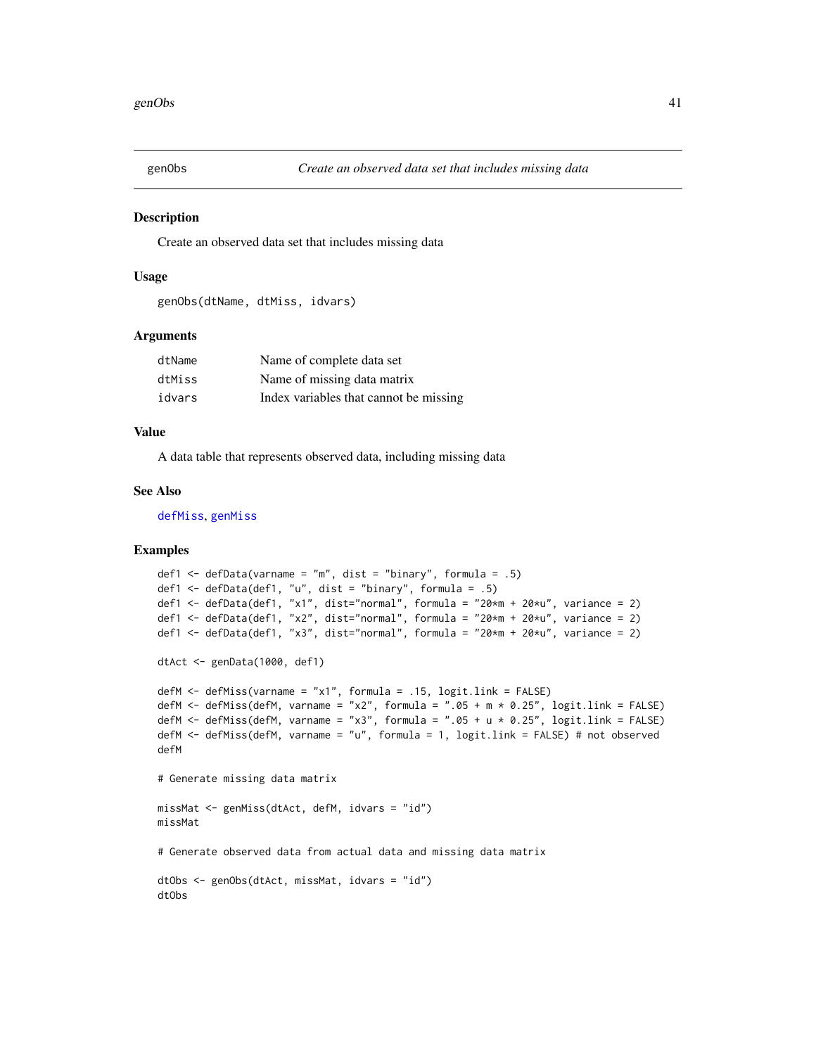# genObs — *Create an observed data set that includes missing data*

## Description

Create an observed data set that includes missing data

## Usage

```
genObs(dtName, dtMiss, idvars)
```

## Arguments

| | |
|---|---|
| dtName | Name of complete data set |
| dtMiss | Name of missing data matrix |
| idvars | Index variables that cannot be missing |

## Value

A data table that represents observed data, including missing data

## See Also

defMiss, genMiss

## Examples

```
def1 <- defData(varname = "m", dist = "binary", formula = .5)
def1 <- defData(def1, "u", dist = "binary", formula = .5)
def1 <- defData(def1, "x1", dist="normal", formula = "20*m + 20*u", variance = 2)
def1 <- defData(def1, "x2", dist="normal", formula = "20*m + 20*u", variance = 2)
def1 <- defData(def1, "x3", dist="normal", formula = "20*m + 20*u", variance = 2)

dtAct <- genData(1000, def1)

defM <- defMiss(varname = "x1", formula = .15, logit.link = FALSE)
defM <- defMiss(defM, varname = "x2", formula = ".05 + m * 0.25", logit.link = FALSE)
defM <- defMiss(defM, varname = "x3", formula = ".05 + u * 0.25", logit.link = FALSE)
defM <- defMiss(defM, varname = "u", formula = 1, logit.link = FALSE) # not observed
defM

# Generate missing data matrix

missMat <- genMiss(dtAct, defM, idvars = "id")
missMat

# Generate observed data from actual data and missing data matrix

dtObs <- genObs(dtAct, missMat, idvars = "id")
dtObs
```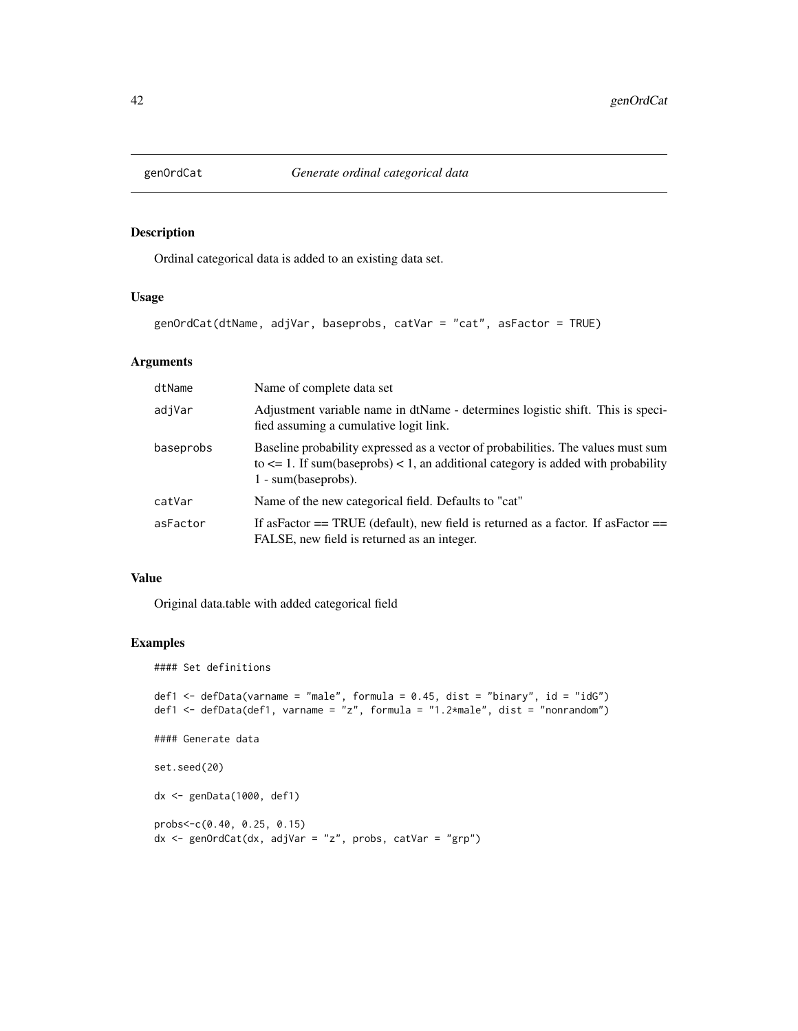# genOrdCat *Generate ordinal categorical data*

## Description

Ordinal categorical data is added to an existing data set.

## Usage

```
genOrdCat(dtName, adjVar, baseprobs, catVar = "cat", asFactor = TRUE)
```

## Arguments

| | |
|---|---|
| dtName | Name of complete data set |
| adjVar | Adjustment variable name in dtName - determines logistic shift. This is specified assuming a cumulative logit link. |
| baseprobs | Baseline probability expressed as a vector of probabilities. The values must sum to <= 1. If sum(baseprobs) < 1, an additional category is added with probability 1 - sum(baseprobs). |
| catVar | Name of the new categorical field. Defaults to "cat" |
| asFactor | If asFactor == TRUE (default), new field is returned as a factor. If asFactor == FALSE, new field is returned as an integer. |

## Value

Original data.table with added categorical field

## Examples

```
#### Set definitions

def1 <- defData(varname = "male", formula = 0.45, dist = "binary", id = "idG")
def1 <- defData(def1, varname = "z", formula = "1.2*male", dist = "nonrandom")

#### Generate data

set.seed(20)

dx <- genData(1000, def1)

probs<-c(0.40, 0.25, 0.15)
dx <- genOrdCat(dx, adjVar = "z", probs, catVar = "grp")
```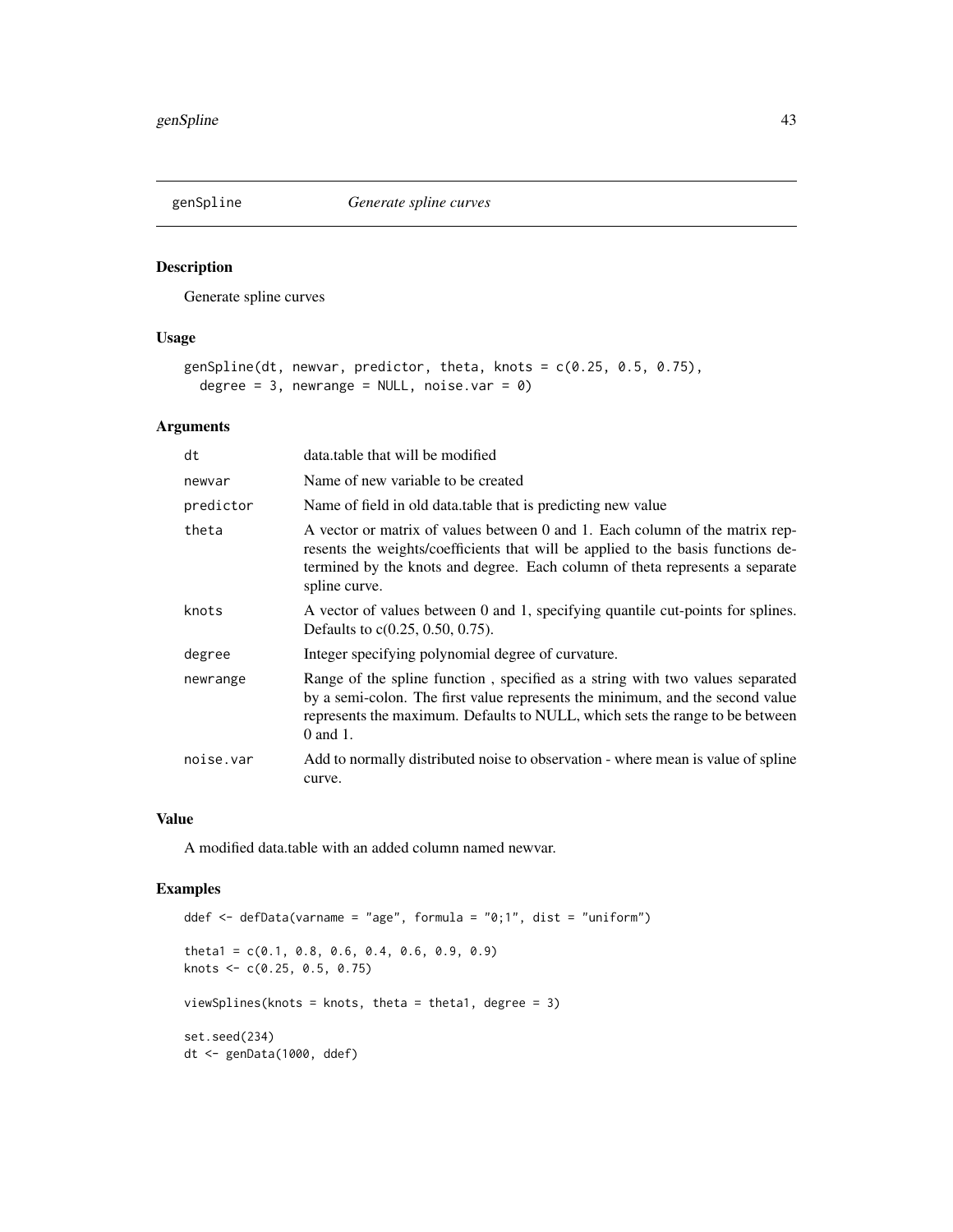## genSpline *Generate spline curves*

### Description

Generate spline curves

### Usage

```
genSpline(dt, newvar, predictor, theta, knots = c(0.25, 0.5, 0.75),
  degree = 3, newrange = NULL, noise.var = 0)
```

### Arguments

| | |
|---|---|
| dt | data.table that will be modified |
| newvar | Name of new variable to be created |
| predictor | Name of field in old data.table that is predicting new value |
| theta | A vector or matrix of values between 0 and 1. Each column of the matrix represents the weights/coefficients that will be applied to the basis functions determined by the knots and degree. Each column of theta represents a separate spline curve. |
| knots | A vector of values between 0 and 1, specifying quantile cut-points for splines. Defaults to c(0.25, 0.50, 0.75). |
| degree | Integer specifying polynomial degree of curvature. |
| newrange | Range of the spline function , specified as a string with two values separated by a semi-colon. The first value represents the minimum, and the second value represents the maximum. Defaults to NULL, which sets the range to be between 0 and 1. |
| noise.var | Add to normally distributed noise to observation - where mean is value of spline curve. |

### Value

A modified data.table with an added column named newvar.

### Examples

```
ddef <- defData(varname = "age", formula = "0;1", dist = "uniform")

theta1 = c(0.1, 0.8, 0.6, 0.4, 0.6, 0.9, 0.9)
knots <- c(0.25, 0.5, 0.75)

viewSplines(knots = knots, theta = theta1, degree = 3)

set.seed(234)
dt <- genData(1000, ddef)
```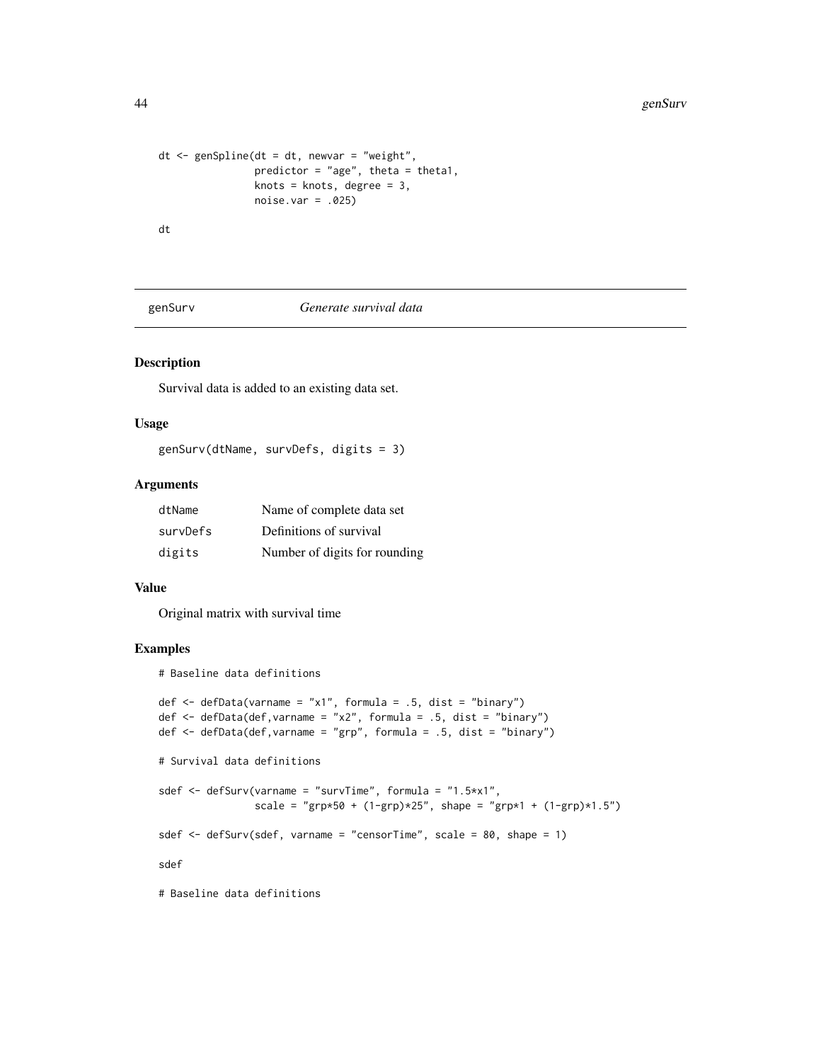```
dt <- genSpline(dt = dt, newvar = "weight",
                predictor = "age", theta = theta1,
                knots = knots, degree = 3,
                noise.var = .025)

dt
```

---

## genSurv *Generate survival data*

### Description

Survival data is added to an existing data set.

### Usage

```
genSurv(dtName, survDefs, digits = 3)
```

### Arguments

| | |
|---|---|
| dtName | Name of complete data set |
| survDefs | Definitions of survival |
| digits | Number of digits for rounding |

### Value

Original matrix with survival time

### Examples

```
# Baseline data definitions

def <- defData(varname = "x1", formula = .5, dist = "binary")
def <- defData(def,varname = "x2", formula = .5, dist = "binary")
def <- defData(def,varname = "grp", formula = .5, dist = "binary")

# Survival data definitions

sdef <- defSurv(varname = "survTime", formula = "1.5*x1",
                scale = "grp*50 + (1-grp)*25", shape = "grp*1 + (1-grp)*1.5")

sdef <- defSurv(sdef, varname = "censorTime", scale = 80, shape = 1)

sdef

# Baseline data definitions
```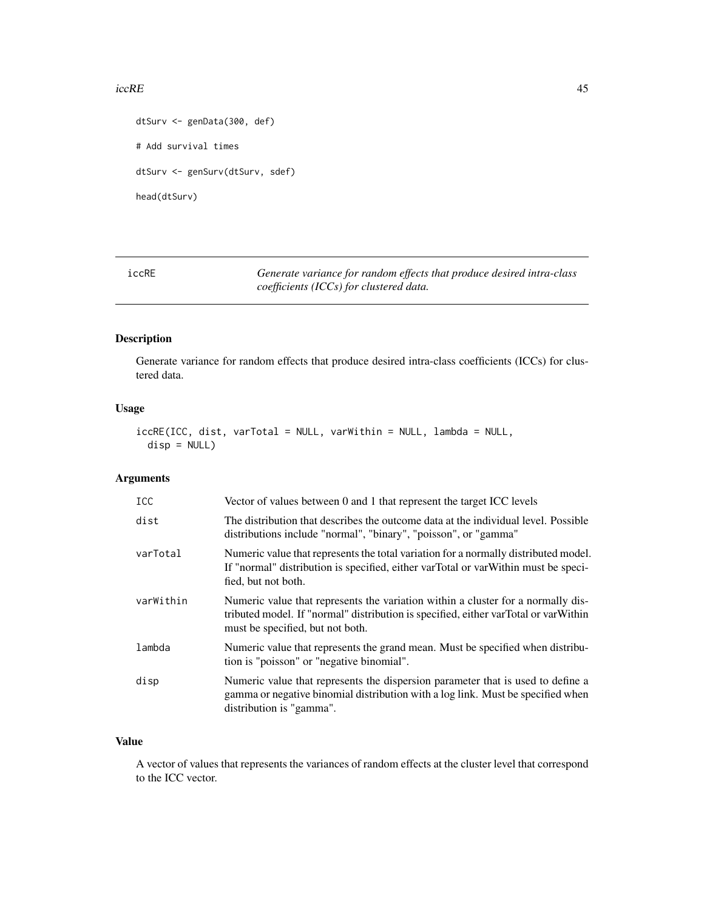```
dtSurv <- genData(300, def)

# Add survival times

dtSurv <- genSurv(dtSurv, sdef)

head(dtSurv)
```

---

## iccRE — *Generate variance for random effects that produce desired intra-class coefficients (ICCs) for clustered data.*

---

### Description

Generate variance for random effects that produce desired intra-class coefficients (ICCs) for clustered data.

### Usage

```
iccRE(ICC, dist, varTotal = NULL, varWithin = NULL, lambda = NULL,
  disp = NULL)
```

### Arguments

| | |
|---|---|
| ICC | Vector of values between 0 and 1 that represent the target ICC levels |
| dist | The distribution that describes the outcome data at the individual level. Possible distributions include "normal", "binary", "poisson", or "gamma" |
| varTotal | Numeric value that represents the total variation for a normally distributed model. If "normal" distribution is specified, either varTotal or varWithin must be specified, but not both. |
| varWithin | Numeric value that represents the variation within a cluster for a normally distributed model. If "normal" distribution is specified, either varTotal or varWithin must be specified, but not both. |
| lambda | Numeric value that represents the grand mean. Must be specified when distribution is "poisson" or "negative binomial". |
| disp | Numeric value that represents the dispersion parameter that is used to define a gamma or negative binomial distribution with a log link. Must be specified when distribution is "gamma". |

### Value

A vector of values that represents the variances of random effects at the cluster level that correspond to the ICC vector.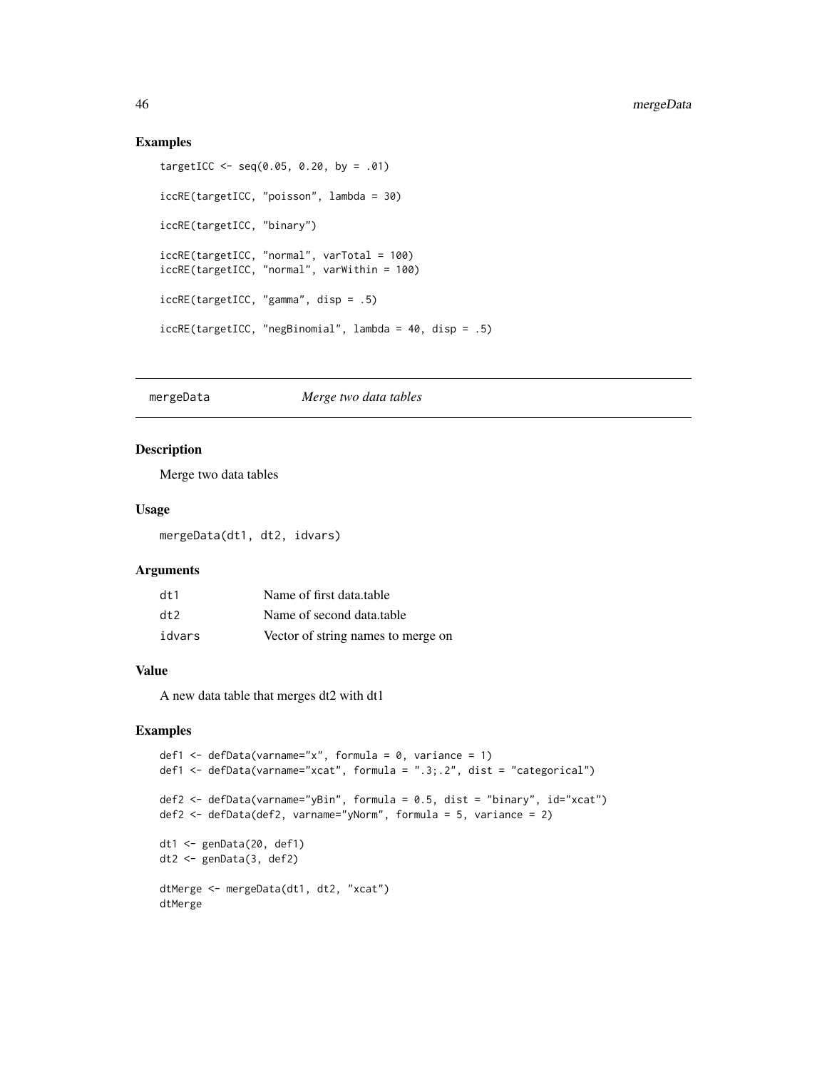## Examples

```
targetICC <- seq(0.05, 0.20, by = .01)

iccRE(targetICC, "poisson", lambda = 30)

iccRE(targetICC, "binary")

iccRE(targetICC, "normal", varTotal = 100)
iccRE(targetICC, "normal", varWithin = 100)

iccRE(targetICC, "gamma", disp = .5)

iccRE(targetICC, "negBinomial", lambda = 40, disp = .5)
```

---

# mergeData *Merge two data tables*

## Description

Merge two data tables

## Usage

```
mergeData(dt1, dt2, idvars)
```

## Arguments

| | |
|---|---|
| dt1 | Name of first data.table |
| dt2 | Name of second data.table |
| idvars | Vector of string names to merge on |

## Value

A new data table that merges dt2 with dt1

## Examples

```
def1 <- defData(varname="x", formula = 0, variance = 1)
def1 <- defData(varname="xcat", formula = ".3;.2", dist = "categorical")

def2 <- defData(varname="yBin", formula = 0.5, dist = "binary", id="xcat")
def2 <- defData(def2, varname="yNorm", formula = 5, variance = 2)

dt1 <- genData(20, def1)
dt2 <- genData(3, def2)

dtMerge <- mergeData(dt1, dt2, "xcat")
dtMerge
```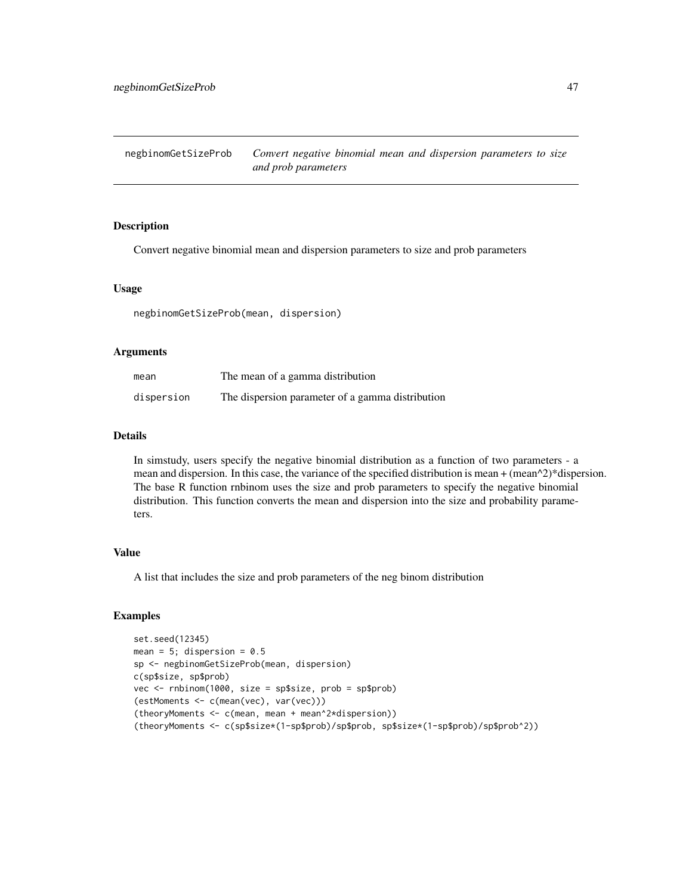# negbinomGetSizeProb — *Convert negative binomial mean and dispersion parameters to size and prob parameters*

## Description

Convert negative binomial mean and dispersion parameters to size and prob parameters

## Usage

```
negbinomGetSizeProb(mean, dispersion)
```

## Arguments

| | |
|---|---|
| mean | The mean of a gamma distribution |
| dispersion | The dispersion parameter of a gamma distribution |

## Details

In simstudy, users specify the negative binomial distribution as a function of two parameters - a mean and dispersion. In this case, the variance of the specified distribution is mean + (mean^2)*dispersion. The base R function rnbinom uses the size and prob parameters to specify the negative binomial distribution. This function converts the mean and dispersion into the size and probability parameters.

## Value

A list that includes the size and prob parameters of the neg binom distribution

## Examples

```
set.seed(12345)
mean = 5; dispersion = 0.5
sp <- negbinomGetSizeProb(mean, dispersion)
c(sp$size, sp$prob)
vec <- rnbinom(1000, size = sp$size, prob = sp$prob)
(estMoments <- c(mean(vec), var(vec)))
(theoryMoments <- c(mean, mean + mean^2*dispersion))
(theoryMoments <- c(sp$size*(1-sp$prob)/sp$prob, sp$size*(1-sp$prob)/sp$prob^2))
```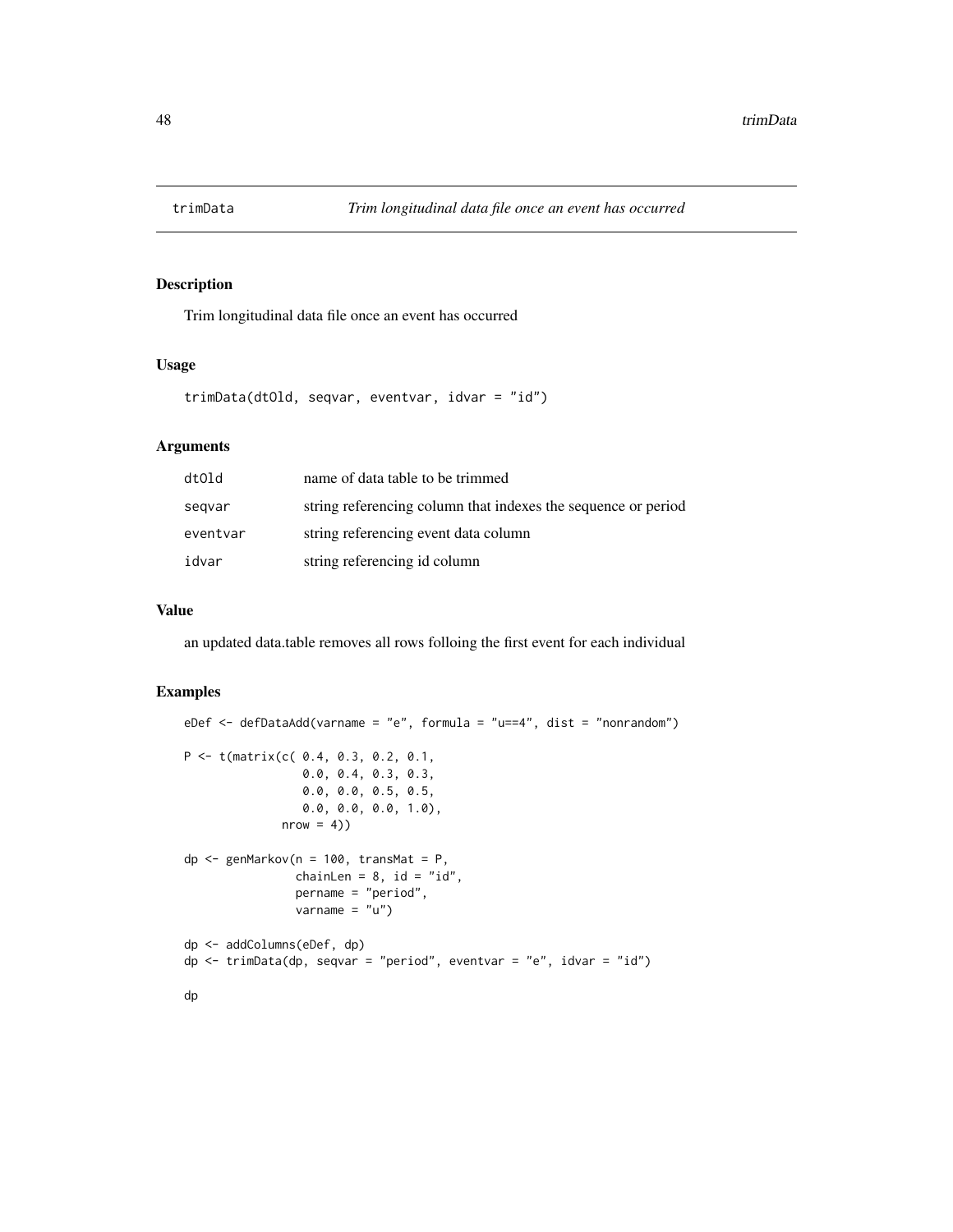# trimData — *Trim longitudinal data file once an event has occurred*

## Description

Trim longitudinal data file once an event has occurred

## Usage

```
trimData(dtOld, seqvar, eventvar, idvar = "id")
```

## Arguments

| | |
|---|---|
| dtOld | name of data table to be trimmed |
| seqvar | string referencing column that indexes the sequence or period |
| eventvar | string referencing event data column |
| idvar | string referencing id column |

## Value

an updated data.table removes all rows folloing the first event for each individual

## Examples

```
eDef <- defDataAdd(varname = "e", formula = "u==4", dist = "nonrandom")

P <- t(matrix(c( 0.4, 0.3, 0.2, 0.1,
                 0.0, 0.4, 0.3, 0.3,
                 0.0, 0.0, 0.5, 0.5,
                 0.0, 0.0, 0.0, 1.0),
              nrow = 4))

dp <- genMarkov(n = 100, transMat = P,
                chainLen = 8, id = "id",
                pername = "period",
                varname = "u")

dp <- addColumns(eDef, dp)
dp <- trimData(dp, seqvar = "period", eventvar = "e", idvar = "id")

dp
```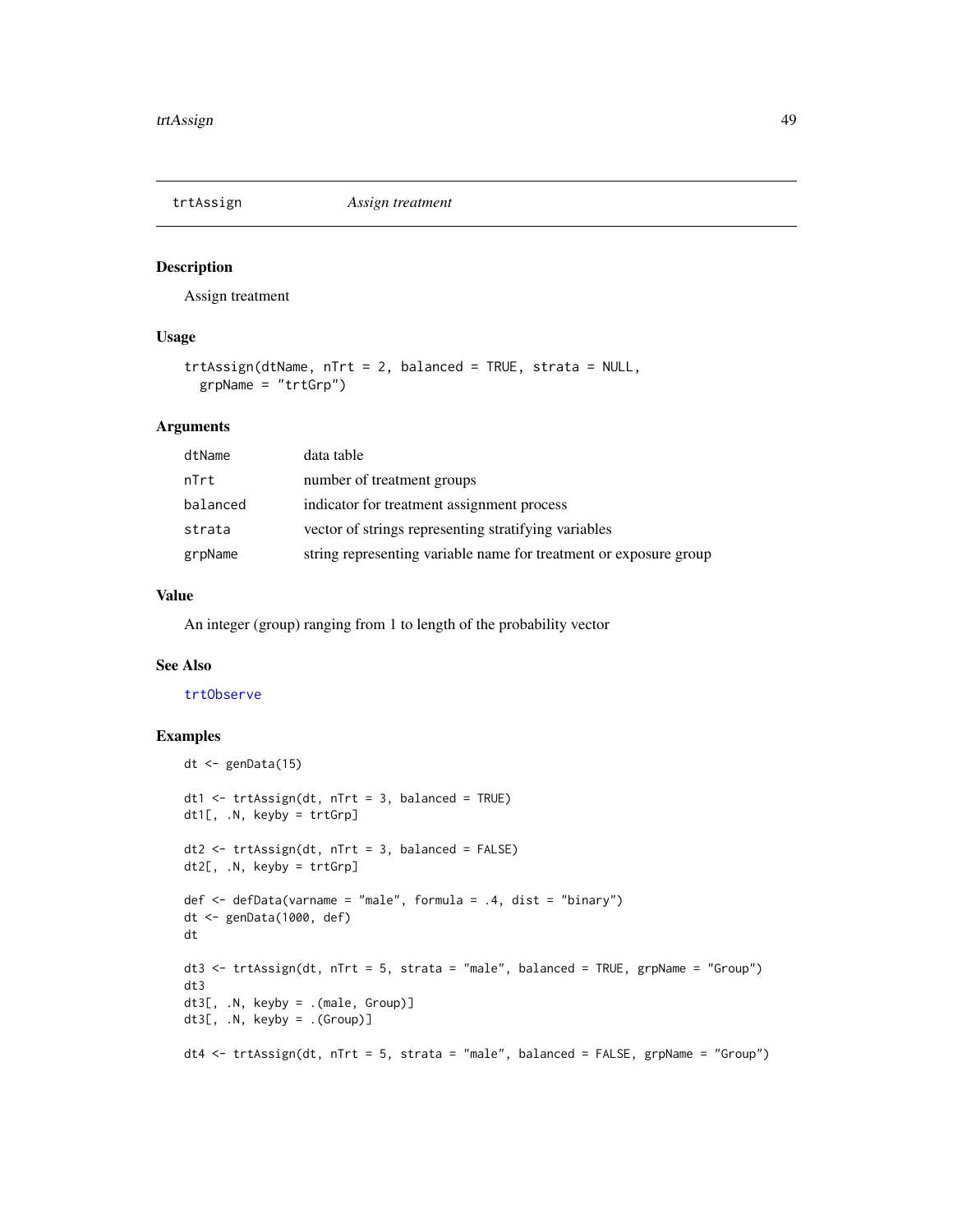## trtAssign — *Assign treatment*

### Description

Assign treatment

### Usage

```
trtAssign(dtName, nTrt = 2, balanced = TRUE, strata = NULL,
  grpName = "trtGrp")
```

### Arguments

| | |
|---|---|
| `dtName` | data table |
| `nTrt` | number of treatment groups |
| `balanced` | indicator for treatment assignment process |
| `strata` | vector of strings representing stratifying variables |
| `grpName` | string representing variable name for treatment or exposure group |

### Value

An integer (group) ranging from 1 to length of the probability vector

### See Also

`trtObserve`

### Examples

```
dt <- genData(15)

dt1 <- trtAssign(dt, nTrt = 3, balanced = TRUE)
dt1[, .N, keyby = trtGrp]

dt2 <- trtAssign(dt, nTrt = 3, balanced = FALSE)
dt2[, .N, keyby = trtGrp]

def <- defData(varname = "male", formula = .4, dist = "binary")
dt <- genData(1000, def)
dt

dt3 <- trtAssign(dt, nTrt = 5, strata = "male", balanced = TRUE, grpName = "Group")
dt3
dt3[, .N, keyby = .(male, Group)]
dt3[, .N, keyby = .(Group)]

dt4 <- trtAssign(dt, nTrt = 5, strata = "male", balanced = FALSE, grpName = "Group")
```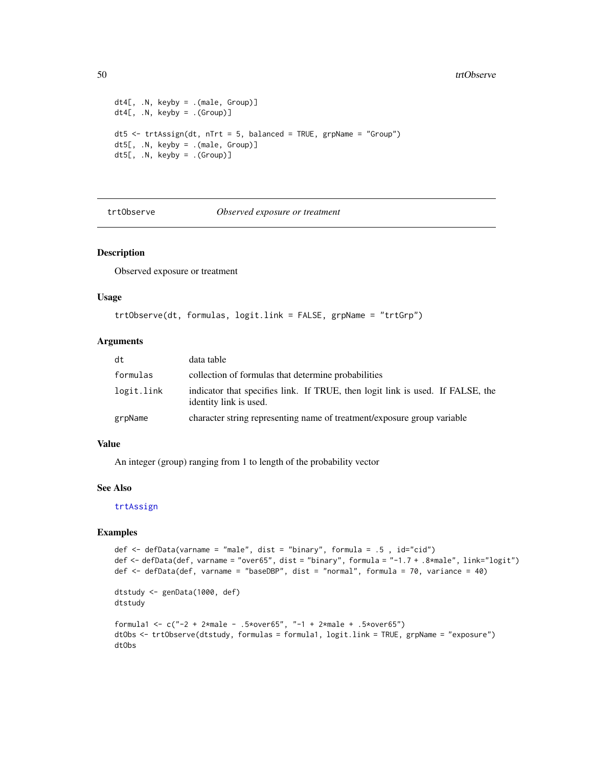```
dt4[, .N, keyby = .(male, Group)]
dt4[, .N, keyby = .(Group)]

dt5 <- trtAssign(dt, nTrt = 5, balanced = TRUE, grpName = "Group")
dt5[, .N, keyby = .(male, Group)]
dt5[, .N, keyby = .(Group)]
```

---

## trtObserve — *Observed exposure or treatment*

---

### Description

Observed exposure or treatment

### Usage

```
trtObserve(dt, formulas, logit.link = FALSE, grpName = "trtGrp")
```

### Arguments

| | |
|---|---|
| dt | data table |
| formulas | collection of formulas that determine probabilities |
| logit.link | indicator that specifies link. If TRUE, then logit link is used. If FALSE, the identity link is used. |
| grpName | character string representing name of treatment/exposure group variable |

### Value

An integer (group) ranging from 1 to length of the probability vector

### See Also

trtAssign

### Examples

```
def <- defData(varname = "male", dist = "binary", formula = .5 , id="cid")
def <- defData(def, varname = "over65", dist = "binary", formula = "-1.7 + .8*male", link="logit")
def <- defData(def, varname = "baseDBP", dist = "normal", formula = 70, variance = 40)

dtstudy <- genData(1000, def)
dtstudy

formula1 <- c("-2 + 2*male - .5*over65", "-1 + 2*male + .5*over65")
dtObs <- trtObserve(dtstudy, formulas = formula1, logit.link = TRUE, grpName = "exposure")
dtObs
```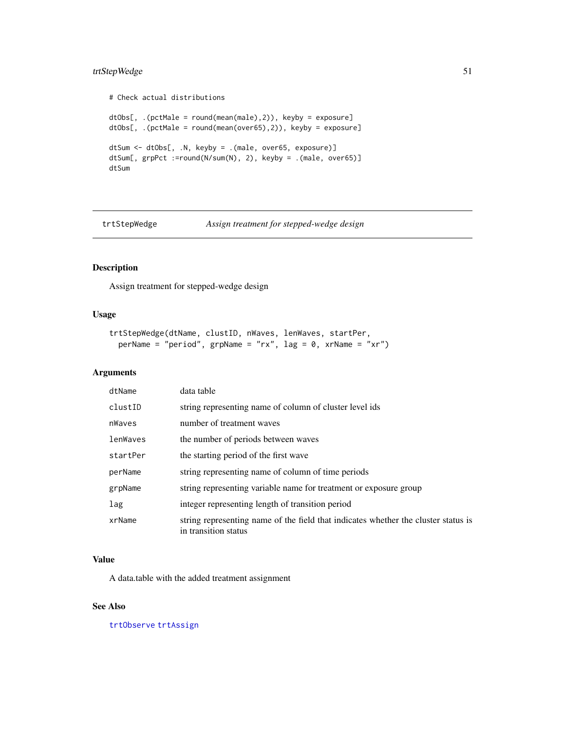```
# Check actual distributions

dtObs[, .(pctMale = round(mean(male),2)), keyby = exposure]
dtObs[, .(pctMale = round(mean(over65),2)), keyby = exposure]

dtSum <- dtObs[, .N, keyby = .(male, over65, exposure)]
dtSum[, grpPct :=round(N/sum(N), 2), keyby = .(male, over65)]
dtSum
```

# trtStepWedge — *Assign treatment for stepped-wedge design*

## Description

Assign treatment for stepped-wedge design

## Usage

```
trtStepWedge(dtName, clustID, nWaves, lenWaves, startPer,
  perName = "period", grpName = "rx", lag = 0, xrName = "xr")
```

## Arguments

| | |
|---|---|
| dtName | data table |
| clustID | string representing name of column of cluster level ids |
| nWaves | number of treatment waves |
| lenWaves | the number of periods between waves |
| startPer | the starting period of the first wave |
| perName | string representing name of column of time periods |
| grpName | string representing variable name for treatment or exposure group |
| lag | integer representing length of transition period |
| xrName | string representing name of the field that indicates whether the cluster status is in transition status |

## Value

A data.table with the added treatment assignment

## See Also

trtObserve trtAssign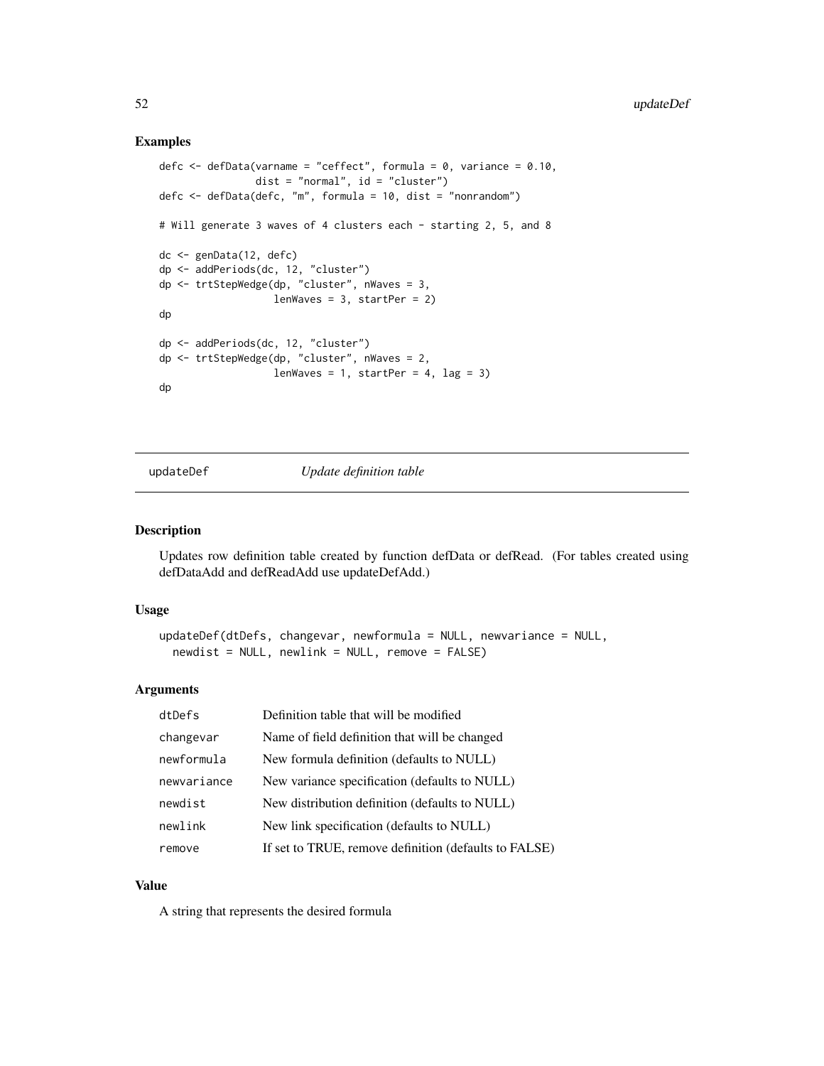## Examples

```
defc <- defData(varname = "ceffect", formula = 0, variance = 0.10,
                dist = "normal", id = "cluster")
defc <- defData(defc, "m", formula = 10, dist = "nonrandom")

# Will generate 3 waves of 4 clusters each - starting 2, 5, and 8

dc <- genData(12, defc)
dp <- addPeriods(dc, 12, "cluster")
dp <- trtStepWedge(dp, "cluster", nWaves = 3,
                   lenWaves = 3, startPer = 2)
dp

dp <- addPeriods(dc, 12, "cluster")
dp <- trtStepWedge(dp, "cluster", nWaves = 2,
                   lenWaves = 1, startPer = 4, lag = 3)
dp
```

---

# updateDef — *Update definition table*

## Description

Updates row definition table created by function defData or defRead. (For tables created using defDataAdd and defReadAdd use updateDefAdd.)

## Usage

```
updateDef(dtDefs, changevar, newformula = NULL, newvariance = NULL,
  newdist = NULL, newlink = NULL, remove = FALSE)
```

## Arguments

| | |
|---|---|
| `dtDefs` | Definition table that will be modified |
| `changevar` | Name of field definition that will be changed |
| `newformula` | New formula definition (defaults to NULL) |
| `newvariance` | New variance specification (defaults to NULL) |
| `newdist` | New distribution definition (defaults to NULL) |
| `newlink` | New link specification (defaults to NULL) |
| `remove` | If set to TRUE, remove definition (defaults to FALSE) |

## Value

A string that represents the desired formula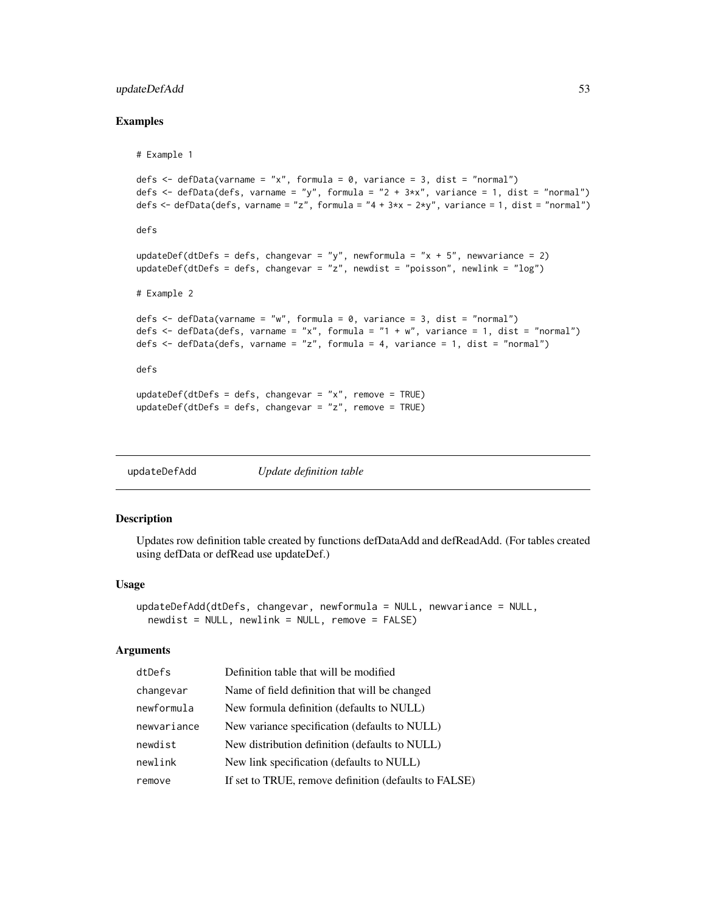## Examples

```
# Example 1

defs <- defData(varname = "x", formula = 0, variance = 3, dist = "normal")
defs <- defData(defs, varname = "y", formula = "2 + 3*x", variance = 1, dist = "normal")
defs <- defData(defs, varname = "z", formula = "4 + 3*x - 2*y", variance = 1, dist = "normal")

defs

updateDef(dtDefs = defs, changevar = "y", newformula = "x + 5", newvariance = 2)
updateDef(dtDefs = defs, changevar = "z", newdist = "poisson", newlink = "log")

# Example 2

defs <- defData(varname = "w", formula = 0, variance = 3, dist = "normal")
defs <- defData(defs, varname = "x", formula = "1 + w", variance = 1, dist = "normal")
defs <- defData(defs, varname = "z", formula = 4, variance = 1, dist = "normal")

defs

updateDef(dtDefs = defs, changevar = "x", remove = TRUE)
updateDef(dtDefs = defs, changevar = "z", remove = TRUE)
```

---

# updateDefAdd *Update definition table*

## Description

Updates row definition table created by functions defDataAdd and defReadAdd. (For tables created using defData or defRead use updateDef.)

## Usage

```
updateDefAdd(dtDefs, changevar, newformula = NULL, newvariance = NULL,
  newdist = NULL, newlink = NULL, remove = FALSE)
```

## Arguments

| | |
|---|---|
| dtDefs | Definition table that will be modified |
| changevar | Name of field definition that will be changed |
| newformula | New formula definition (defaults to NULL) |
| newvariance | New variance specification (defaults to NULL) |
| newdist | New distribution definition (defaults to NULL) |
| newlink | New link specification (defaults to NULL) |
| remove | If set to TRUE, remove definition (defaults to FALSE) |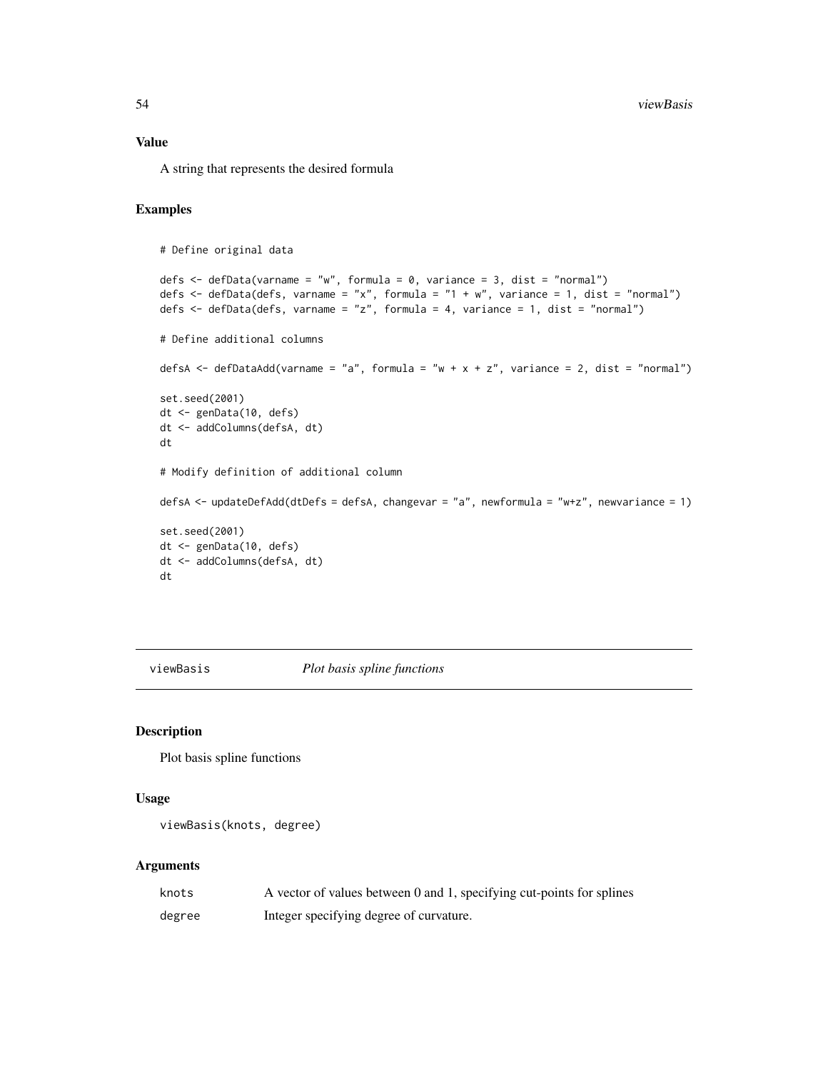### Value

A string that represents the desired formula

### Examples

```
# Define original data

defs <- defData(varname = "w", formula = 0, variance = 3, dist = "normal")
defs <- defData(defs, varname = "x", formula = "1 + w", variance = 1, dist = "normal")
defs <- defData(defs, varname = "z", formula = 4, variance = 1, dist = "normal")

# Define additional columns

defsA <- defDataAdd(varname = "a", formula = "w + x + z", variance = 2, dist = "normal")

set.seed(2001)
dt <- genData(10, defs)
dt <- addColumns(defsA, dt)
dt

# Modify definition of additional column

defsA <- updateDefAdd(dtDefs = defsA, changevar = "a", newformula = "w+z", newvariance = 1)

set.seed(2001)
dt <- genData(10, defs)
dt <- addColumns(defsA, dt)
dt
```

---

## viewBasis *Plot basis spline functions*

### Description

Plot basis spline functions

### Usage

```
viewBasis(knots, degree)
```

### Arguments

| | |
|---|---|
| knots | A vector of values between 0 and 1, specifying cut-points for splines |
| degree | Integer specifying degree of curvature. |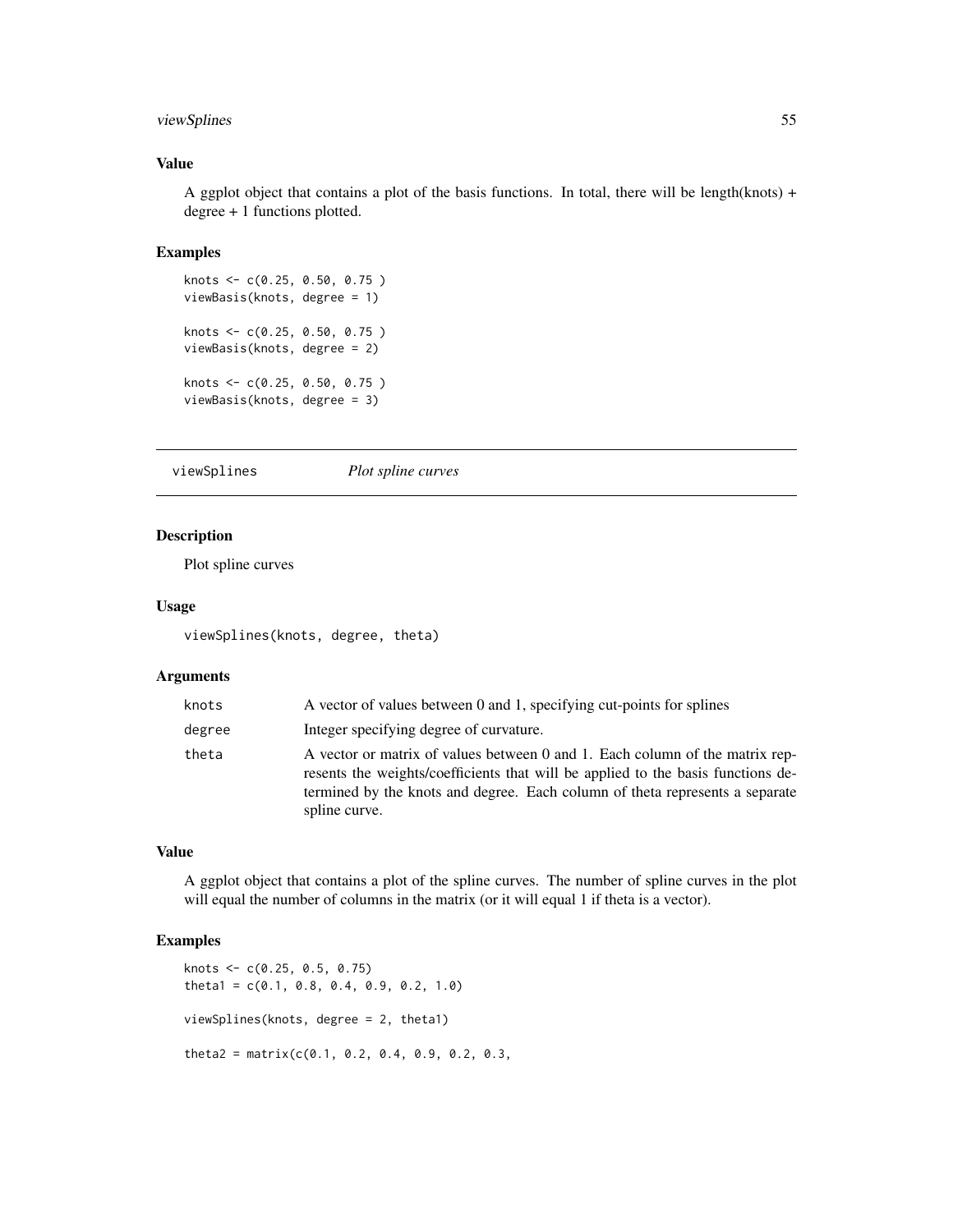### Value

A ggplot object that contains a plot of the basis functions. In total, there will be length(knots) + degree + 1 functions plotted.

### Examples

```
knots <- c(0.25, 0.50, 0.75 )
viewBasis(knots, degree = 1)

knots <- c(0.25, 0.50, 0.75 )
viewBasis(knots, degree = 2)

knots <- c(0.25, 0.50, 0.75 )
viewBasis(knots, degree = 3)
```

---

## viewSplines &emsp; *Plot spline curves*

---

### Description

Plot spline curves

### Usage

```
viewSplines(knots, degree, theta)
```

### Arguments

| | |
|---|---|
| knots | A vector of values between 0 and 1, specifying cut-points for splines |
| degree | Integer specifying degree of curvature. |
| theta | A vector or matrix of values between 0 and 1. Each column of the matrix represents the weights/coefficients that will be applied to the basis functions determined by the knots and degree. Each column of theta represents a separate spline curve. |

### Value

A ggplot object that contains a plot of the spline curves. The number of spline curves in the plot will equal the number of columns in the matrix (or it will equal 1 if theta is a vector).

### Examples

```
knots <- c(0.25, 0.5, 0.75)
theta1 = c(0.1, 0.8, 0.4, 0.9, 0.2, 1.0)

viewSplines(knots, degree = 2, theta1)

theta2 = matrix(c(0.1, 0.2, 0.4, 0.9, 0.2, 0.3,
```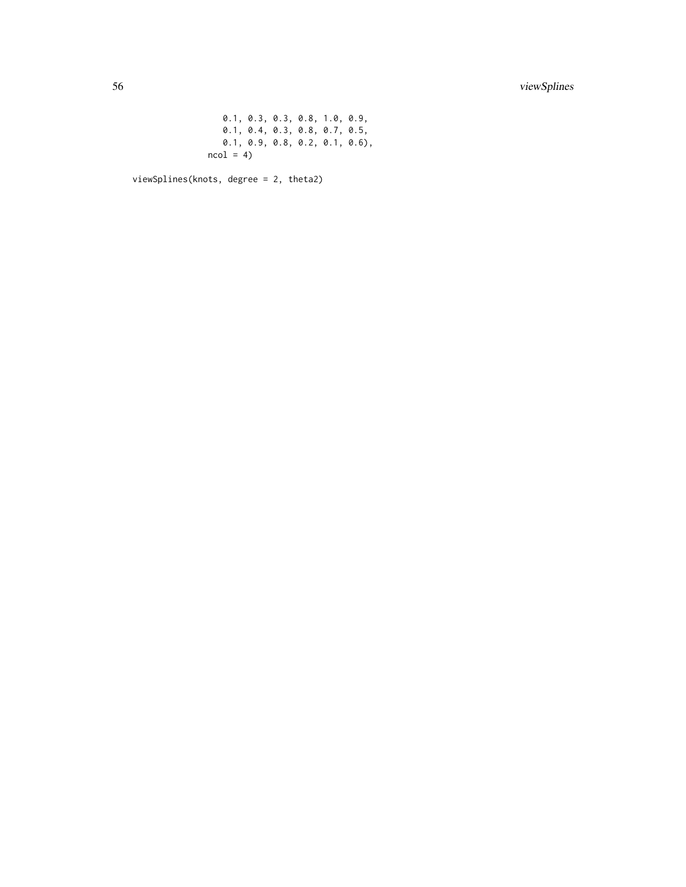```
                   0.1, 0.3, 0.3, 0.8, 1.0, 0.9,
                   0.1, 0.4, 0.3, 0.8, 0.7, 0.5,
                   0.1, 0.9, 0.8, 0.2, 0.1, 0.6),
                 ncol = 4)

viewSplines(knots, degree = 2, theta2)
```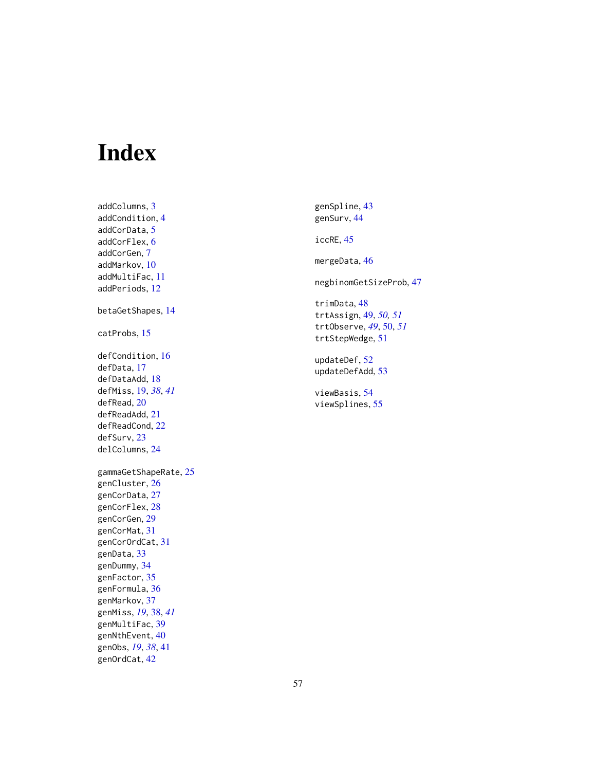# Index

addColumns, 3
addCondition, 4
addCorData, 5
addCorFlex, 6
addCorGen, 7
addMarkov, 10
addMultiFac, 11
addPeriods, 12

betaGetShapes, 14

catProbs, 15

defCondition, 16
defData, 17
defDataAdd, 18
defMiss, 19, *38*, *41*
defRead, 20
defReadAdd, 21
defReadCond, 22
defSurv, 23
delColumns, 24

gammaGetShapeRate, 25
genCluster, 26
genCorData, 27
genCorFlex, 28
genCorGen, 29
genCorMat, 31
genCorOrdCat, 31
genData, 33
genDummy, 34
genFactor, 35
genFormula, 36
genMarkov, 37
genMiss, *19*, 38, *41*
genMultiFac, 39
genNthEvent, 40
genObs, *19*, *38*, 41
genOrdCat, 42
genSpline, 43
genSurv, 44

iccRE, 45

mergeData, 46

negbinomGetSizeProb, 47

trimData, 48
trtAssign, 49, *50, 51*
trtObserve, *49*, 50, *51*
trtStepWedge, 51

updateDef, 52
updateDefAdd, 53

viewBasis, 54
viewSplines, 55